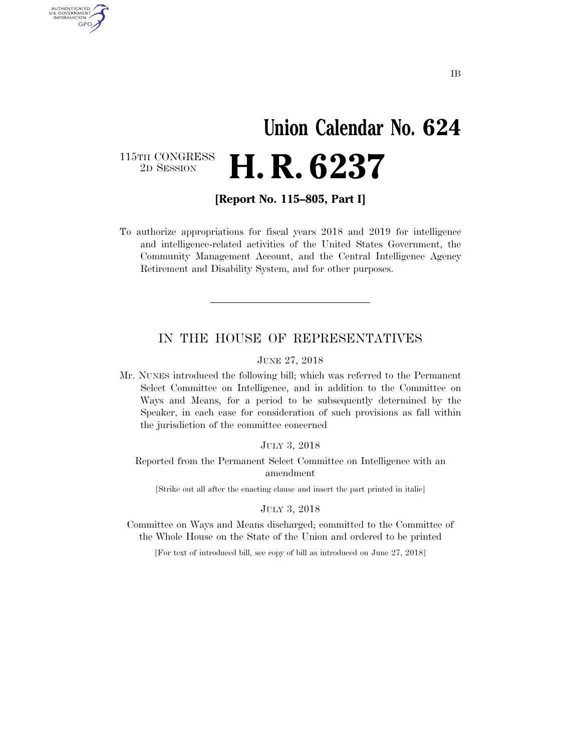IB

# Union Calendar No. 624

115TH CONGRESS
2D SESSION

# H. R. 6237

**[Report No. 115–805, Part I]**

To authorize appropriations for fiscal years 2018 and 2019 for intelligence and intelligence-related activities of the United States Government, the Community Management Account, and the Central Intelligence Agency Retirement and Disability System, and for other purposes.

---

## IN THE HOUSE OF REPRESENTATIVES

JUNE 27, 2018

Mr. NUNES introduced the following bill; which was referred to the Permanent Select Committee on Intelligence, and in addition to the Committee on Ways and Means, for a period to be subsequently determined by the Speaker, in each case for consideration of such provisions as fall within the jurisdiction of the committee concerned

JULY 3, 2018

Reported from the Permanent Select Committee on Intelligence with an amendment

[Strike out all after the enacting clause and insert the part printed in italic]

JULY 3, 2018

Committee on Ways and Means discharged; committed to the Committee of the Whole House on the State of the Union and ordered to be printed

[For text of introduced bill, see copy of bill as introduced on June 27, 2018]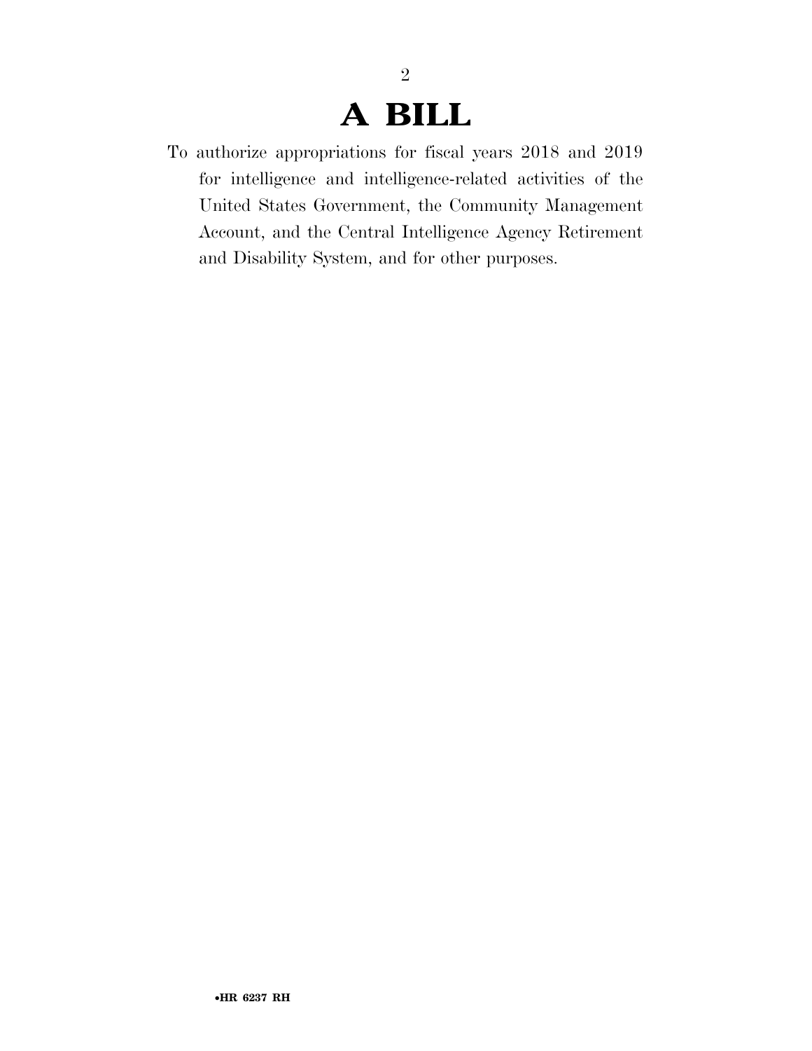# A BILL

To authorize appropriations for fiscal years 2018 and 2019 for intelligence and intelligence-related activities of the United States Government, the Community Management Account, and the Central Intelligence Agency Retirement and Disability System, and for other purposes.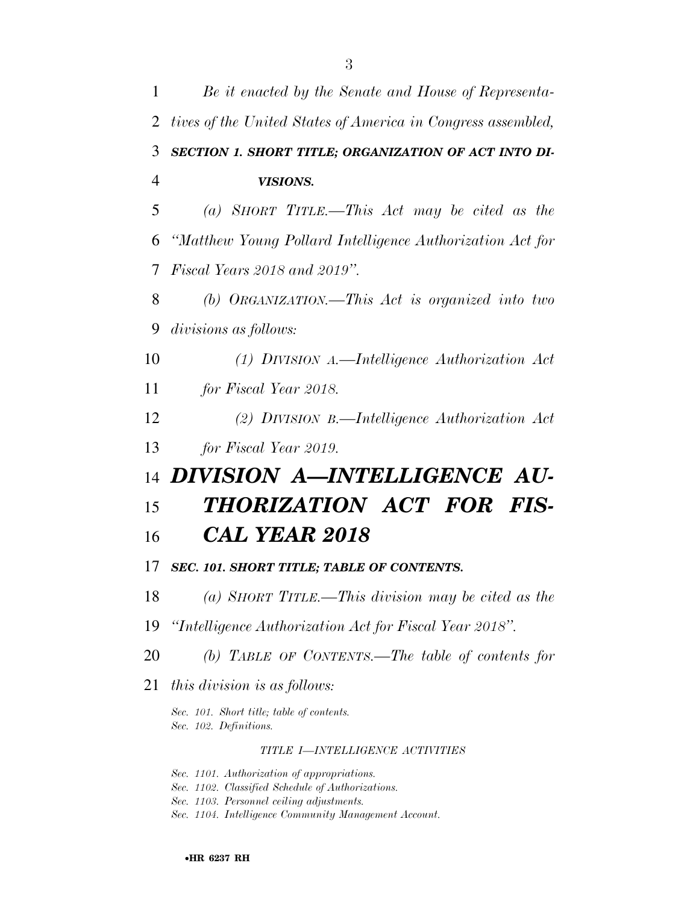*Be it enacted by the Senate and House of Representatives of the United States of America in Congress assembled,*

### ***SECTION 1. SHORT TITLE; ORGANIZATION OF ACT INTO DIVISIONS.***

*(a) SHORT TITLE.—This Act may be cited as the "Matthew Young Pollard Intelligence Authorization Act for Fiscal Years 2018 and 2019".*

*(b) ORGANIZATION.—This Act is organized into two divisions as follows:*

*(1) DIVISION A.—Intelligence Authorization Act for Fiscal Year 2018.*

*(2) DIVISION B.—Intelligence Authorization Act for Fiscal Year 2019.*

# ***DIVISION A—INTELLIGENCE AUTHORIZATION ACT FOR FISCAL YEAR 2018***

### ***SEC. 101. SHORT TITLE; TABLE OF CONTENTS.***

*(a) SHORT TITLE.—This division may be cited as the "Intelligence Authorization Act for Fiscal Year 2018".*

*(b) TABLE OF CONTENTS.—The table of contents for this division is as follows:*

*Sec. 101. Short title; table of contents.*
*Sec. 102. Definitions.*

*TITLE I—INTELLIGENCE ACTIVITIES*

*Sec. 1101. Authorization of appropriations.*
*Sec. 1102. Classified Schedule of Authorizations.*
*Sec. 1103. Personnel ceiling adjustments.*
*Sec. 1104. Intelligence Community Management Account.*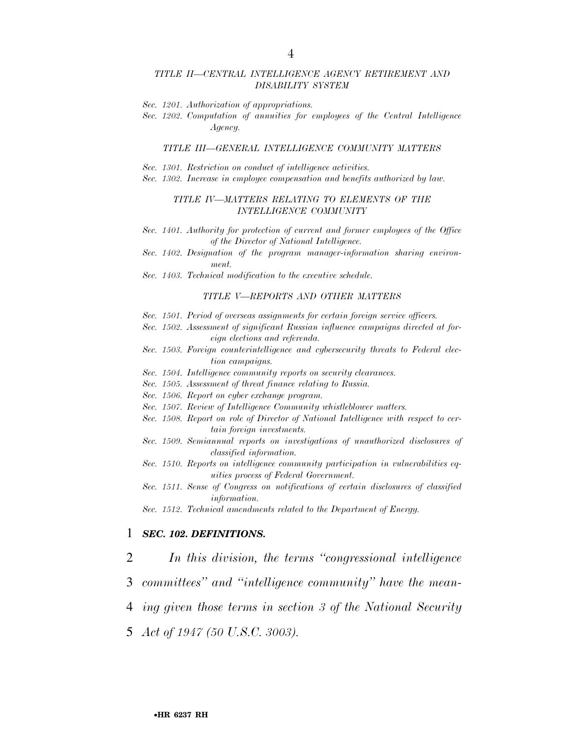*TITLE II—CENTRAL INTELLIGENCE AGENCY RETIREMENT AND DISABILITY SYSTEM*

*Sec. 1201. Authorization of appropriations.*
*Sec. 1202. Computation of annuities for employees of the Central Intelligence Agency.*

*TITLE III—GENERAL INTELLIGENCE COMMUNITY MATTERS*

*Sec. 1301. Restriction on conduct of intelligence activities.*
*Sec. 1302. Increase in employee compensation and benefits authorized by law.*

*TITLE IV—MATTERS RELATING TO ELEMENTS OF THE INTELLIGENCE COMMUNITY*

*Sec. 1401. Authority for protection of current and former employees of the Office of the Director of National Intelligence.*
*Sec. 1402. Designation of the program manager-information sharing environment.*
*Sec. 1403. Technical modification to the executive schedule.*

*TITLE V—REPORTS AND OTHER MATTERS*

*Sec. 1501. Period of overseas assignments for certain foreign service officers.*
*Sec. 1502. Assessment of significant Russian influence campaigns directed at foreign elections and referenda.*
*Sec. 1503. Foreign counterintelligence and cybersecurity threats to Federal election campaigns.*
*Sec. 1504. Intelligence community reports on security clearances.*
*Sec. 1505. Assessment of threat finance relating to Russia.*
*Sec. 1506. Report on cyber exchange program.*
*Sec. 1507. Review of Intelligence Community whistleblower matters.*
*Sec. 1508. Report on role of Director of National Intelligence with respect to certain foreign investments.*
*Sec. 1509. Semiannual reports on investigations of unauthorized disclosures of classified information.*
*Sec. 1510. Reports on intelligence community participation in vulnerabilities equities process of Federal Government.*
*Sec. 1511. Sense of Congress on notifications of certain disclosures of classified information.*
*Sec. 1512. Technical amendments related to the Department of Energy.*

1 ***SEC. 102. DEFINITIONS.***

2 *In this division, the terms "congressional intelligence*
3 *committees" and "intelligence community" have the mean-*
4 *ing given those terms in section 3 of the National Security*
5 *Act of 1947 (50 U.S.C. 3003).*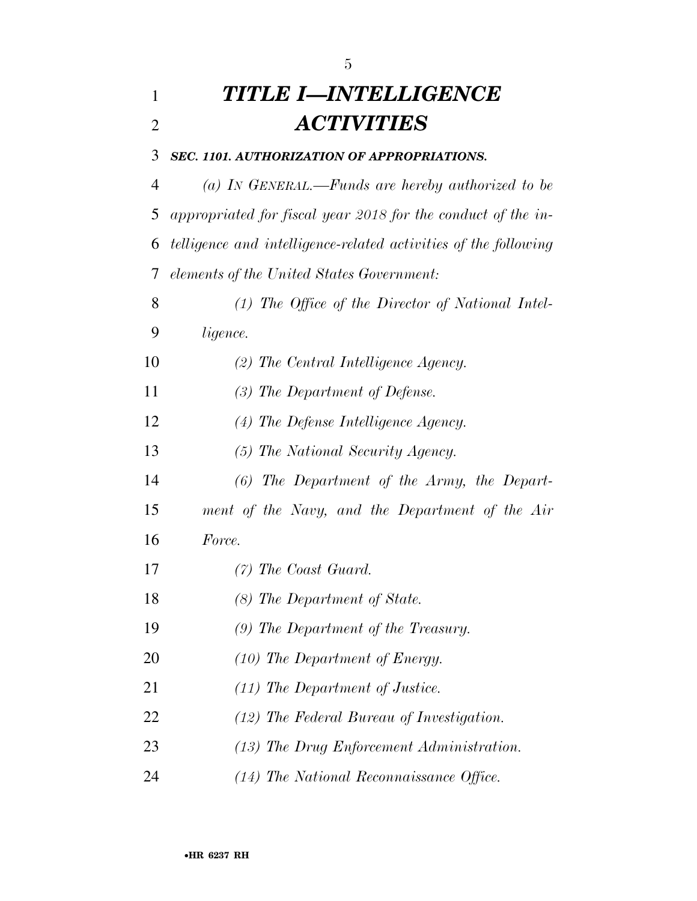# *TITLE I—INTELLIGENCE ACTIVITIES*

***SEC. 1101. AUTHORIZATION OF APPROPRIATIONS.***

*(a) IN GENERAL.—Funds are hereby authorized to be appropriated for fiscal year 2018 for the conduct of the intelligence and intelligence-related activities of the following elements of the United States Government:*

*(1) The Office of the Director of National Intelligence.*

*(2) The Central Intelligence Agency.*

*(3) The Department of Defense.*

*(4) The Defense Intelligence Agency.*

*(5) The National Security Agency.*

*(6) The Department of the Army, the Department of the Navy, and the Department of the Air Force.*

*(7) The Coast Guard.*

*(8) The Department of State.*

*(9) The Department of the Treasury.*

*(10) The Department of Energy.*

*(11) The Department of Justice.*

*(12) The Federal Bureau of Investigation.*

*(13) The Drug Enforcement Administration.*

*(14) The National Reconnaissance Office.*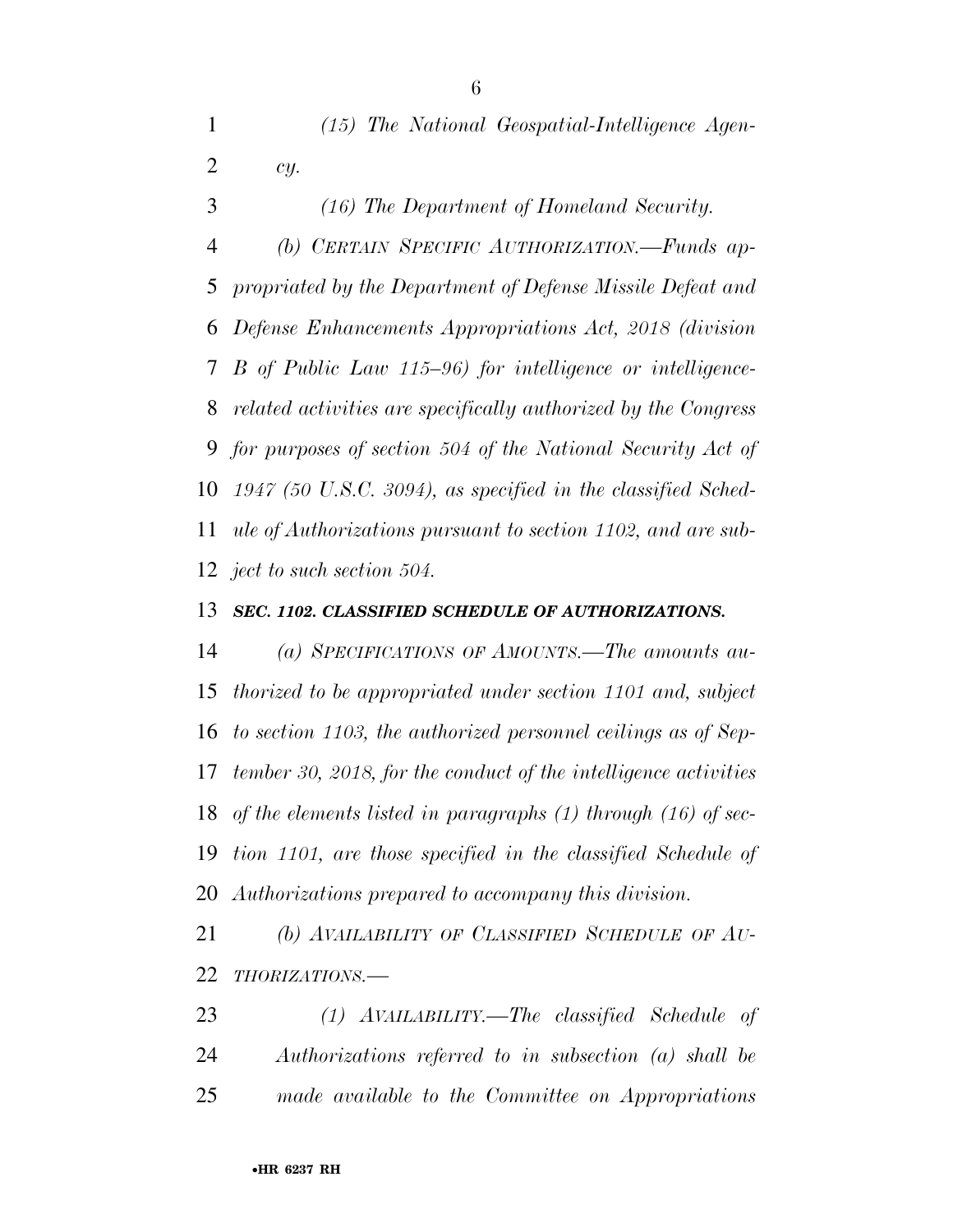*(15) The National Geospatial-Intelligence Agency.*

*(16) The Department of Homeland Security.*

*(b) CERTAIN SPECIFIC AUTHORIZATION.—Funds appropriated by the Department of Defense Missile Defeat and Defense Enhancements Appropriations Act, 2018 (division B of Public Law 115–96) for intelligence or intelligence-related activities are specifically authorized by the Congress for purposes of section 504 of the National Security Act of 1947 (50 U.S.C. 3094), as specified in the classified Schedule of Authorizations pursuant to section 1102, and are subject to such section 504.*

### *SEC. 1102. CLASSIFIED SCHEDULE OF AUTHORIZATIONS.*

*(a) SPECIFICATIONS OF AMOUNTS.—The amounts authorized to be appropriated under section 1101 and, subject to section 1103, the authorized personnel ceilings as of September 30, 2018, for the conduct of the intelligence activities of the elements listed in paragraphs (1) through (16) of section 1101, are those specified in the classified Schedule of Authorizations prepared to accompany this division.*

*(b) AVAILABILITY OF CLASSIFIED SCHEDULE OF AUTHORIZATIONS.—*

*(1) AVAILABILITY.—The classified Schedule of Authorizations referred to in subsection (a) shall be made available to the Committee on Appropriations*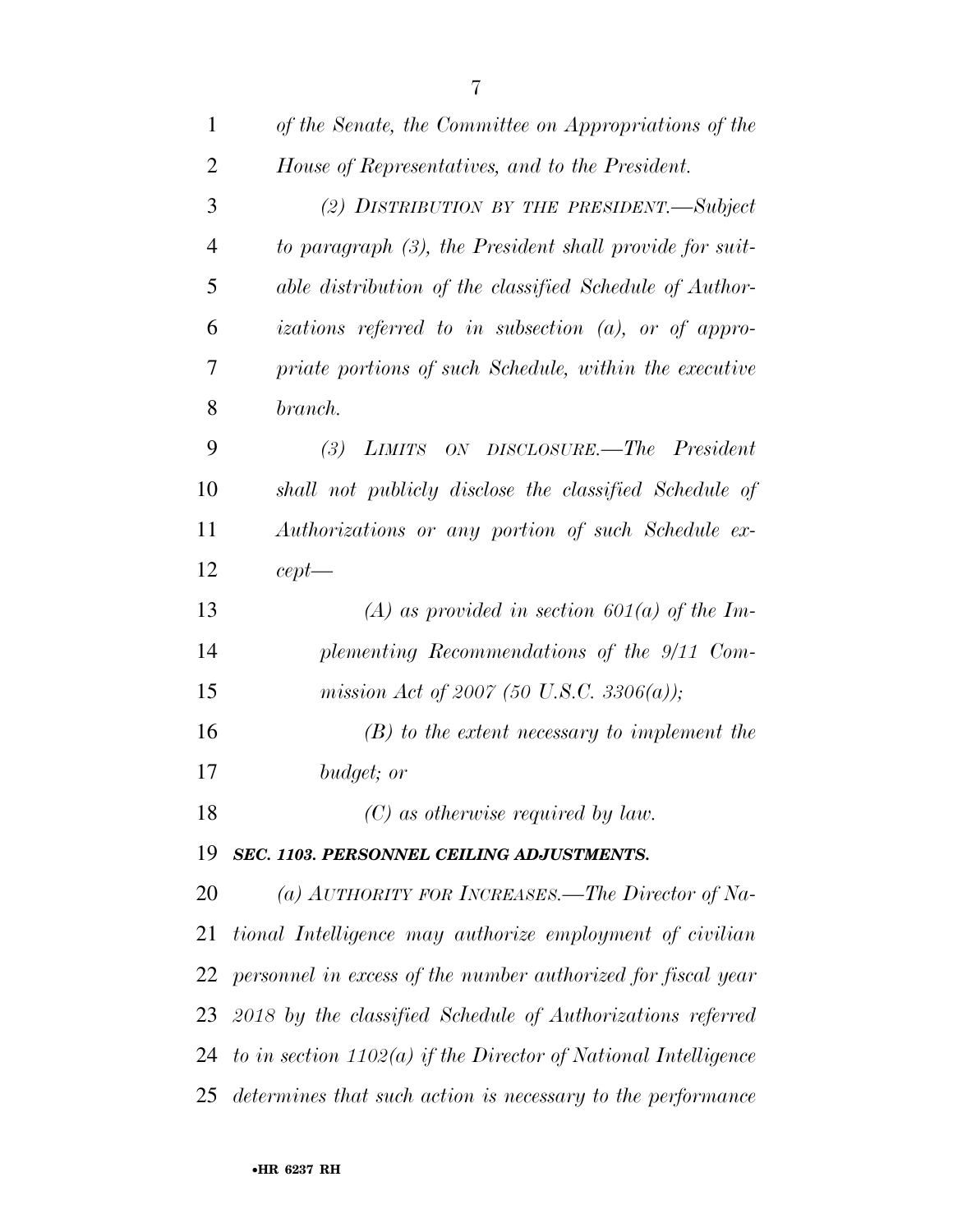*of the Senate, the Committee on Appropriations of the House of Representatives, and to the President.*

*(2) DISTRIBUTION BY THE PRESIDENT.—Subject to paragraph (3), the President shall provide for suitable distribution of the classified Schedule of Authorizations referred to in subsection (a), or of appropriate portions of such Schedule, within the executive branch.*

*(3) LIMITS ON DISCLOSURE.—The President shall not publicly disclose the classified Schedule of Authorizations or any portion of such Schedule except—*

*(A) as provided in section 601(a) of the Implementing Recommendations of the 9/11 Commission Act of 2007 (50 U.S.C. 3306(a));*

*(B) to the extent necessary to implement the budget; or*

*(C) as otherwise required by law.*

***SEC. 1103. PERSONNEL CEILING ADJUSTMENTS.***

*(a) AUTHORITY FOR INCREASES.—The Director of National Intelligence may authorize employment of civilian personnel in excess of the number authorized for fiscal year 2018 by the classified Schedule of Authorizations referred to in section 1102(a) if the Director of National Intelligence determines that such action is necessary to the performance*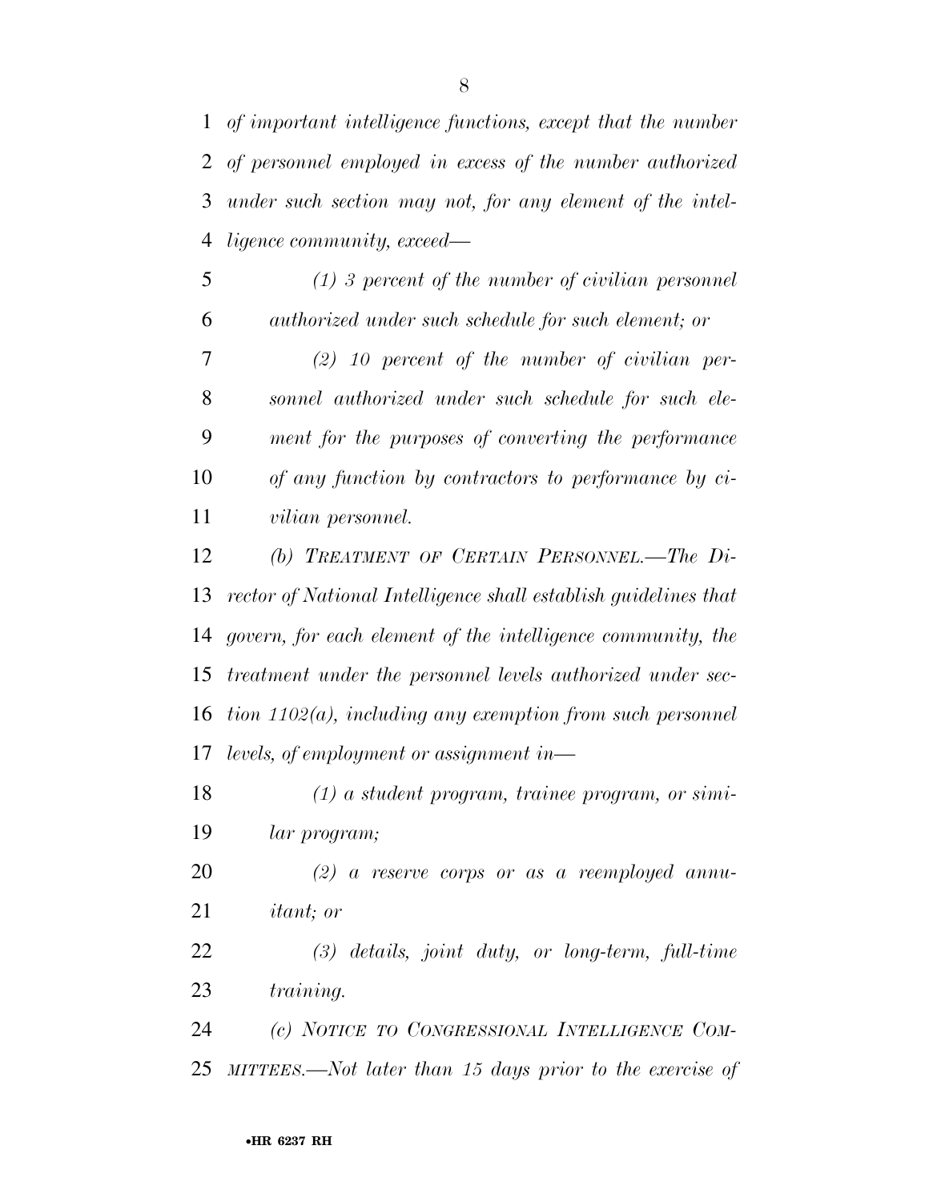*of important intelligence functions, except that the number of personnel employed in excess of the number authorized under such section may not, for any element of the intelligence community, exceed—*

*(1) 3 percent of the number of civilian personnel authorized under such schedule for such element; or*

*(2) 10 percent of the number of civilian personnel authorized under such schedule for such element for the purposes of converting the performance of any function by contractors to performance by civilian personnel.*

*(b) TREATMENT OF CERTAIN PERSONNEL.—The Director of National Intelligence shall establish guidelines that govern, for each element of the intelligence community, the treatment under the personnel levels authorized under section 1102(a), including any exemption from such personnel levels, of employment or assignment in—*

*(1) a student program, trainee program, or similar program;*

*(2) a reserve corps or as a reemployed annuitant; or*

*(3) details, joint duty, or long-term, full-time training.*

*(c) NOTICE TO CONGRESSIONAL INTELLIGENCE COMMITTEES.—Not later than 15 days prior to the exercise of*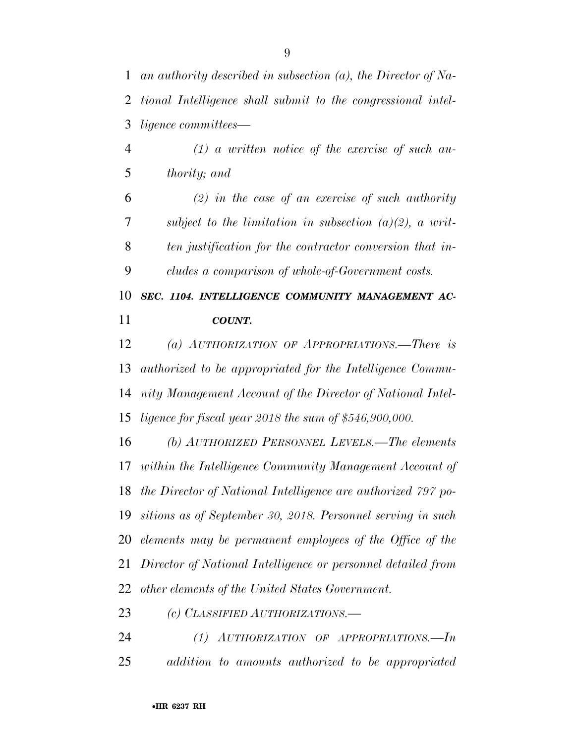*an authority described in subsection (a), the Director of National Intelligence shall submit to the congressional intelligence committees—*

*(1) a written notice of the exercise of such authority; and*

*(2) in the case of an exercise of such authority subject to the limitation in subsection (a)(2), a written justification for the contractor conversion that includes a comparison of whole-of-Government costs.*

***SEC. 1104. INTELLIGENCE COMMUNITY MANAGEMENT ACCOUNT.***

*(a) AUTHORIZATION OF APPROPRIATIONS.—There is authorized to be appropriated for the Intelligence Community Management Account of the Director of National Intelligence for fiscal year 2018 the sum of $546,900,000.*

*(b) AUTHORIZED PERSONNEL LEVELS.—The elements within the Intelligence Community Management Account of the Director of National Intelligence are authorized 797 positions as of September 30, 2018. Personnel serving in such elements may be permanent employees of the Office of the Director of National Intelligence or personnel detailed from other elements of the United States Government.*

*(c) CLASSIFIED AUTHORIZATIONS.—*

*(1) AUTHORIZATION OF APPROPRIATIONS.—In addition to amounts authorized to be appropriated*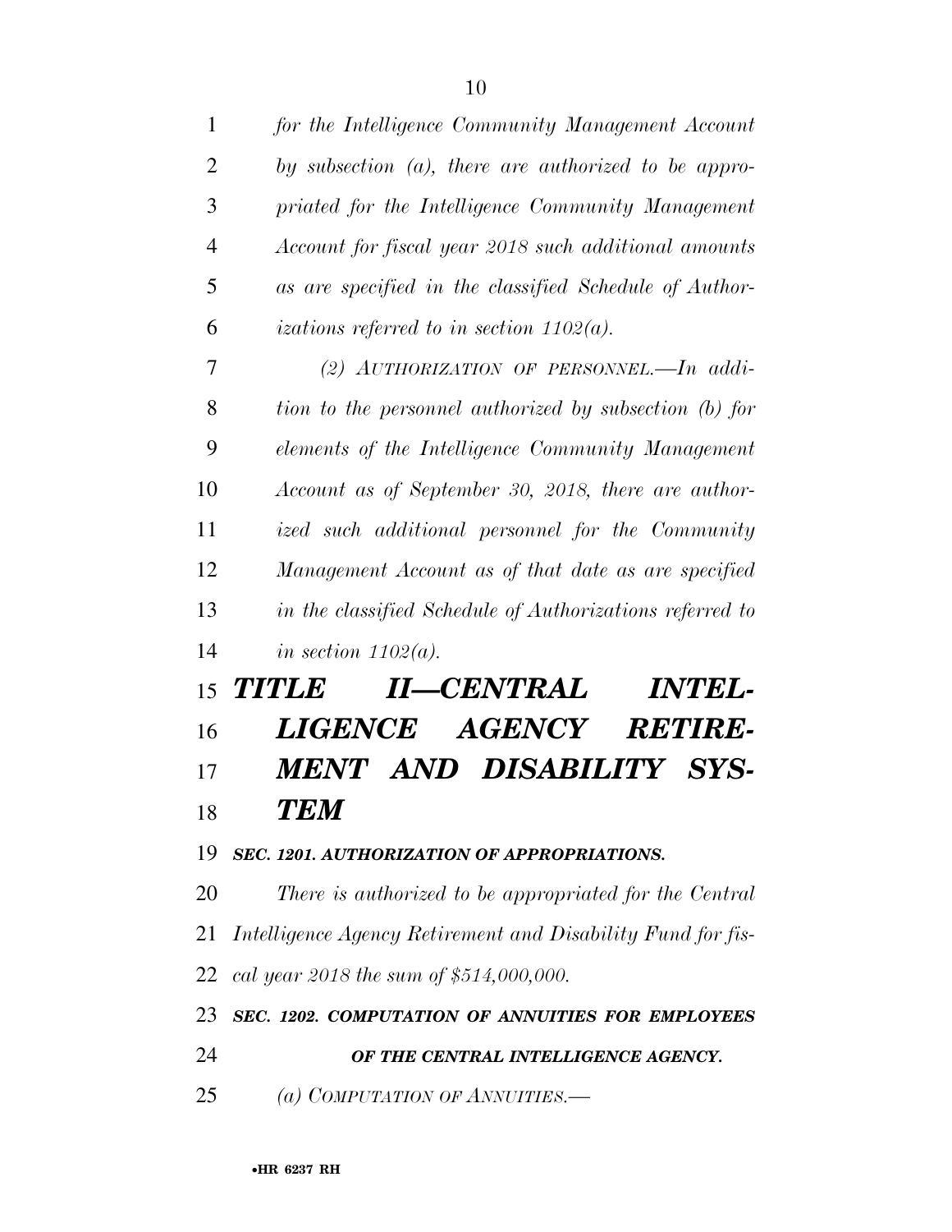*for the Intelligence Community Management Account by subsection (a), there are authorized to be appropriated for the Intelligence Community Management Account for fiscal year 2018 such additional amounts as are specified in the classified Schedule of Authorizations referred to in section 1102(a).*

*(2) AUTHORIZATION OF PERSONNEL.—In addition to the personnel authorized by subsection (b) for elements of the Intelligence Community Management Account as of September 30, 2018, there are authorized such additional personnel for the Community Management Account as of that date as are specified in the classified Schedule of Authorizations referred to in section 1102(a).*

# *TITLE II—CENTRAL INTELLIGENCE AGENCY RETIREMENT AND DISABILITY SYSTEM*

### *SEC. 1201. AUTHORIZATION OF APPROPRIATIONS.*

*There is authorized to be appropriated for the Central Intelligence Agency Retirement and Disability Fund for fiscal year 2018 the sum of $514,000,000.*

### *SEC. 1202. COMPUTATION OF ANNUITIES FOR EMPLOYEES OF THE CENTRAL INTELLIGENCE AGENCY.*

*(a) COMPUTATION OF ANNUITIES.—*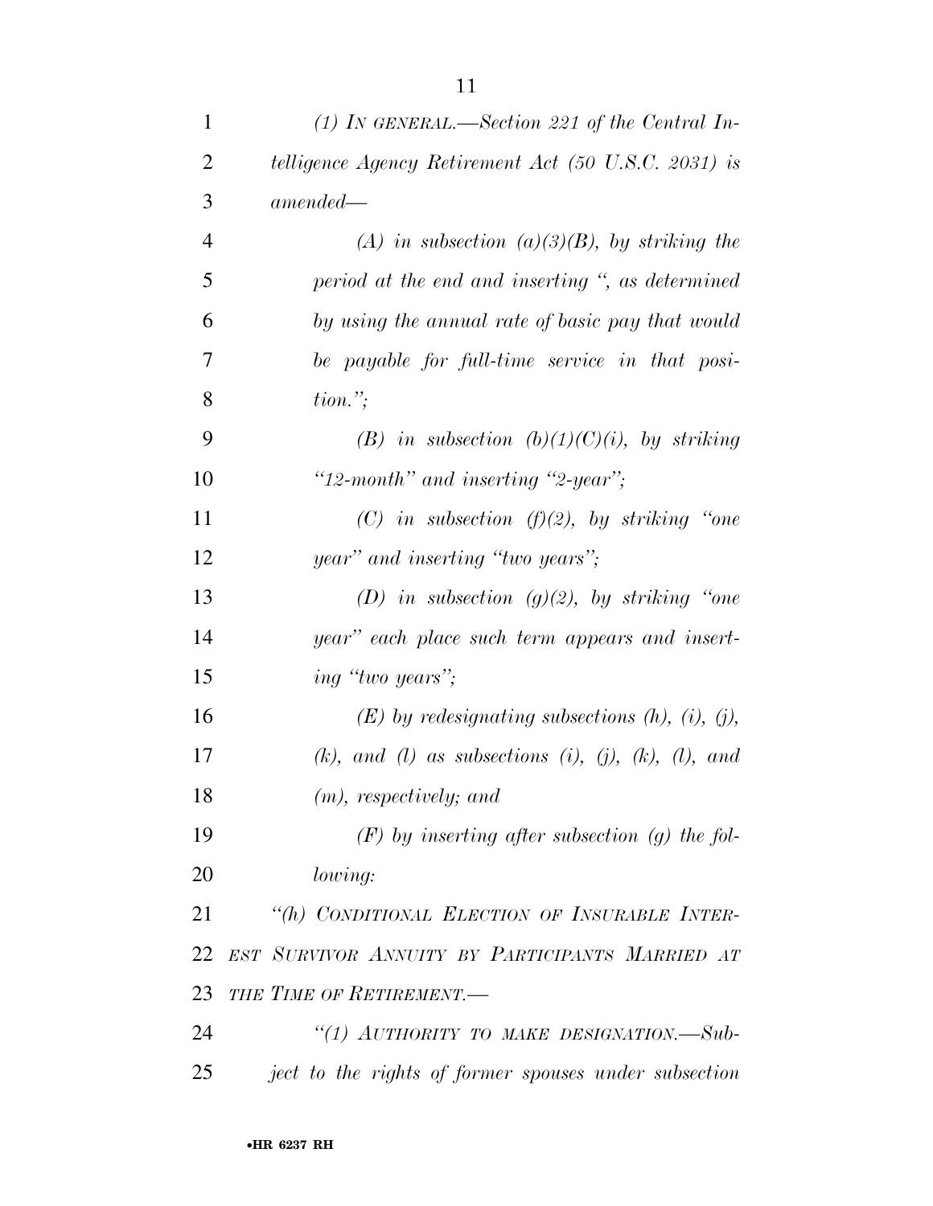*(1) IN GENERAL.—Section 221 of the Central Intelligence Agency Retirement Act (50 U.S.C. 2031) is amended—*

*(A) in subsection (a)(3)(B), by striking the period at the end and inserting ", as determined by using the annual rate of basic pay that would be payable for full-time service in that position.";*

*(B) in subsection (b)(1)(C)(i), by striking "12-month" and inserting "2-year";*

*(C) in subsection (f)(2), by striking "one year" and inserting "two years";*

*(D) in subsection (g)(2), by striking "one year" each place such term appears and inserting "two years";*

*(E) by redesignating subsections (h), (i), (j), (k), and (l) as subsections (i), (j), (k), (l), and (m), respectively; and*

*(F) by inserting after subsection (g) the following:*

*"(h) CONDITIONAL ELECTION OF INSURABLE INTEREST SURVIVOR ANNUITY BY PARTICIPANTS MARRIED AT THE TIME OF RETIREMENT.—*

*"(1) AUTHORITY TO MAKE DESIGNATION.—Subject to the rights of former spouses under subsection*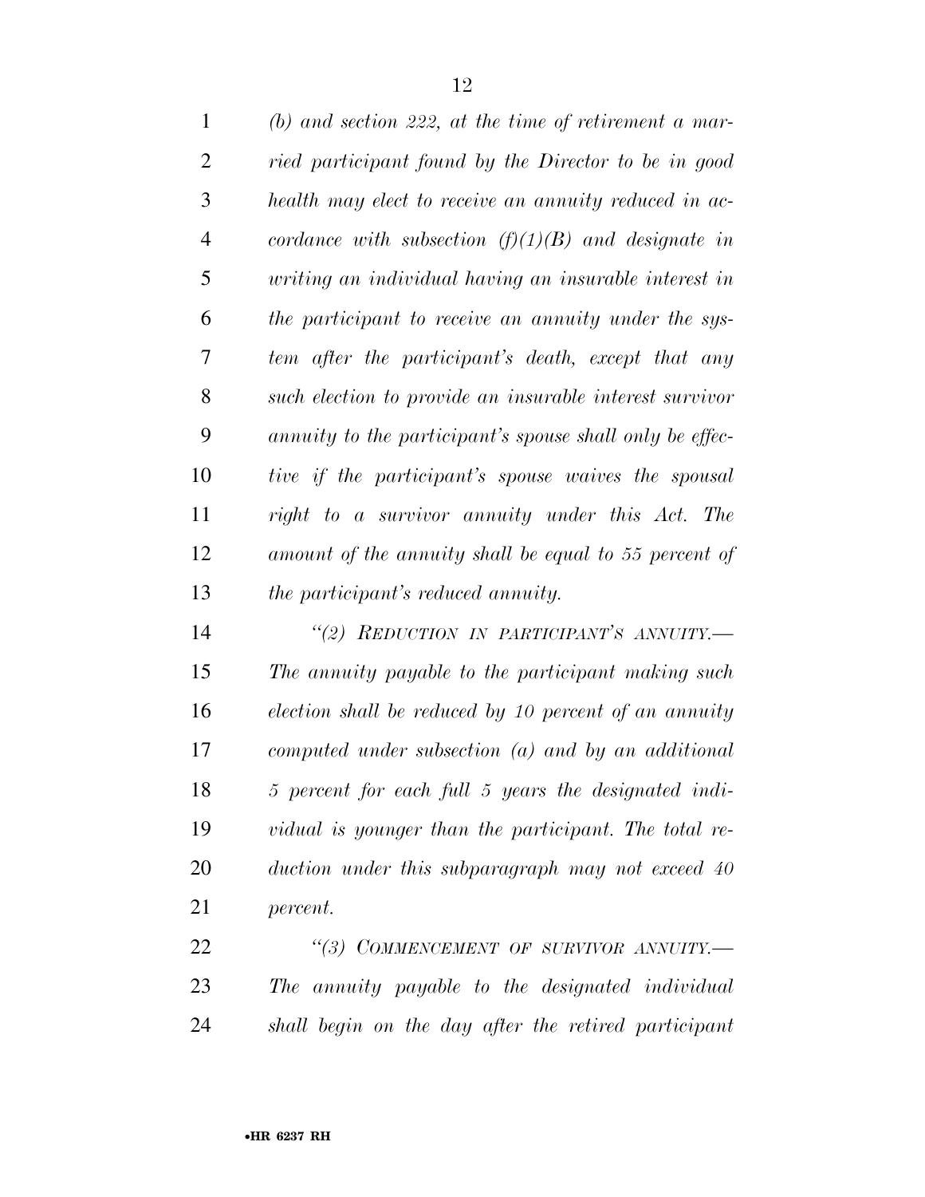*(b) and section 222, at the time of retirement a married participant found by the Director to be in good health may elect to receive an annuity reduced in accordance with subsection (f)(1)(B) and designate in writing an individual having an insurable interest in the participant to receive an annuity under the system after the participant's death, except that any such election to provide an insurable interest survivor annuity to the participant's spouse shall only be effective if the participant's spouse waives the spousal right to a survivor annuity under this Act. The amount of the annuity shall be equal to 55 percent of the participant's reduced annuity.*

*"(2) REDUCTION IN PARTICIPANT'S ANNUITY.— The annuity payable to the participant making such election shall be reduced by 10 percent of an annuity computed under subsection (a) and by an additional 5 percent for each full 5 years the designated individual is younger than the participant. The total reduction under this subparagraph may not exceed 40 percent.*

*"(3) COMMENCEMENT OF SURVIVOR ANNUITY.— The annuity payable to the designated individual shall begin on the day after the retired participant*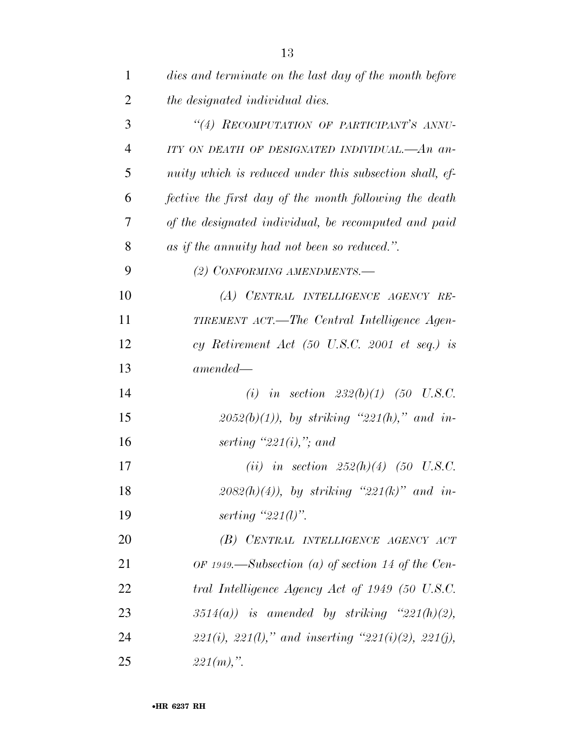*dies and terminate on the last day of the month before the designated individual dies.*

*"(4) RECOMPUTATION OF PARTICIPANT'S ANNUITY ON DEATH OF DESIGNATED INDIVIDUAL.—An annuity which is reduced under this subsection shall, effective the first day of the month following the death of the designated individual, be recomputed and paid as if the annuity had not been so reduced.".*

*(2) CONFORMING AMENDMENTS.—*

*(A) CENTRAL INTELLIGENCE AGENCY RETIREMENT ACT.—The Central Intelligence Agency Retirement Act (50 U.S.C. 2001 et seq.) is amended—*

*(i) in section 232(b)(1) (50 U.S.C. 2052(b)(1)), by striking "221(h)," and inserting "221(i),"; and*

*(ii) in section 252(h)(4) (50 U.S.C. 2082(h)(4)), by striking "221(k)" and inserting "221(l)".*

*(B) CENTRAL INTELLIGENCE AGENCY ACT OF 1949.—Subsection (a) of section 14 of the Central Intelligence Agency Act of 1949 (50 U.S.C. 3514(a)) is amended by striking "221(h)(2), 221(i), 221(l)," and inserting "221(i)(2), 221(j), 221(m),".*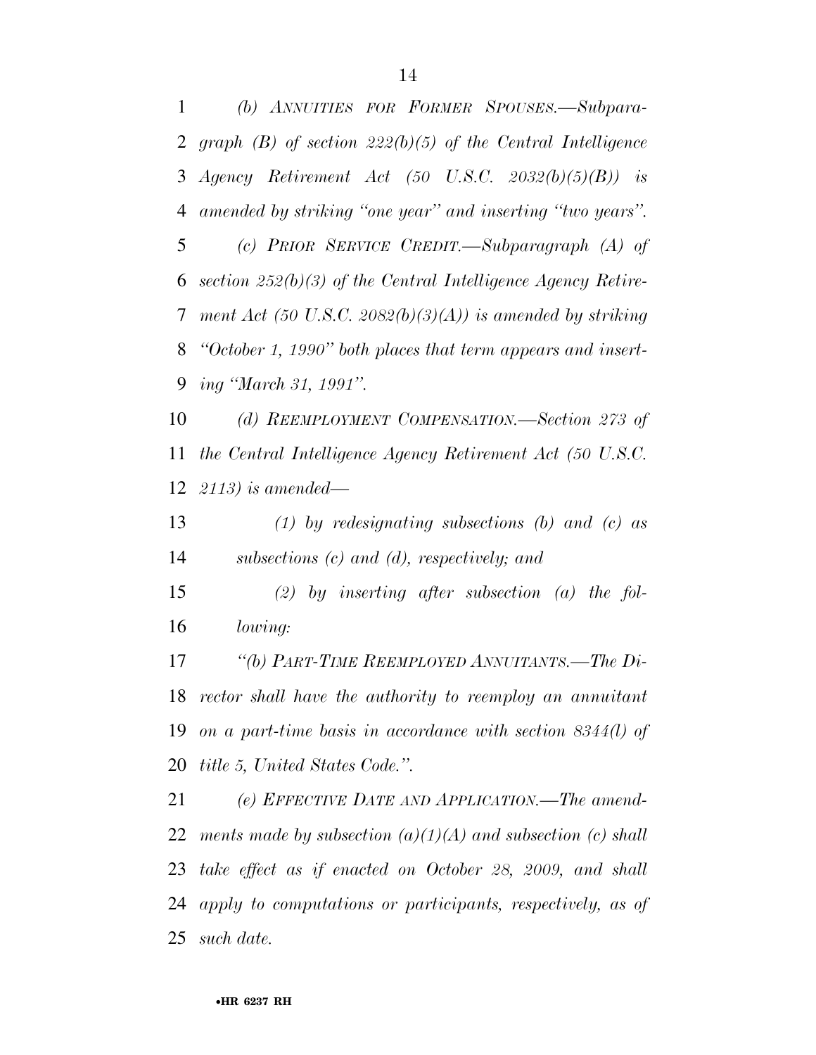*(b) ANNUITIES FOR FORMER SPOUSES.—Subparagraph (B) of section 222(b)(5) of the Central Intelligence Agency Retirement Act (50 U.S.C. 2032(b)(5)(B)) is amended by striking "one year" and inserting "two years".*

*(c) PRIOR SERVICE CREDIT.—Subparagraph (A) of section 252(b)(3) of the Central Intelligence Agency Retirement Act (50 U.S.C. 2082(b)(3)(A)) is amended by striking "October 1, 1990" both places that term appears and inserting "March 31, 1991".*

*(d) REEMPLOYMENT COMPENSATION.—Section 273 of the Central Intelligence Agency Retirement Act (50 U.S.C. 2113) is amended—*

*(1) by redesignating subsections (b) and (c) as subsections (c) and (d), respectively; and*

*(2) by inserting after subsection (a) the following:*

*"(b) PART-TIME REEMPLOYED ANNUITANTS.—The Director shall have the authority to reemploy an annuitant on a part-time basis in accordance with section 8344(l) of title 5, United States Code.".*

*(e) EFFECTIVE DATE AND APPLICATION.—The amendments made by subsection (a)(1)(A) and subsection (c) shall take effect as if enacted on October 28, 2009, and shall apply to computations or participants, respectively, as of such date.*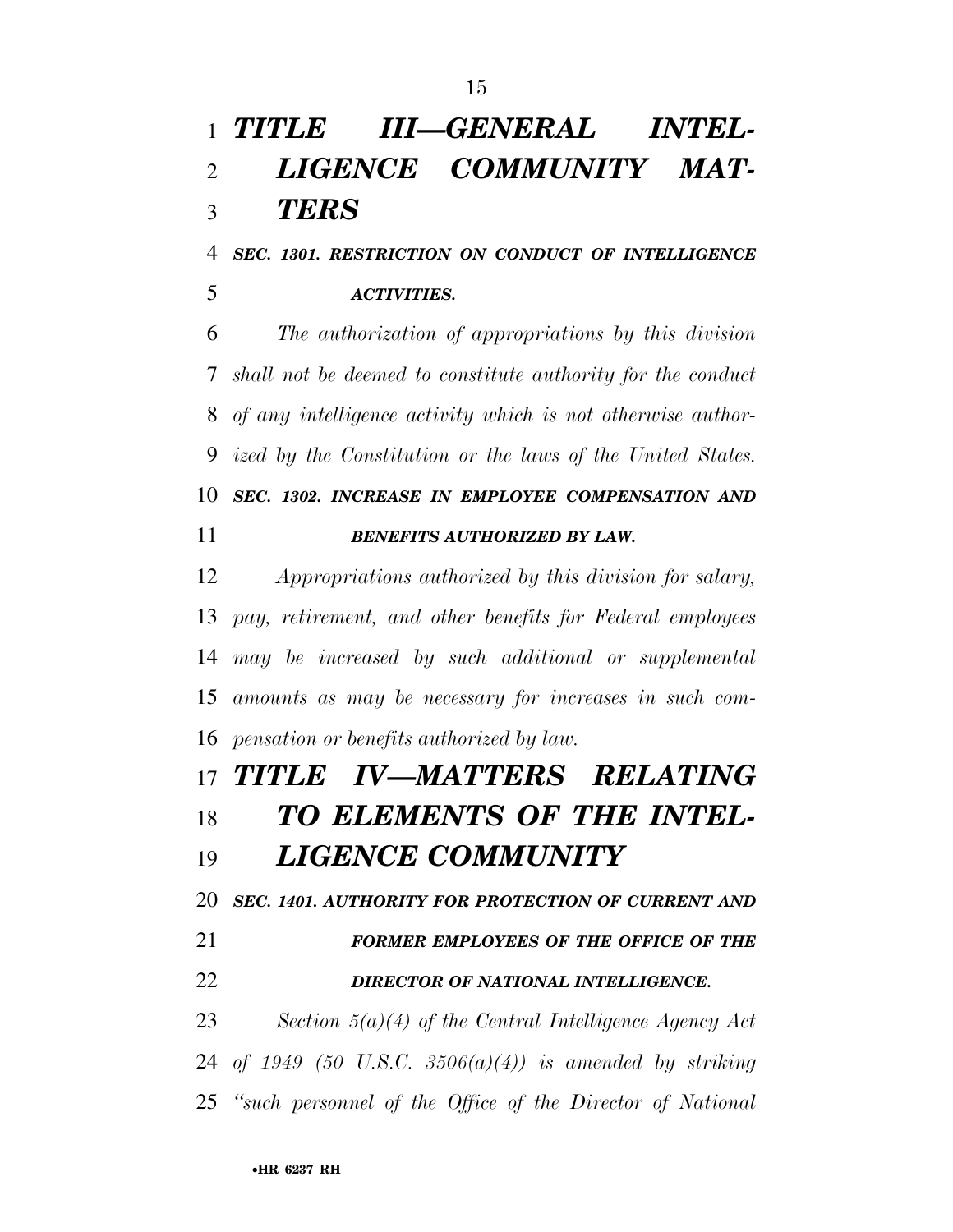# *TITLE III—GENERAL INTELLIGENCE COMMUNITY MATTERS*

### *SEC. 1301. RESTRICTION ON CONDUCT OF INTELLIGENCE ACTIVITIES.*

*The authorization of appropriations by this division shall not be deemed to constitute authority for the conduct of any intelligence activity which is not otherwise authorized by the Constitution or the laws of the United States.*

### *SEC. 1302. INCREASE IN EMPLOYEE COMPENSATION AND BENEFITS AUTHORIZED BY LAW.*

*Appropriations authorized by this division for salary, pay, retirement, and other benefits for Federal employees may be increased by such additional or supplemental amounts as may be necessary for increases in such compensation or benefits authorized by law.*

# *TITLE IV—MATTERS RELATING TO ELEMENTS OF THE INTELLIGENCE COMMUNITY*

### *SEC. 1401. AUTHORITY FOR PROTECTION OF CURRENT AND FORMER EMPLOYEES OF THE OFFICE OF THE DIRECTOR OF NATIONAL INTELLIGENCE.*

*Section 5(a)(4) of the Central Intelligence Agency Act of 1949 (50 U.S.C. 3506(a)(4)) is amended by striking "such personnel of the Office of the Director of National*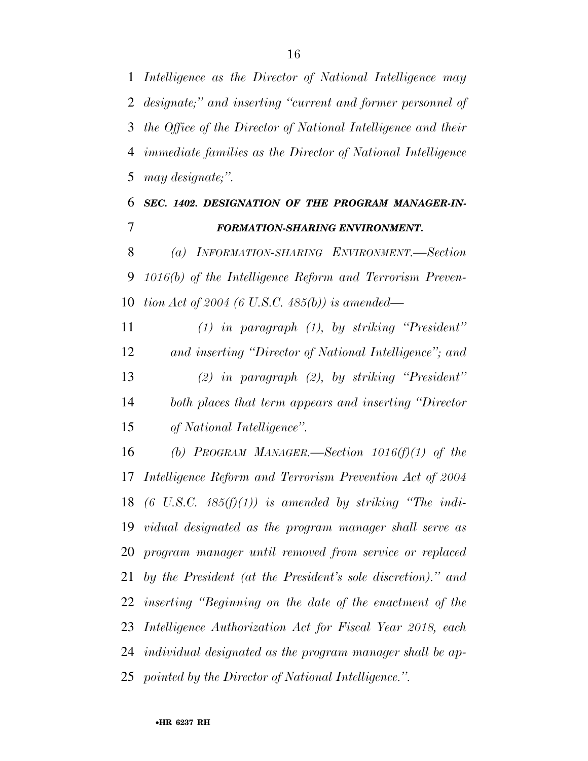*Intelligence as the Director of National Intelligence may designate;" and inserting "current and former personnel of the Office of the Director of National Intelligence and their immediate families as the Director of National Intelligence may designate;".*

### *SEC. 1402. DESIGNATION OF THE PROGRAM MANAGER-INFORMATION-SHARING ENVIRONMENT.*

*(a) INFORMATION-SHARING ENVIRONMENT.—Section 1016(b) of the Intelligence Reform and Terrorism Prevention Act of 2004 (6 U.S.C. 485(b)) is amended—*

*(1) in paragraph (1), by striking "President" and inserting "Director of National Intelligence"; and*

*(2) in paragraph (2), by striking "President" both places that term appears and inserting "Director of National Intelligence".*

*(b) PROGRAM MANAGER.—Section 1016(f)(1) of the Intelligence Reform and Terrorism Prevention Act of 2004 (6 U.S.C. 485(f)(1)) is amended by striking "The individual designated as the program manager shall serve as program manager until removed from service or replaced by the President (at the President's sole discretion)." and inserting "Beginning on the date of the enactment of the Intelligence Authorization Act for Fiscal Year 2018, each individual designated as the program manager shall be appointed by the Director of National Intelligence.".*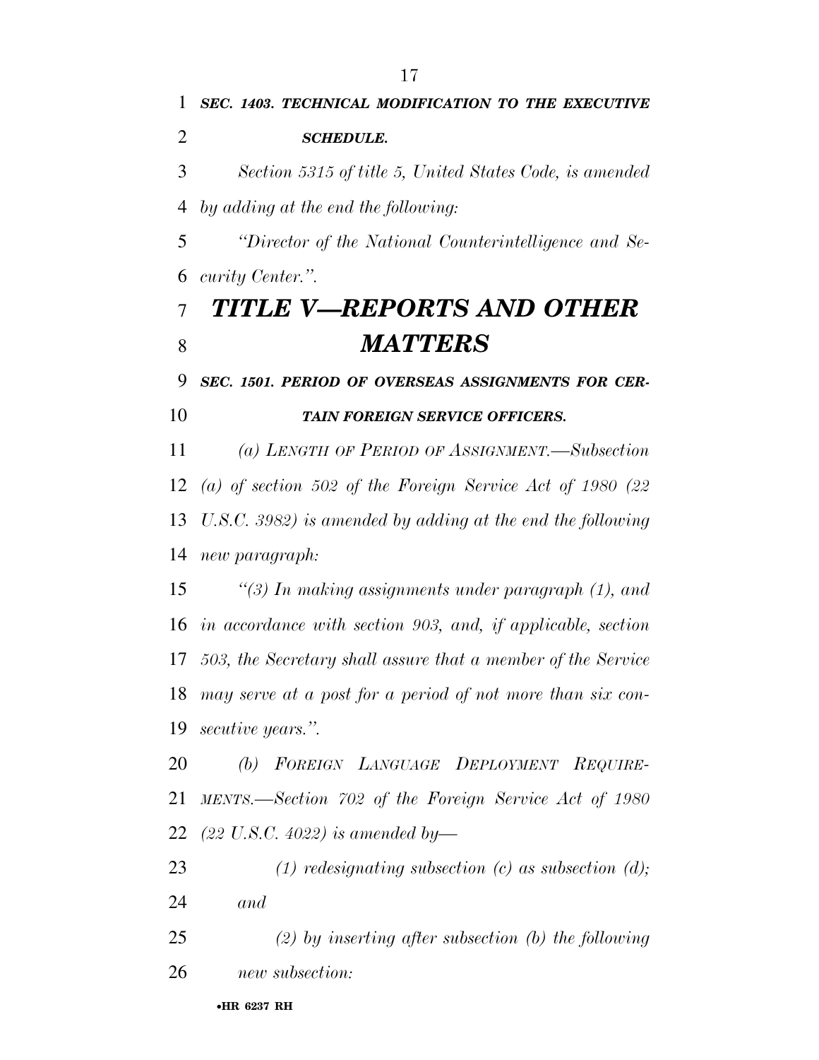***SEC. 1403. TECHNICAL MODIFICATION TO THE EXECUTIVE SCHEDULE.***

*Section 5315 of title 5, United States Code, is amended by adding at the end the following:*

*"Director of the National Counterintelligence and Security Center.".*

# *TITLE V—REPORTS AND OTHER MATTERS*

***SEC. 1501. PERIOD OF OVERSEAS ASSIGNMENTS FOR CERTAIN FOREIGN SERVICE OFFICERS.***

*(a) LENGTH OF PERIOD OF ASSIGNMENT.—Subsection (a) of section 502 of the Foreign Service Act of 1980 (22 U.S.C. 3982) is amended by adding at the end the following new paragraph:*

*"(3) In making assignments under paragraph (1), and in accordance with section 903, and, if applicable, section 503, the Secretary shall assure that a member of the Service may serve at a post for a period of not more than six consecutive years.".*

*(b) FOREIGN LANGUAGE DEPLOYMENT REQUIREMENTS.—Section 702 of the Foreign Service Act of 1980 (22 U.S.C. 4022) is amended by—*

*(1) redesignating subsection (c) as subsection (d); and*

*(2) by inserting after subsection (b) the following new subsection:*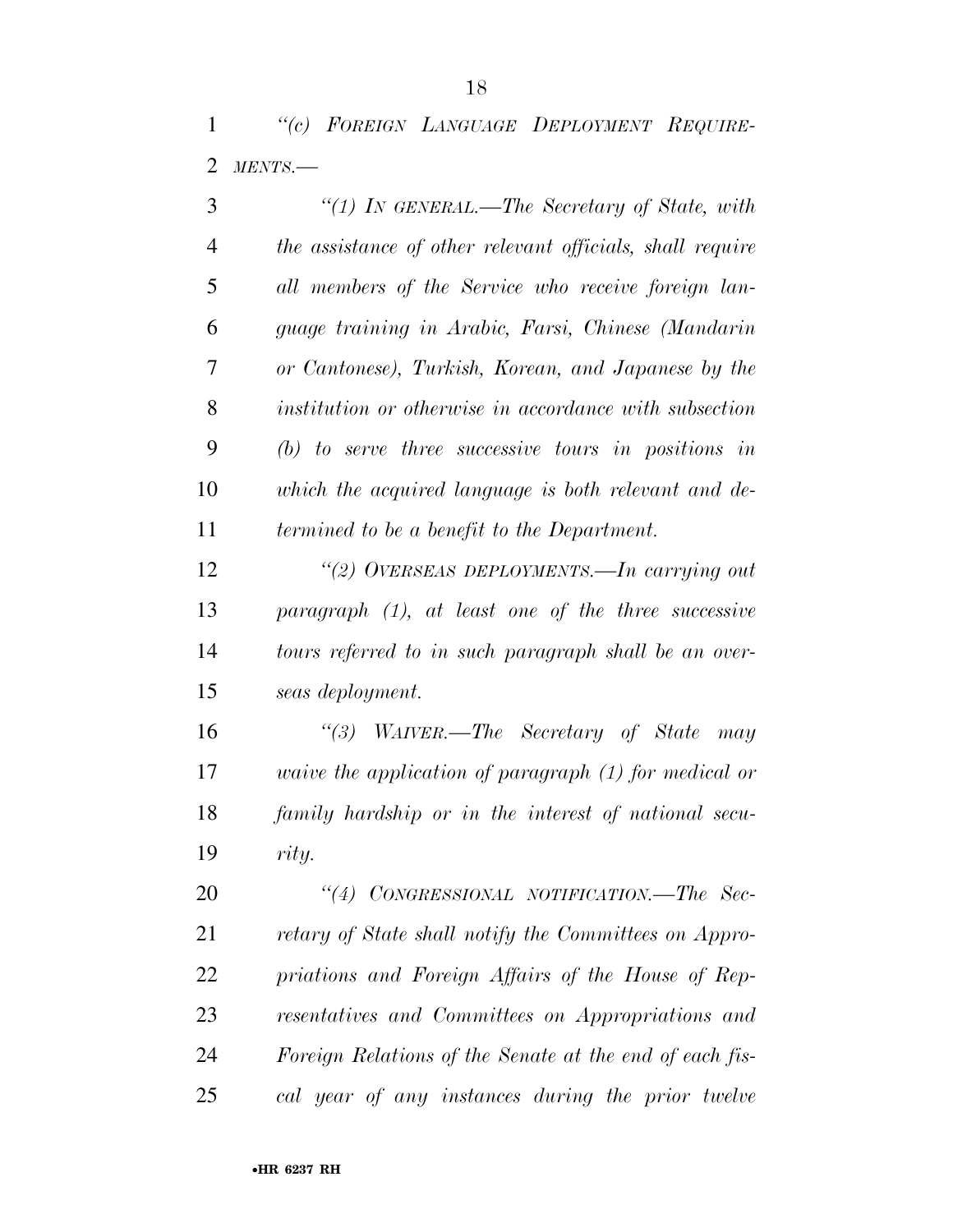*"(c) FOREIGN LANGUAGE DEPLOYMENT REQUIREMENTS.—*

*"(1) IN GENERAL.—The Secretary of State, with the assistance of other relevant officials, shall require all members of the Service who receive foreign language training in Arabic, Farsi, Chinese (Mandarin or Cantonese), Turkish, Korean, and Japanese by the institution or otherwise in accordance with subsection (b) to serve three successive tours in positions in which the acquired language is both relevant and determined to be a benefit to the Department.*

*"(2) OVERSEAS DEPLOYMENTS.—In carrying out paragraph (1), at least one of the three successive tours referred to in such paragraph shall be an overseas deployment.*

*"(3) WAIVER.—The Secretary of State may waive the application of paragraph (1) for medical or family hardship or in the interest of national security.*

*"(4) CONGRESSIONAL NOTIFICATION.—The Secretary of State shall notify the Committees on Appropriations and Foreign Affairs of the House of Representatives and Committees on Appropriations and Foreign Relations of the Senate at the end of each fiscal year of any instances during the prior twelve*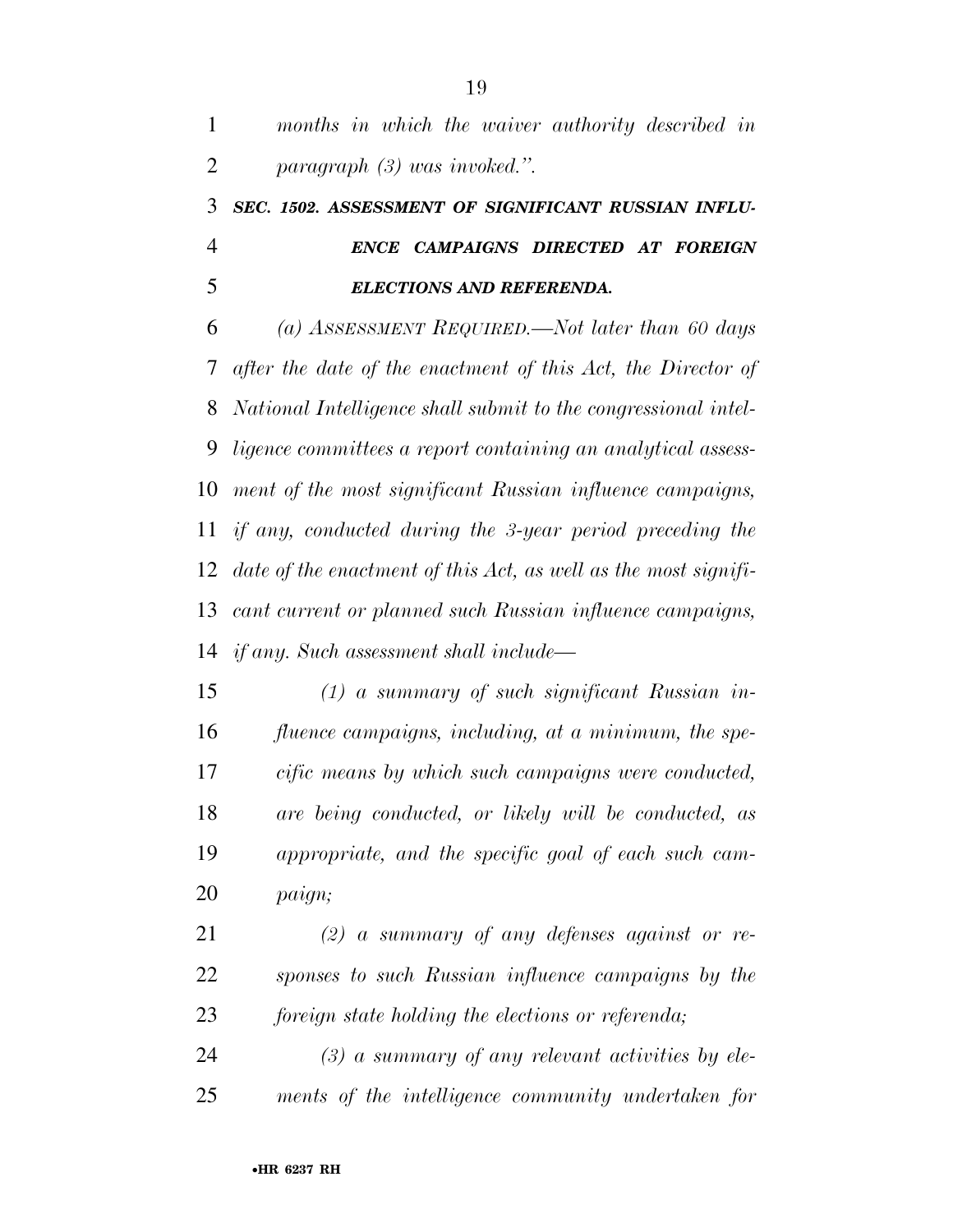*months in which the waiver authority described in paragraph (3) was invoked.”.*

***SEC. 1502. ASSESSMENT OF SIGNIFICANT RUSSIAN INFLUENCE CAMPAIGNS DIRECTED AT FOREIGN ELECTIONS AND REFERENDA.***

*(a) ASSESSMENT REQUIRED.—Not later than 60 days after the date of the enactment of this Act, the Director of National Intelligence shall submit to the congressional intelligence committees a report containing an analytical assessment of the most significant Russian influence campaigns, if any, conducted during the 3-year period preceding the date of the enactment of this Act, as well as the most significant current or planned such Russian influence campaigns, if any. Such assessment shall include—*

*(1) a summary of such significant Russian influence campaigns, including, at a minimum, the specific means by which such campaigns were conducted, are being conducted, or likely will be conducted, as appropriate, and the specific goal of each such campaign;*

*(2) a summary of any defenses against or responses to such Russian influence campaigns by the foreign state holding the elections or referenda;*

*(3) a summary of any relevant activities by elements of the intelligence community undertaken for*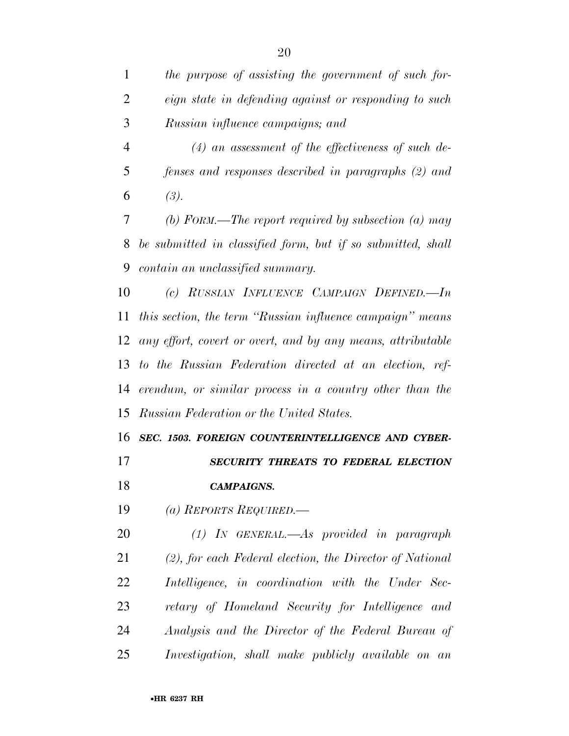*the purpose of assisting the government of such foreign state in defending against or responding to such Russian influence campaigns; and*

*(4) an assessment of the effectiveness of such defenses and responses described in paragraphs (2) and (3).*

*(b) FORM.—The report required by subsection (a) may be submitted in classified form, but if so submitted, shall contain an unclassified summary.*

*(c) RUSSIAN INFLUENCE CAMPAIGN DEFINED.—In this section, the term "Russian influence campaign" means any effort, covert or overt, and by any means, attributable to the Russian Federation directed at an election, referendum, or similar process in a country other than the Russian Federation or the United States.*

***SEC. 1503. FOREIGN COUNTERINTELLIGENCE AND CYBERSECURITY THREATS TO FEDERAL ELECTION CAMPAIGNS.***

*(a) REPORTS REQUIRED.—*

*(1) IN GENERAL.—As provided in paragraph (2), for each Federal election, the Director of National Intelligence, in coordination with the Under Secretary of Homeland Security for Intelligence and Analysis and the Director of the Federal Bureau of Investigation, shall make publicly available on an*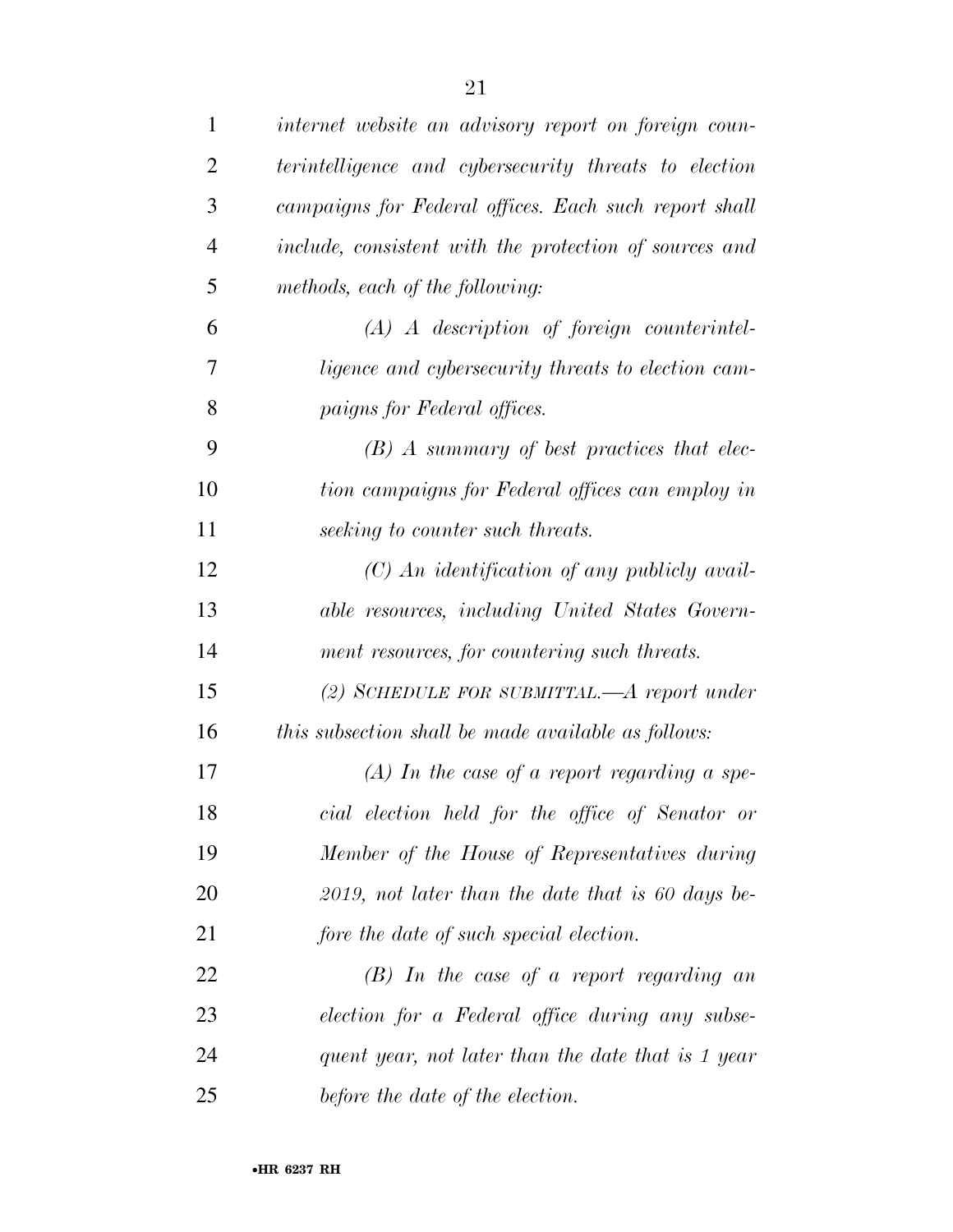*internet website an advisory report on foreign counterintelligence and cybersecurity threats to election campaigns for Federal offices. Each such report shall include, consistent with the protection of sources and methods, each of the following:*

*(A) A description of foreign counterintelligence and cybersecurity threats to election campaigns for Federal offices.*

*(B) A summary of best practices that election campaigns for Federal offices can employ in seeking to counter such threats.*

*(C) An identification of any publicly available resources, including United States Government resources, for countering such threats.*

*(2) SCHEDULE FOR SUBMITTAL.—A report under this subsection shall be made available as follows:*

*(A) In the case of a report regarding a special election held for the office of Senator or Member of the House of Representatives during 2019, not later than the date that is 60 days before the date of such special election.*

*(B) In the case of a report regarding an election for a Federal office during any subsequent year, not later than the date that is 1 year before the date of the election.*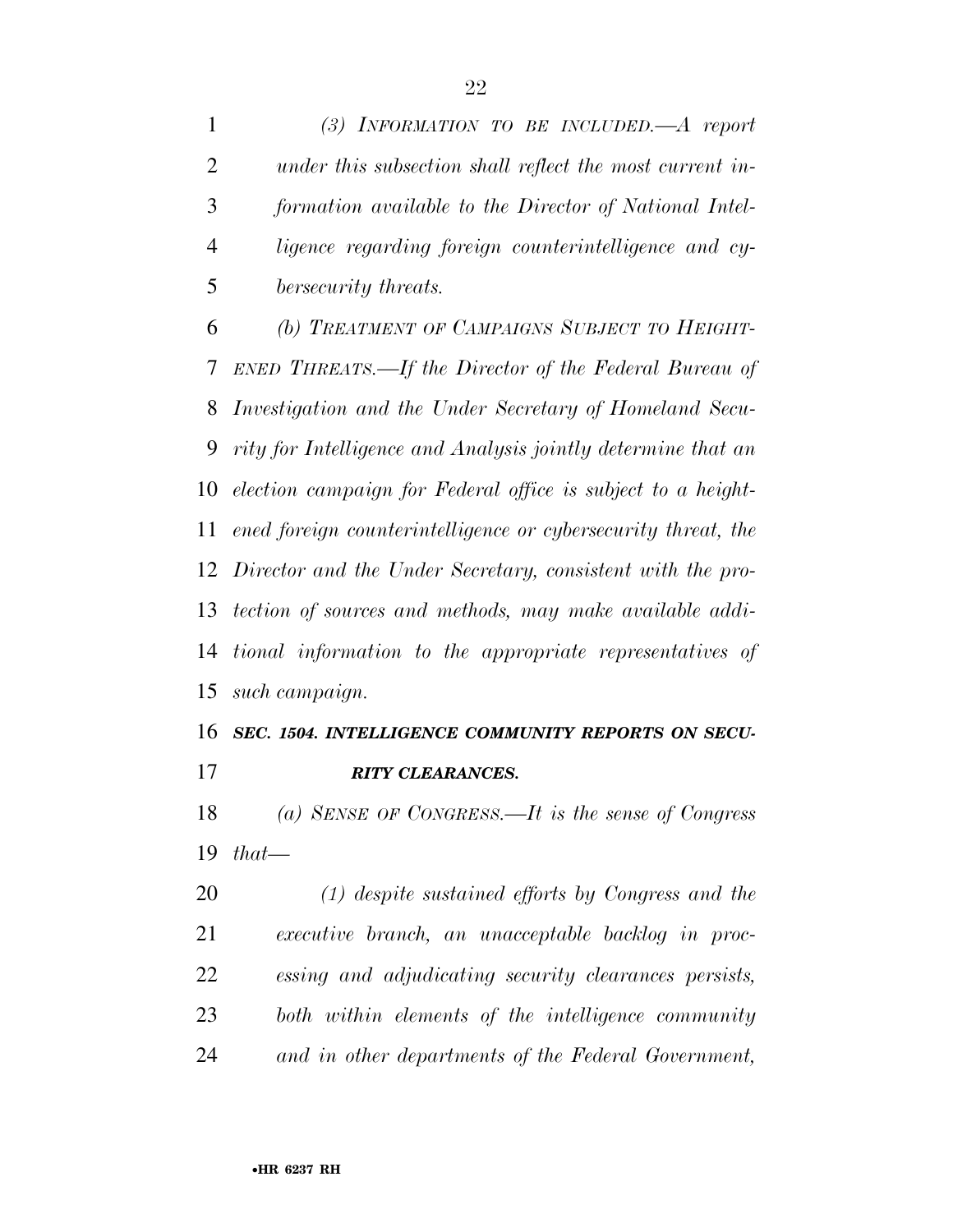*(3) INFORMATION TO BE INCLUDED.—A report under this subsection shall reflect the most current information available to the Director of National Intelligence regarding foreign counterintelligence and cybersecurity threats.*

*(b) TREATMENT OF CAMPAIGNS SUBJECT TO HEIGHTENED THREATS.—If the Director of the Federal Bureau of Investigation and the Under Secretary of Homeland Security for Intelligence and Analysis jointly determine that an election campaign for Federal office is subject to a heightened foreign counterintelligence or cybersecurity threat, the Director and the Under Secretary, consistent with the protection of sources and methods, may make available additional information to the appropriate representatives of such campaign.*

***SEC. 1504. INTELLIGENCE COMMUNITY REPORTS ON SECURITY CLEARANCES.***

*(a) SENSE OF CONGRESS.—It is the sense of Congress that—*

*(1) despite sustained efforts by Congress and the executive branch, an unacceptable backlog in processing and adjudicating security clearances persists, both within elements of the intelligence community and in other departments of the Federal Government,*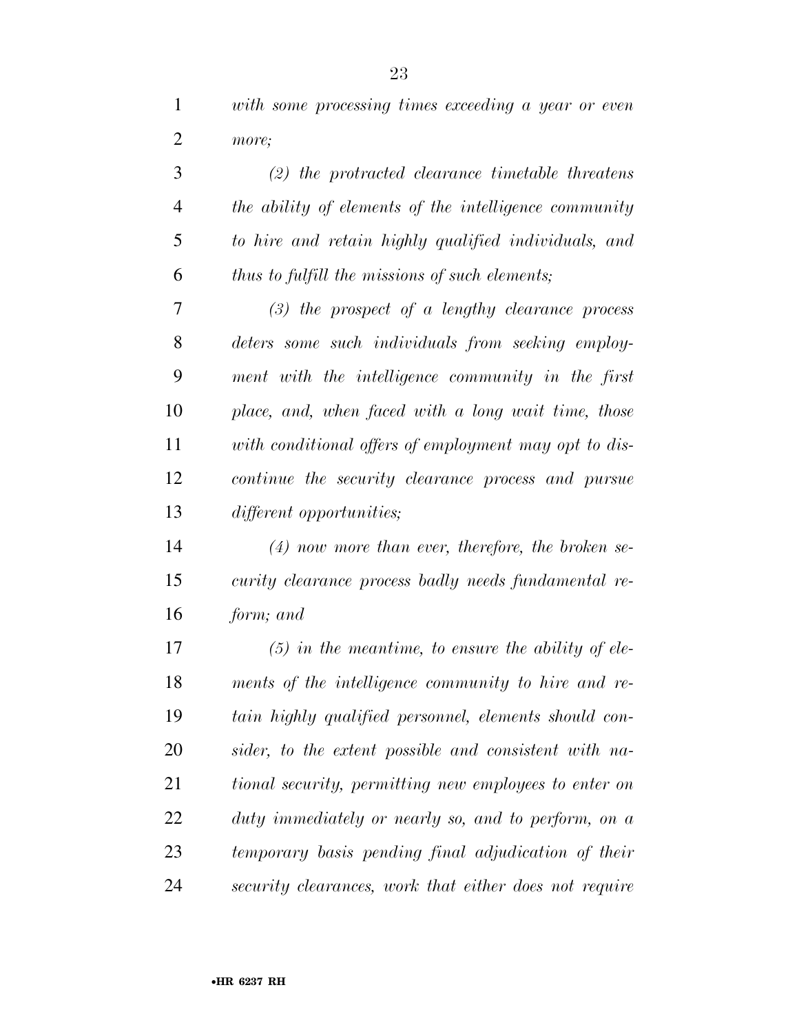*with some processing times exceeding a year or even more;*

*(2) the protracted clearance timetable threatens the ability of elements of the intelligence community to hire and retain highly qualified individuals, and thus to fulfill the missions of such elements;*

*(3) the prospect of a lengthy clearance process deters some such individuals from seeking employment with the intelligence community in the first place, and, when faced with a long wait time, those with conditional offers of employment may opt to discontinue the security clearance process and pursue different opportunities;*

*(4) now more than ever, therefore, the broken security clearance process badly needs fundamental reform; and*

*(5) in the meantime, to ensure the ability of elements of the intelligence community to hire and retain highly qualified personnel, elements should consider, to the extent possible and consistent with national security, permitting new employees to enter on duty immediately or nearly so, and to perform, on a temporary basis pending final adjudication of their security clearances, work that either does not require*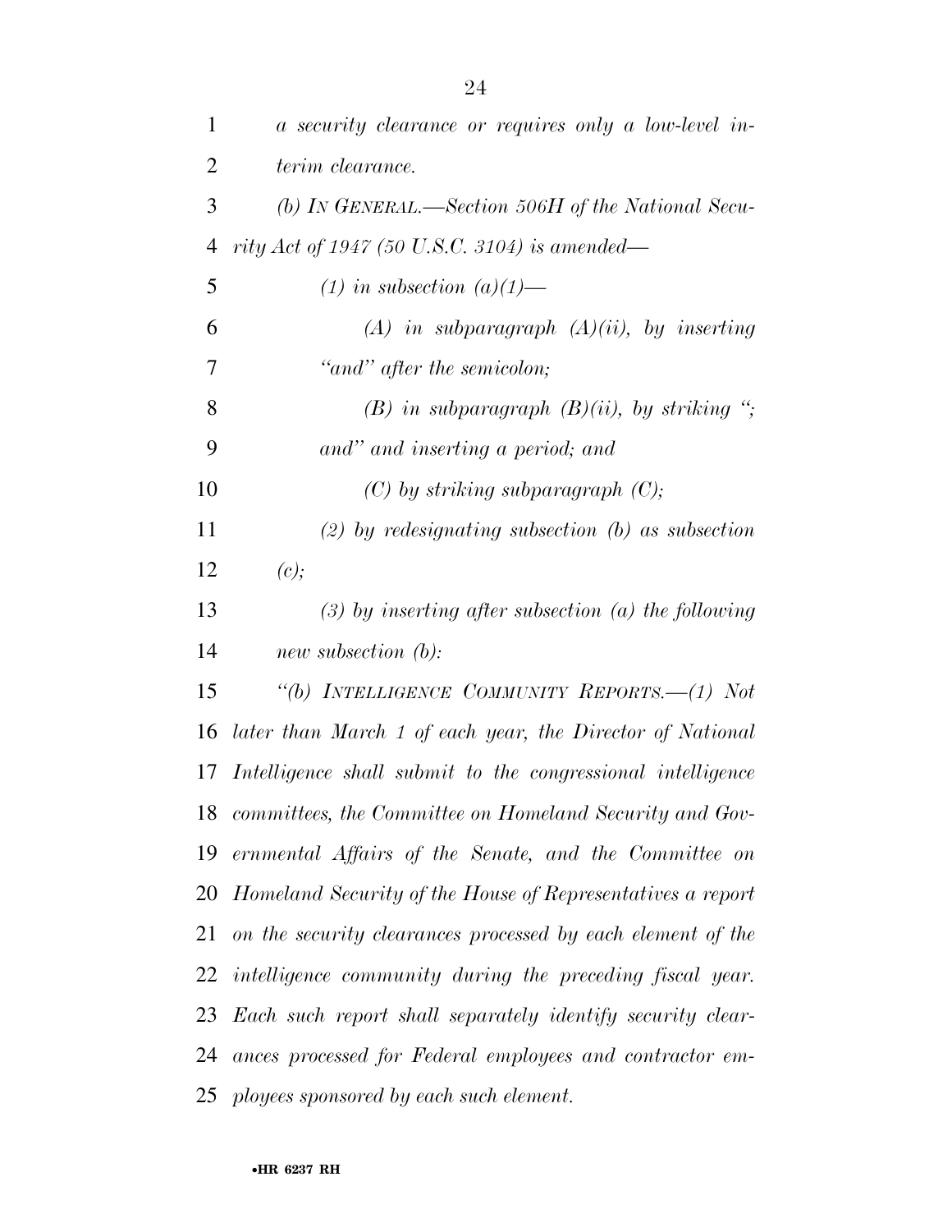*a security clearance or requires only a low-level interim clearance.*

*(b) IN GENERAL.—Section 506H of the National Security Act of 1947 (50 U.S.C. 3104) is amended—*

*(1) in subsection (a)(1)—*

*(A) in subparagraph (A)(ii), by inserting "and" after the semicolon;*

*(B) in subparagraph (B)(ii), by striking "; and" and inserting a period; and*

*(C) by striking subparagraph (C);*

*(2) by redesignating subsection (b) as subsection (c);*

*(3) by inserting after subsection (a) the following new subsection (b):*

*"(b) INTELLIGENCE COMMUNITY REPORTS.—(1) Not later than March 1 of each year, the Director of National Intelligence shall submit to the congressional intelligence committees, the Committee on Homeland Security and Governmental Affairs of the Senate, and the Committee on Homeland Security of the House of Representatives a report on the security clearances processed by each element of the intelligence community during the preceding fiscal year. Each such report shall separately identify security clearances processed for Federal employees and contractor employees sponsored by each such element.*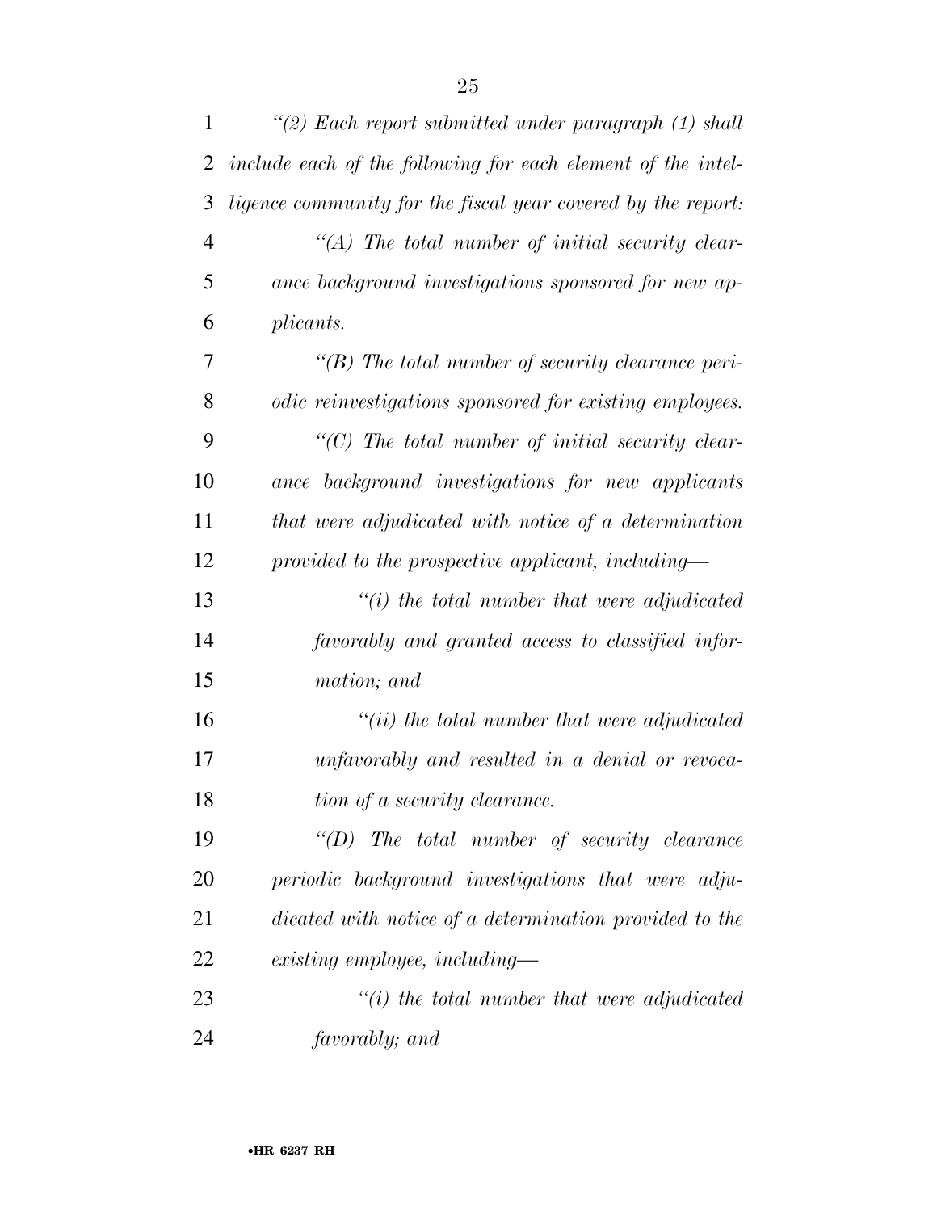*"(2) Each report submitted under paragraph (1) shall include each of the following for each element of the intelligence community for the fiscal year covered by the report:*

*"(A) The total number of initial security clearance background investigations sponsored for new applicants.*

*"(B) The total number of security clearance periodic reinvestigations sponsored for existing employees.*

*"(C) The total number of initial security clearance background investigations for new applicants that were adjudicated with notice of a determination provided to the prospective applicant, including—*

*"(i) the total number that were adjudicated favorably and granted access to classified information; and*

*"(ii) the total number that were adjudicated unfavorably and resulted in a denial or revocation of a security clearance.*

*"(D) The total number of security clearance periodic background investigations that were adjudicated with notice of a determination provided to the existing employee, including—*

*"(i) the total number that were adjudicated favorably; and*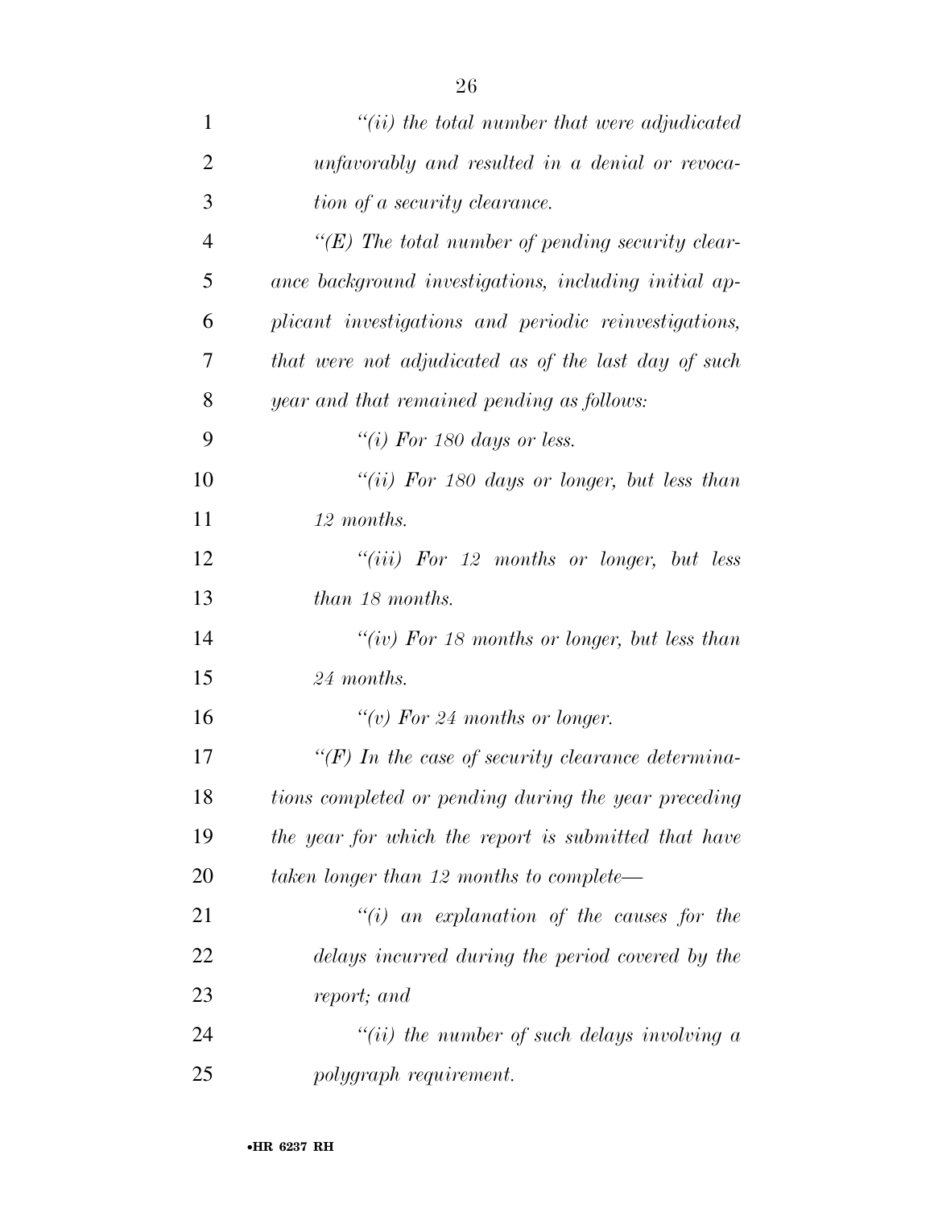*"(ii) the total number that were adjudicated unfavorably and resulted in a denial or revocation of a security clearance.*

*"(E) The total number of pending security clearance background investigations, including initial applicant investigations and periodic reinvestigations, that were not adjudicated as of the last day of such year and that remained pending as follows:*

*"(i) For 180 days or less.*

*"(ii) For 180 days or longer, but less than 12 months.*

*"(iii) For 12 months or longer, but less than 18 months.*

*"(iv) For 18 months or longer, but less than 24 months.*

*"(v) For 24 months or longer.*

*"(F) In the case of security clearance determinations completed or pending during the year preceding the year for which the report is submitted that have taken longer than 12 months to complete—*

*"(i) an explanation of the causes for the delays incurred during the period covered by the report; and*

*"(ii) the number of such delays involving a polygraph requirement.*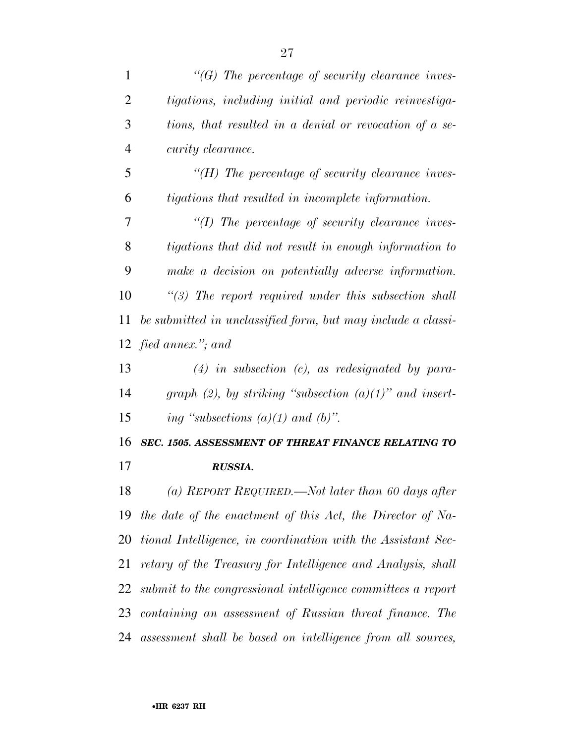*"(G) The percentage of security clearance investigations, including initial and periodic reinvestigations, that resulted in a denial or revocation of a security clearance.*

*"(H) The percentage of security clearance investigations that resulted in incomplete information.*

*"(I) The percentage of security clearance investigations that did not result in enough information to make a decision on potentially adverse information.*

*"(3) The report required under this subsection shall be submitted in unclassified form, but may include a classified annex."; and*

*(4) in subsection (c), as redesignated by paragraph (2), by striking "subsection (a)(1)" and inserting "subsections (a)(1) and (b)".*

***SEC. 1505. ASSESSMENT OF THREAT FINANCE RELATING TO RUSSIA.***

*(a) REPORT REQUIRED.—Not later than 60 days after the date of the enactment of this Act, the Director of National Intelligence, in coordination with the Assistant Secretary of the Treasury for Intelligence and Analysis, shall submit to the congressional intelligence committees a report containing an assessment of Russian threat finance. The assessment shall be based on intelligence from all sources,*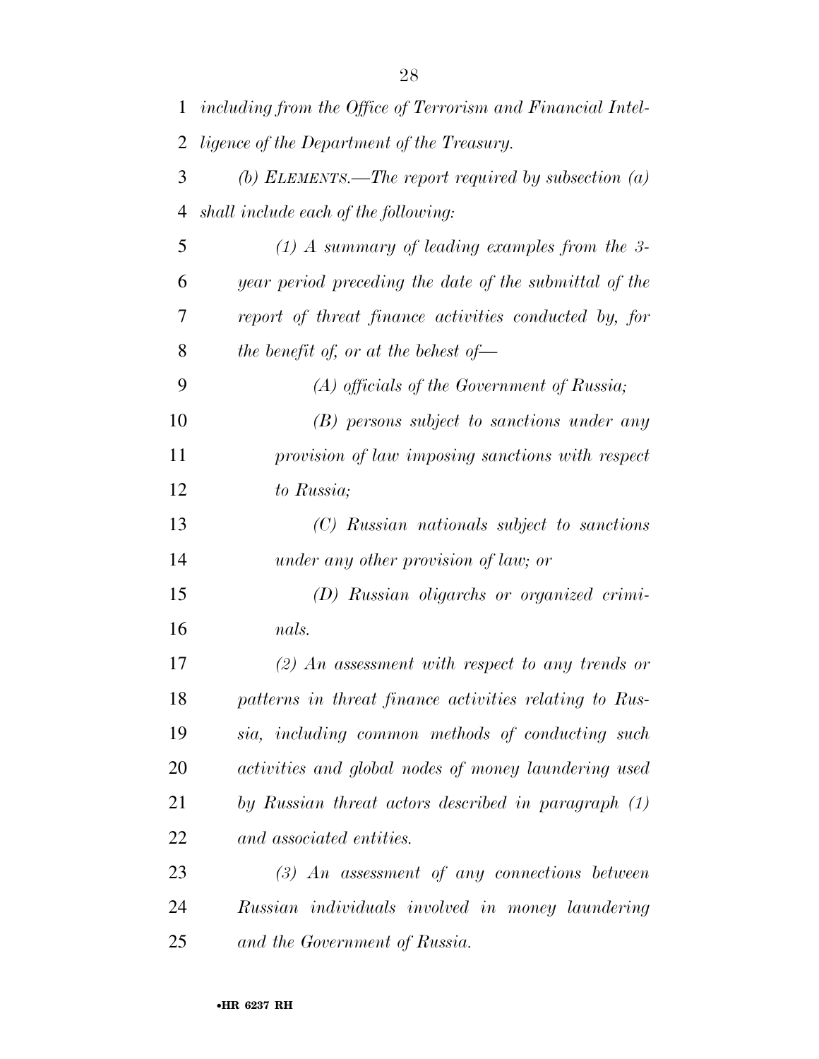*including from the Office of Terrorism and Financial Intelligence of the Department of the Treasury.*

*(b) ELEMENTS.—The report required by subsection (a) shall include each of the following:*

*(1) A summary of leading examples from the 3-year period preceding the date of the submittal of the report of threat finance activities conducted by, for the benefit of, or at the behest of—*

*(A) officials of the Government of Russia;*

*(B) persons subject to sanctions under any provision of law imposing sanctions with respect to Russia;*

*(C) Russian nationals subject to sanctions under any other provision of law; or*

*(D) Russian oligarchs or organized criminals.*

*(2) An assessment with respect to any trends or patterns in threat finance activities relating to Russia, including common methods of conducting such activities and global nodes of money laundering used by Russian threat actors described in paragraph (1) and associated entities.*

*(3) An assessment of any connections between Russian individuals involved in money laundering and the Government of Russia.*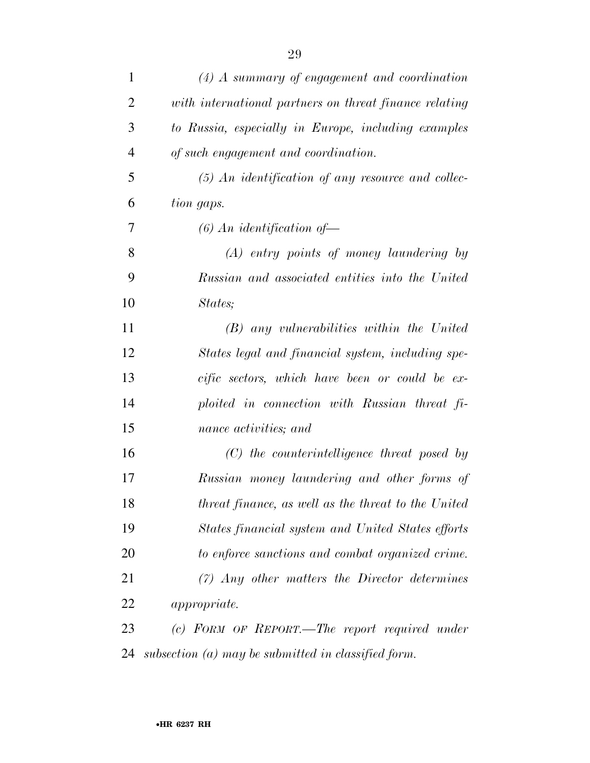*(4) A summary of engagement and coordination with international partners on threat finance relating to Russia, especially in Europe, including examples of such engagement and coordination.*

*(5) An identification of any resource and collection gaps.*

*(6) An identification of—*

*(A) entry points of money laundering by Russian and associated entities into the United States;*

*(B) any vulnerabilities within the United States legal and financial system, including specific sectors, which have been or could be exploited in connection with Russian threat finance activities; and*

*(C) the counterintelligence threat posed by Russian money laundering and other forms of threat finance, as well as the threat to the United States financial system and United States efforts to enforce sanctions and combat organized crime.*

*(7) Any other matters the Director determines appropriate.*

*(c) FORM OF REPORT.—The report required under subsection (a) may be submitted in classified form.*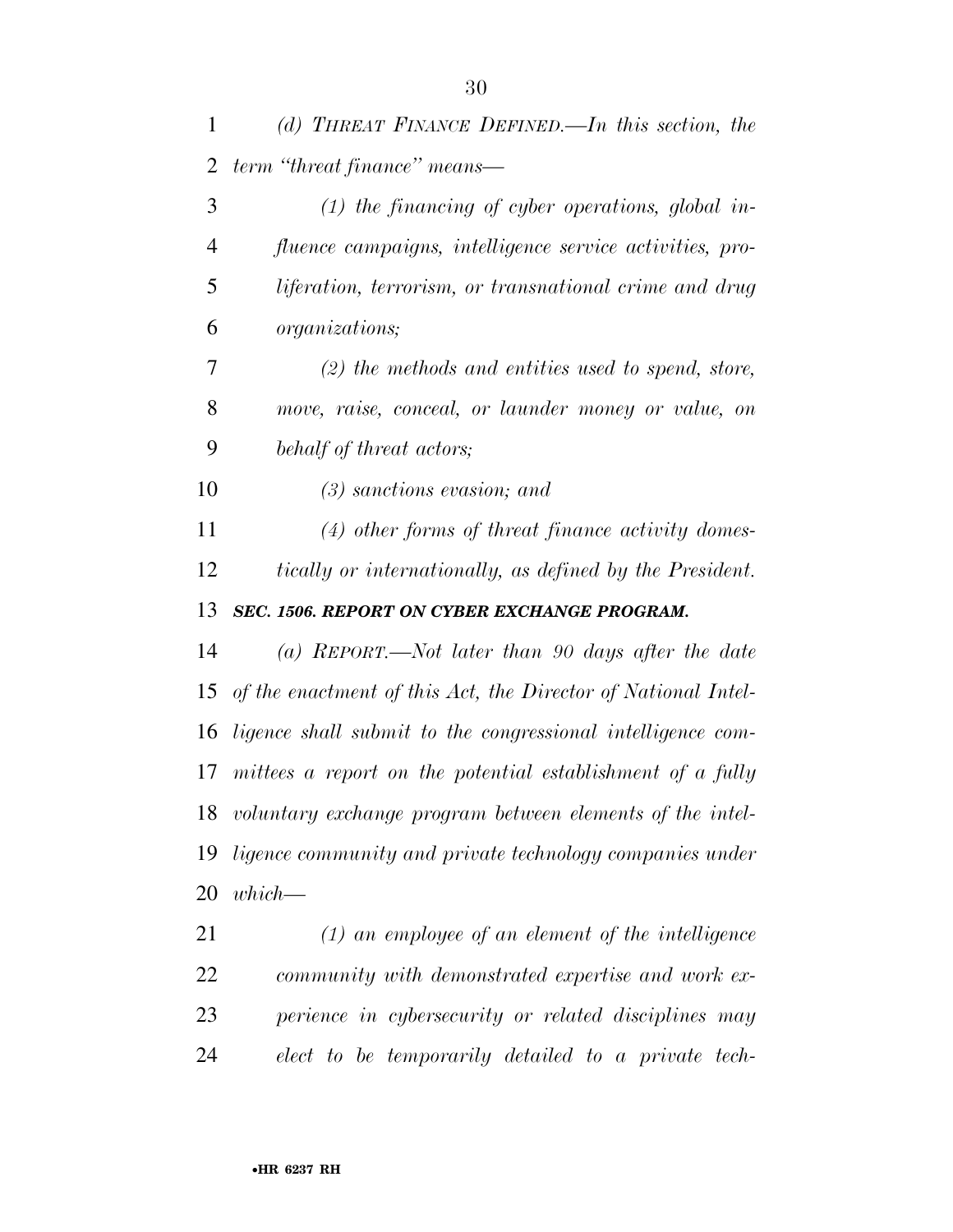*(d) THREAT FINANCE DEFINED.—In this section, the term "threat finance" means—*

*(1) the financing of cyber operations, global influence campaigns, intelligence service activities, proliferation, terrorism, or transnational crime and drug organizations;*

*(2) the methods and entities used to spend, store, move, raise, conceal, or launder money or value, on behalf of threat actors;*

*(3) sanctions evasion; and*

*(4) other forms of threat finance activity domestically or internationally, as defined by the President.*

***SEC. 1506. REPORT ON CYBER EXCHANGE PROGRAM.***

*(a) REPORT.—Not later than 90 days after the date of the enactment of this Act, the Director of National Intelligence shall submit to the congressional intelligence committees a report on the potential establishment of a fully voluntary exchange program between elements of the intelligence community and private technology companies under which—*

*(1) an employee of an element of the intelligence community with demonstrated expertise and work experience in cybersecurity or related disciplines may elect to be temporarily detailed to a private tech-*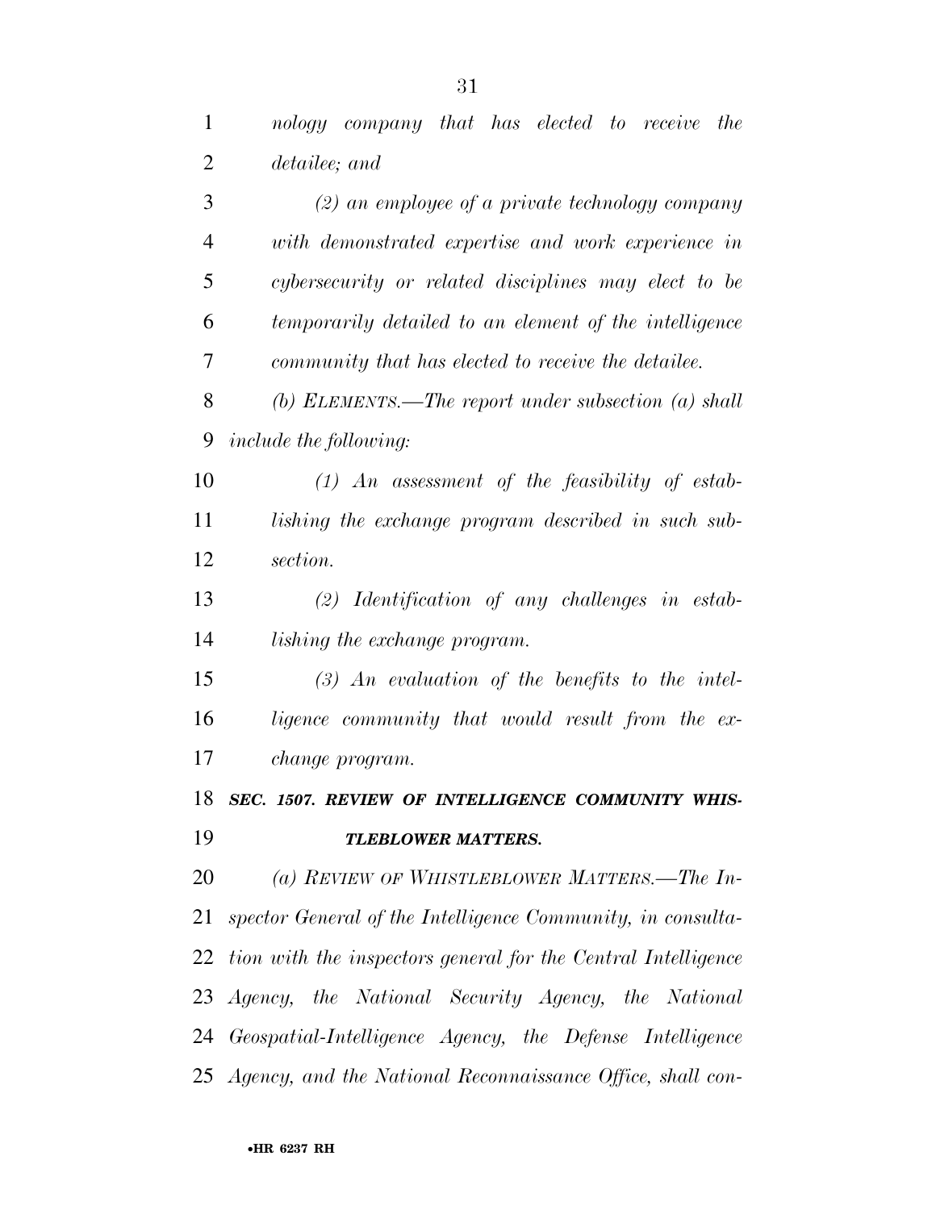*nology company that has elected to receive the detailee; and*

*(2) an employee of a private technology company with demonstrated expertise and work experience in cybersecurity or related disciplines may elect to be temporarily detailed to an element of the intelligence community that has elected to receive the detailee.*

*(b) ELEMENTS.—The report under subsection (a) shall include the following:*

*(1) An assessment of the feasibility of establishing the exchange program described in such subsection.*

*(2) Identification of any challenges in establishing the exchange program.*

*(3) An evaluation of the benefits to the intelligence community that would result from the exchange program.*

***SEC. 1507. REVIEW OF INTELLIGENCE COMMUNITY WHISTLEBLOWER MATTERS.***

*(a) REVIEW OF WHISTLEBLOWER MATTERS.—The Inspector General of the Intelligence Community, in consultation with the inspectors general for the Central Intelligence Agency, the National Security Agency, the National Geospatial-Intelligence Agency, the Defense Intelligence Agency, and the National Reconnaissance Office, shall con-*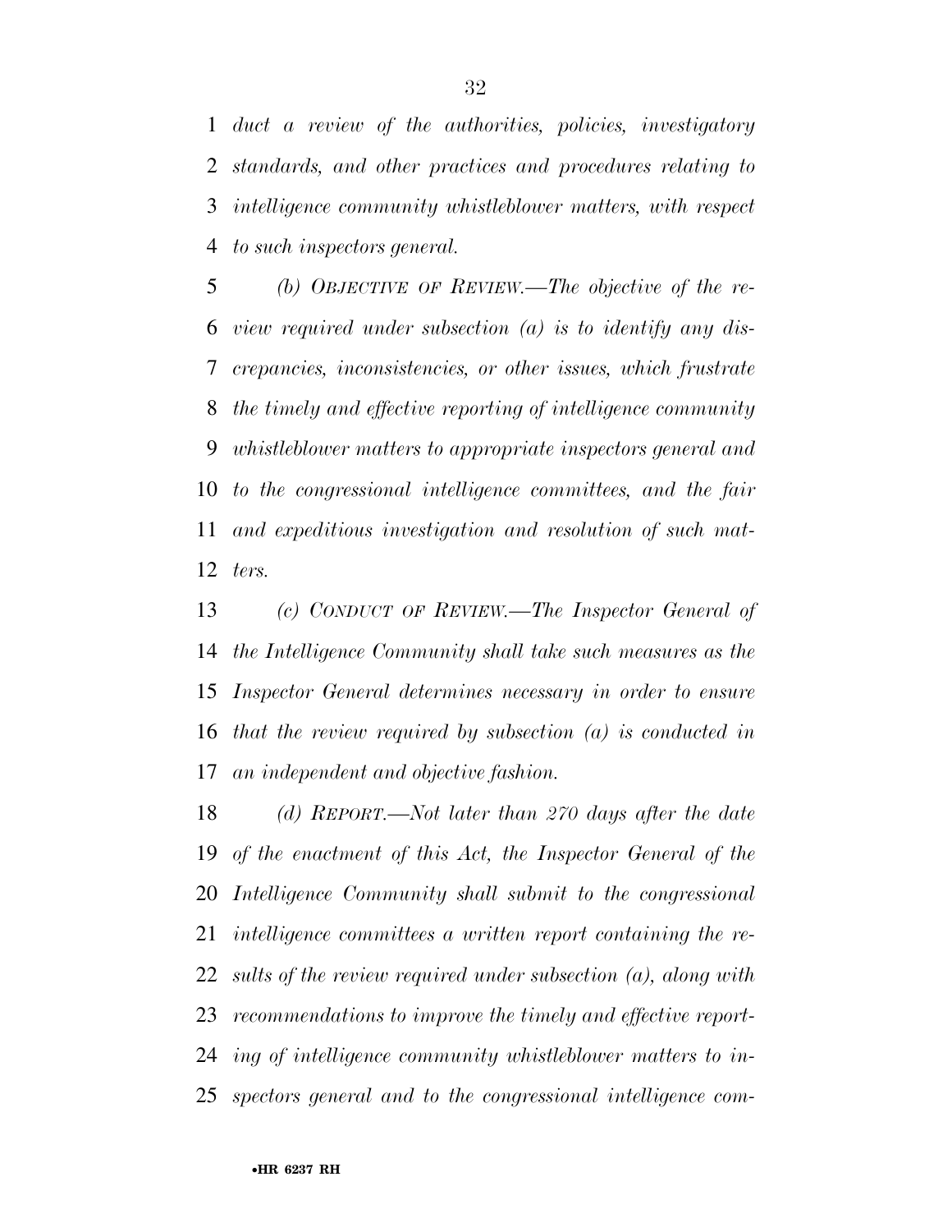*duct a review of the authorities, policies, investigatory standards, and other practices and procedures relating to intelligence community whistleblower matters, with respect to such inspectors general.*

*(b) OBJECTIVE OF REVIEW.—The objective of the review required under subsection (a) is to identify any discrepancies, inconsistencies, or other issues, which frustrate the timely and effective reporting of intelligence community whistleblower matters to appropriate inspectors general and to the congressional intelligence committees, and the fair and expeditious investigation and resolution of such matters.*

*(c) CONDUCT OF REVIEW.—The Inspector General of the Intelligence Community shall take such measures as the Inspector General determines necessary in order to ensure that the review required by subsection (a) is conducted in an independent and objective fashion.*

*(d) REPORT.—Not later than 270 days after the date of the enactment of this Act, the Inspector General of the Intelligence Community shall submit to the congressional intelligence committees a written report containing the results of the review required under subsection (a), along with recommendations to improve the timely and effective reporting of intelligence community whistleblower matters to inspectors general and to the congressional intelligence com-*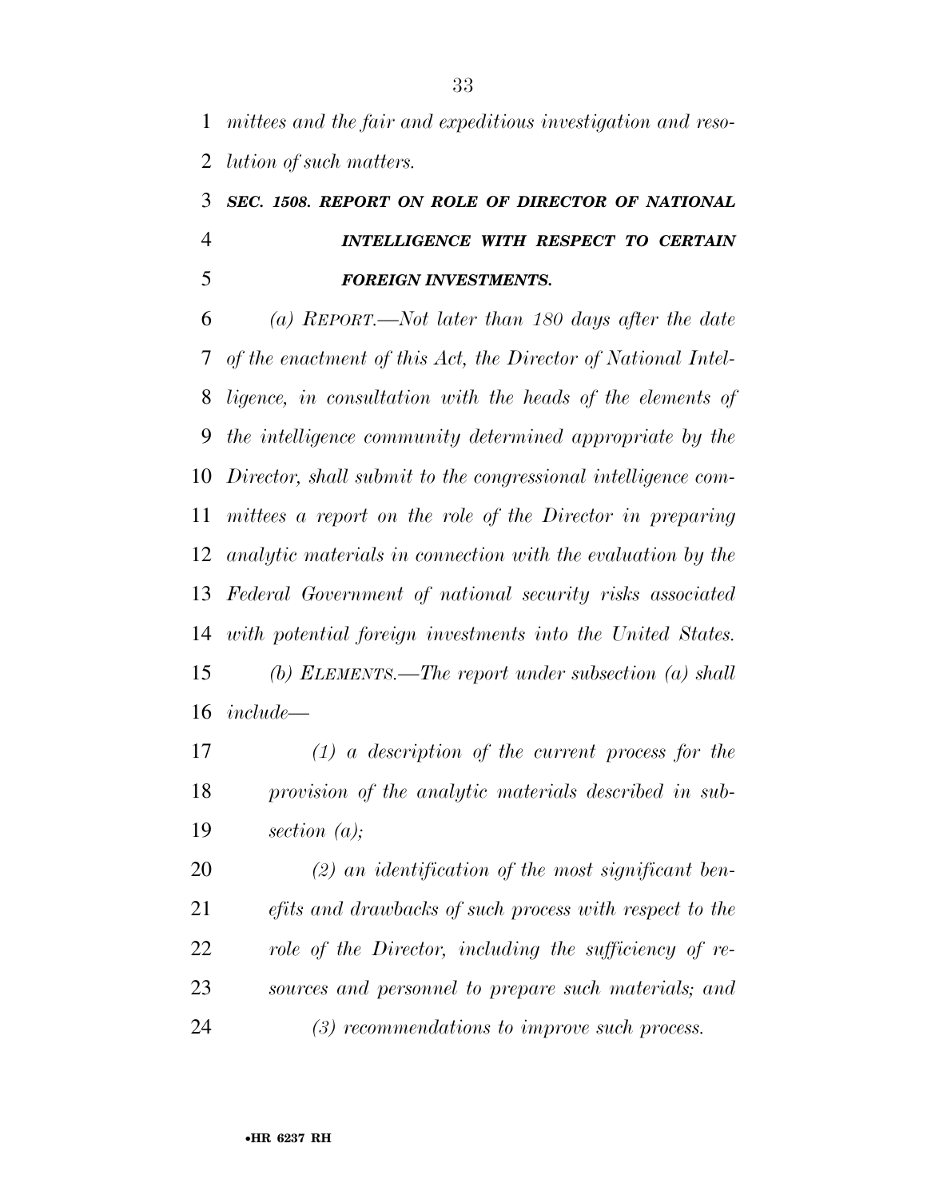*mittees and the fair and expeditious investigation and resolution of such matters.*

### ***SEC. 1508. REPORT ON ROLE OF DIRECTOR OF NATIONAL INTELLIGENCE WITH RESPECT TO CERTAIN FOREIGN INVESTMENTS.***

*(a) REPORT.—Not later than 180 days after the date of the enactment of this Act, the Director of National Intelligence, in consultation with the heads of the elements of the intelligence community determined appropriate by the Director, shall submit to the congressional intelligence committees a report on the role of the Director in preparing analytic materials in connection with the evaluation by the Federal Government of national security risks associated with potential foreign investments into the United States.*

*(b) ELEMENTS.—The report under subsection (a) shall include—*

*(1) a description of the current process for the provision of the analytic materials described in subsection (a);*

*(2) an identification of the most significant benefits and drawbacks of such process with respect to the role of the Director, including the sufficiency of resources and personnel to prepare such materials; and*

*(3) recommendations to improve such process.*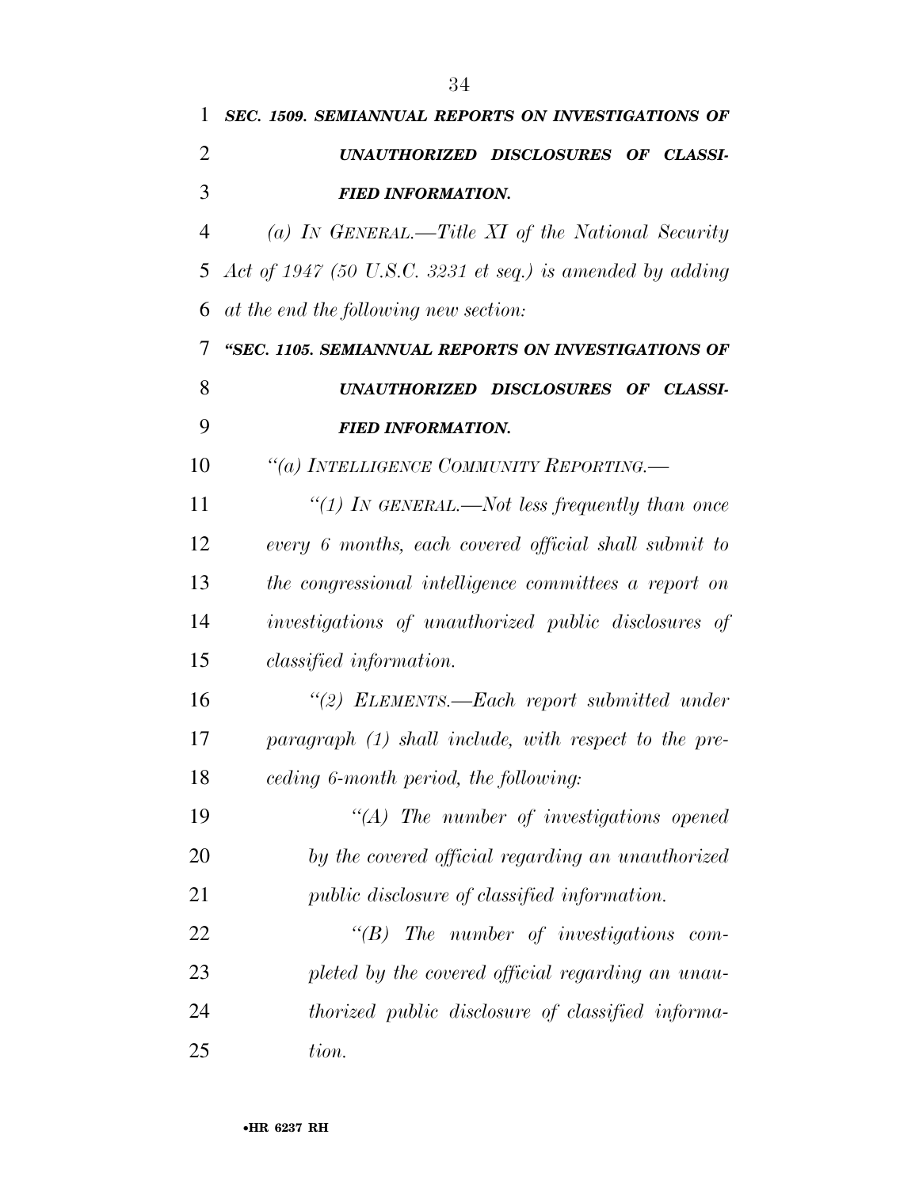***SEC. 1509. SEMIANNUAL REPORTS ON INVESTIGATIONS OF UNAUTHORIZED DISCLOSURES OF CLASSIFIED INFORMATION.***

*(a) IN GENERAL.—Title XI of the National Security Act of 1947 (50 U.S.C. 3231 et seq.) is amended by adding at the end the following new section:*

***"SEC. 1105. SEMIANNUAL REPORTS ON INVESTIGATIONS OF UNAUTHORIZED DISCLOSURES OF CLASSIFIED INFORMATION.***

*"(a) INTELLIGENCE COMMUNITY REPORTING.—*

*"(1) IN GENERAL.—Not less frequently than once every 6 months, each covered official shall submit to the congressional intelligence committees a report on investigations of unauthorized public disclosures of classified information.*

*"(2) ELEMENTS.—Each report submitted under paragraph (1) shall include, with respect to the preceding 6-month period, the following:*

*"(A) The number of investigations opened by the covered official regarding an unauthorized public disclosure of classified information.*

*"(B) The number of investigations completed by the covered official regarding an unauthorized public disclosure of classified information.*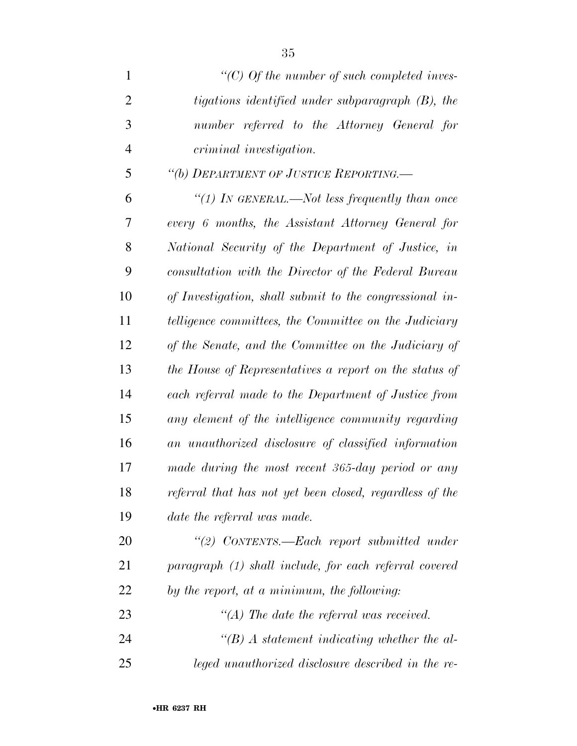*"(C) Of the number of such completed investigations identified under subparagraph (B), the number referred to the Attorney General for criminal investigation.*

*"(b) DEPARTMENT OF JUSTICE REPORTING.—*

*"(1) IN GENERAL.—Not less frequently than once every 6 months, the Assistant Attorney General for National Security of the Department of Justice, in consultation with the Director of the Federal Bureau of Investigation, shall submit to the congressional intelligence committees, the Committee on the Judiciary of the Senate, and the Committee on the Judiciary of the House of Representatives a report on the status of each referral made to the Department of Justice from any element of the intelligence community regarding an unauthorized disclosure of classified information made during the most recent 365-day period or any referral that has not yet been closed, regardless of the date the referral was made.*

*"(2) CONTENTS.—Each report submitted under paragraph (1) shall include, for each referral covered by the report, at a minimum, the following:*

*"(A) The date the referral was received.*

*"(B) A statement indicating whether the alleged unauthorized disclosure described in the re-*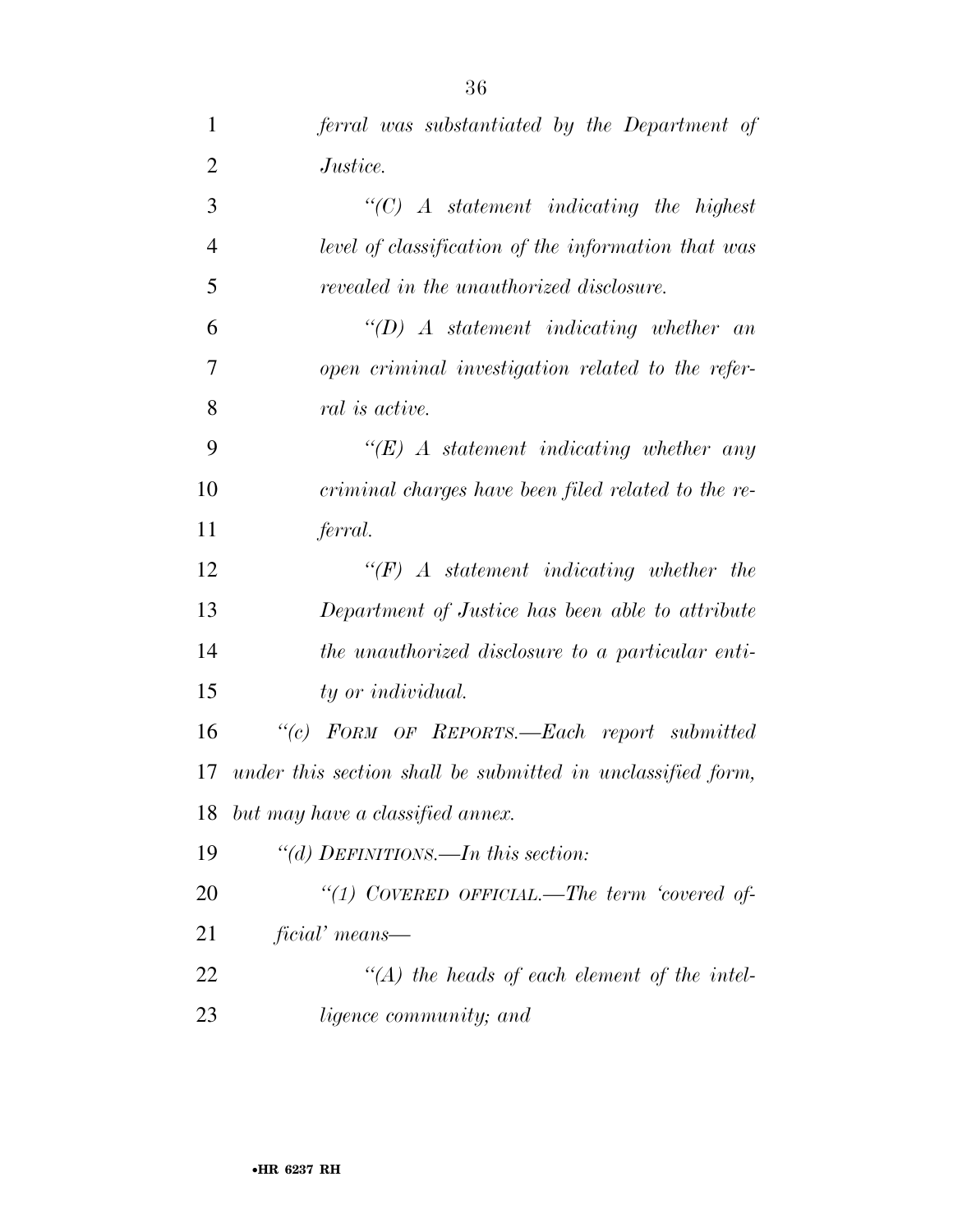*ferral was substantiated by the Department of Justice.*

*"(C) A statement indicating the highest level of classification of the information that was revealed in the unauthorized disclosure.*

*"(D) A statement indicating whether an open criminal investigation related to the referral is active.*

*"(E) A statement indicating whether any criminal charges have been filed related to the referral.*

*"(F) A statement indicating whether the Department of Justice has been able to attribute the unauthorized disclosure to a particular entity or individual.*

*"(c) FORM OF REPORTS.—Each report submitted under this section shall be submitted in unclassified form, but may have a classified annex.*

*"(d) DEFINITIONS.—In this section:*

*"(1) COVERED OFFICIAL.—The term 'covered official' means—*

*"(A) the heads of each element of the intelligence community; and*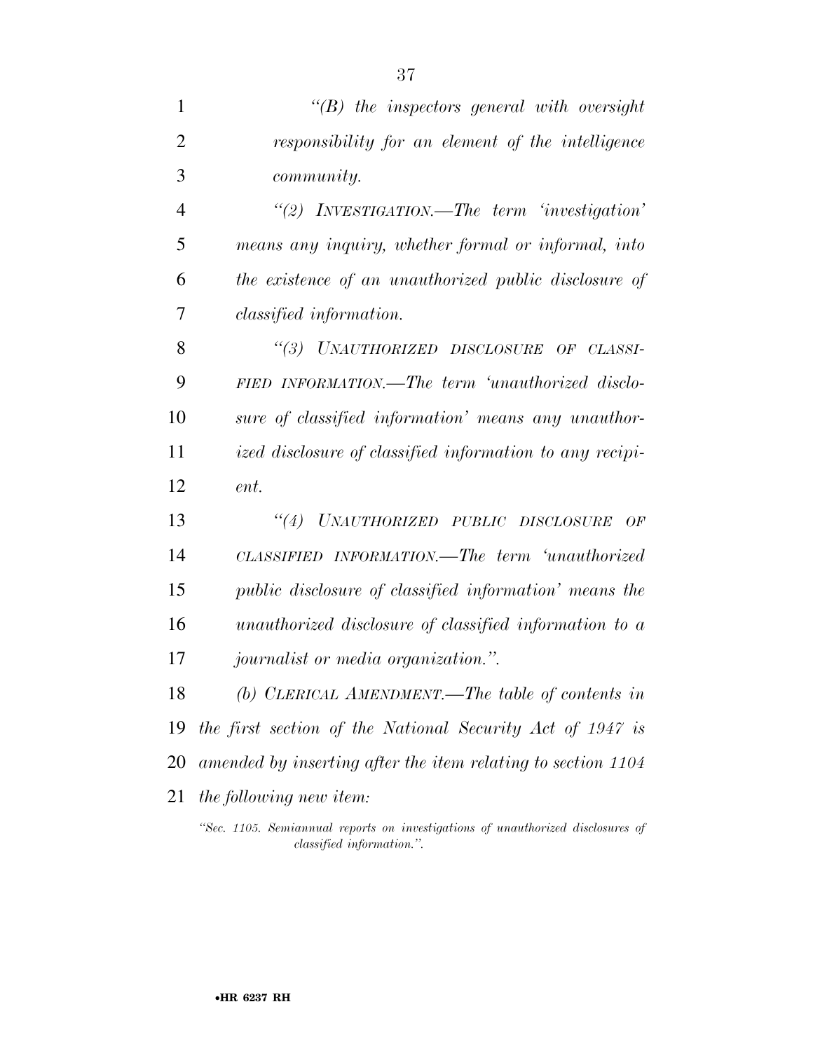*"(B) the inspectors general with oversight responsibility for an element of the intelligence community.*

*"(2) INVESTIGATION.—The term 'investigation' means any inquiry, whether formal or informal, into the existence of an unauthorized public disclosure of classified information.*

*"(3) UNAUTHORIZED DISCLOSURE OF CLASSIFIED INFORMATION.—The term 'unauthorized disclosure of classified information' means any unauthorized disclosure of classified information to any recipient.*

*"(4) UNAUTHORIZED PUBLIC DISCLOSURE OF CLASSIFIED INFORMATION.—The term 'unauthorized public disclosure of classified information' means the unauthorized disclosure of classified information to a journalist or media organization.".*

*(b) CLERICAL AMENDMENT.—The table of contents in the first section of the National Security Act of 1947 is amended by inserting after the item relating to section 1104 the following new item:*

*"Sec. 1105. Semiannual reports on investigations of unauthorized disclosures of classified information.".*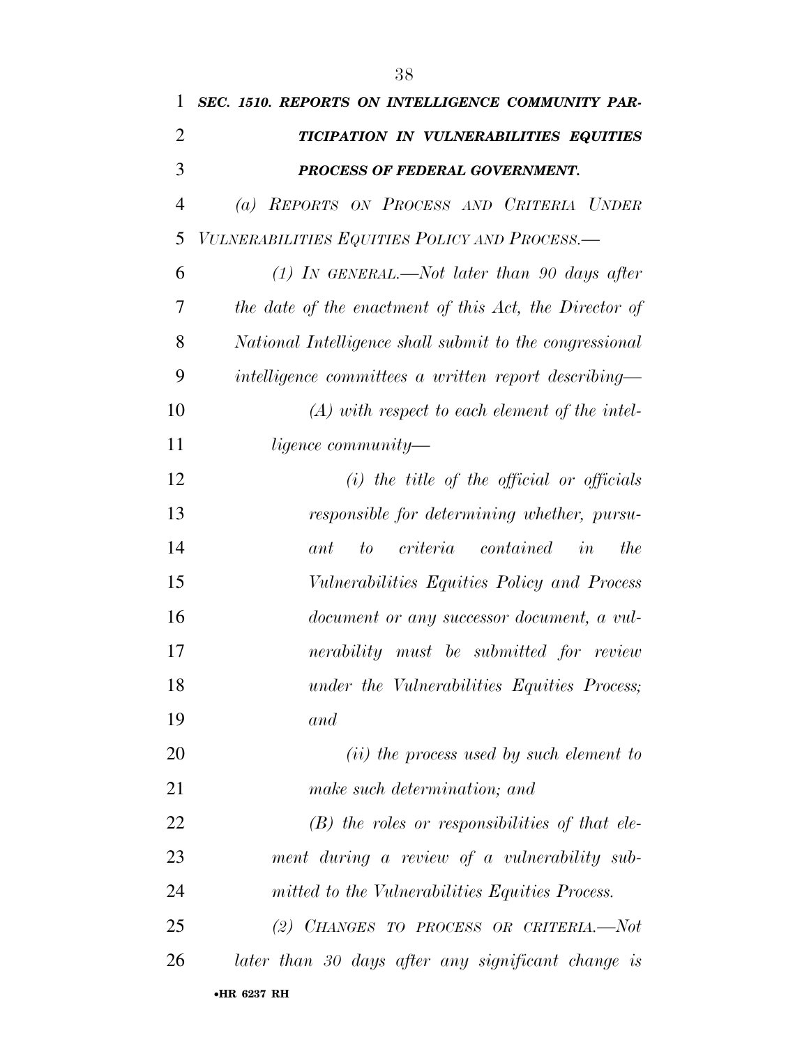***SEC. 1510. REPORTS ON INTELLIGENCE COMMUNITY PARTICIPATION IN VULNERABILITIES EQUITIES PROCESS OF FEDERAL GOVERNMENT.***

*(a) REPORTS ON PROCESS AND CRITERIA UNDER VULNERABILITIES EQUITIES POLICY AND PROCESS.—*

*(1) IN GENERAL.—Not later than 90 days after the date of the enactment of this Act, the Director of National Intelligence shall submit to the congressional intelligence committees a written report describing—*

*(A) with respect to each element of the intelligence community—*

*(i) the title of the official or officials responsible for determining whether, pursuant to criteria contained in the Vulnerabilities Equities Policy and Process document or any successor document, a vulnerability must be submitted for review under the Vulnerabilities Equities Process; and*

*(ii) the process used by such element to make such determination; and*

*(B) the roles or responsibilities of that element during a review of a vulnerability submitted to the Vulnerabilities Equities Process.*

*(2) CHANGES TO PROCESS OR CRITERIA.—Not later than 30 days after any significant change is*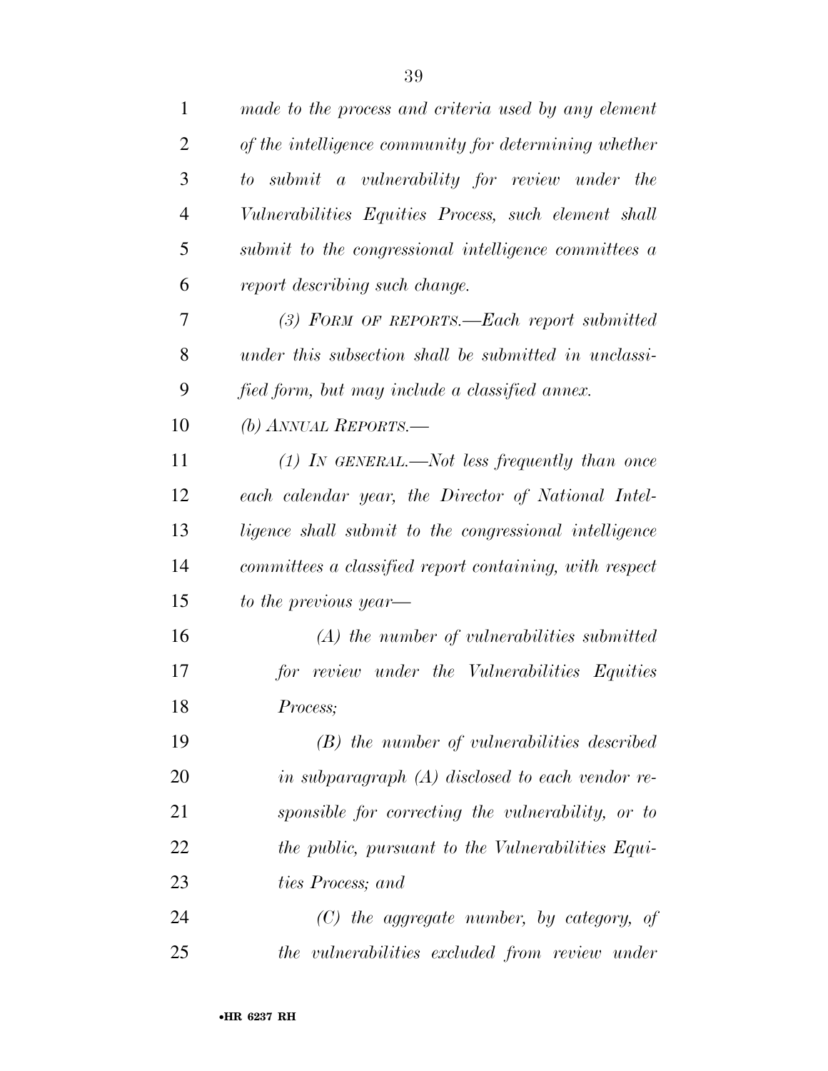*made to the process and criteria used by any element of the intelligence community for determining whether to submit a vulnerability for review under the Vulnerabilities Equities Process, such element shall submit to the congressional intelligence committees a report describing such change.*

*(3) FORM OF REPORTS.—Each report submitted under this subsection shall be submitted in unclassified form, but may include a classified annex.*

*(b) ANNUAL REPORTS.—*

*(1) IN GENERAL.—Not less frequently than once each calendar year, the Director of National Intelligence shall submit to the congressional intelligence committees a classified report containing, with respect to the previous year—*

*(A) the number of vulnerabilities submitted for review under the Vulnerabilities Equities Process;*

*(B) the number of vulnerabilities described in subparagraph (A) disclosed to each vendor responsible for correcting the vulnerability, or to the public, pursuant to the Vulnerabilities Equities Process; and*

*(C) the aggregate number, by category, of the vulnerabilities excluded from review under*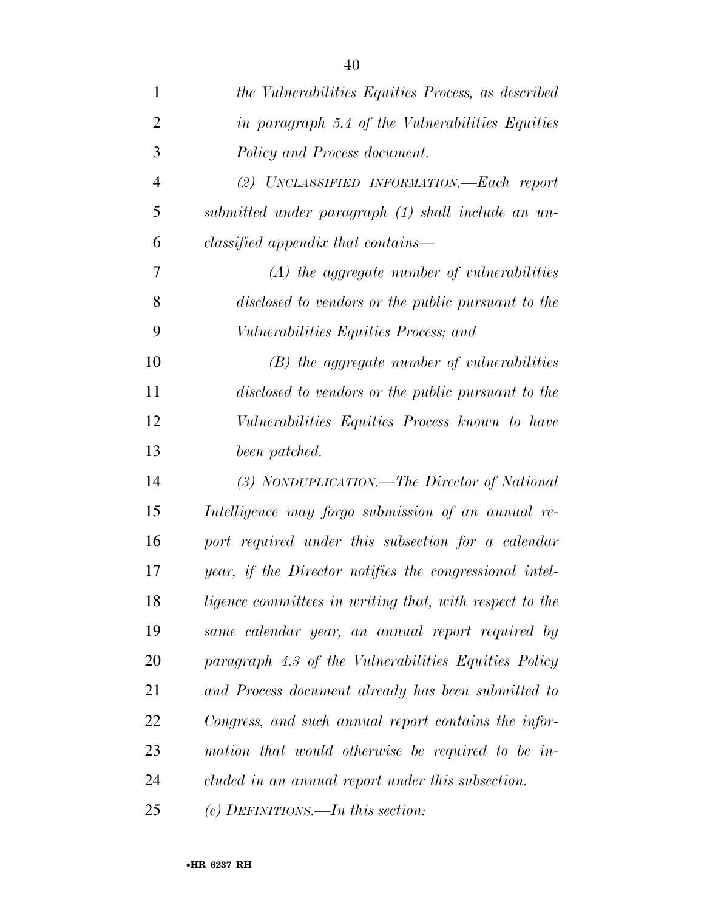*the Vulnerabilities Equities Process, as described in paragraph 5.4 of the Vulnerabilities Equities Policy and Process document.*

*(2) UNCLASSIFIED INFORMATION.—Each report submitted under paragraph (1) shall include an unclassified appendix that contains—*

*(A) the aggregate number of vulnerabilities disclosed to vendors or the public pursuant to the Vulnerabilities Equities Process; and*

*(B) the aggregate number of vulnerabilities disclosed to vendors or the public pursuant to the Vulnerabilities Equities Process known to have been patched.*

*(3) NONDUPLICATION.—The Director of National Intelligence may forgo submission of an annual report required under this subsection for a calendar year, if the Director notifies the congressional intelligence committees in writing that, with respect to the same calendar year, an annual report required by paragraph 4.3 of the Vulnerabilities Equities Policy and Process document already has been submitted to Congress, and such annual report contains the information that would otherwise be required to be included in an annual report under this subsection.*

*(c) DEFINITIONS.—In this section:*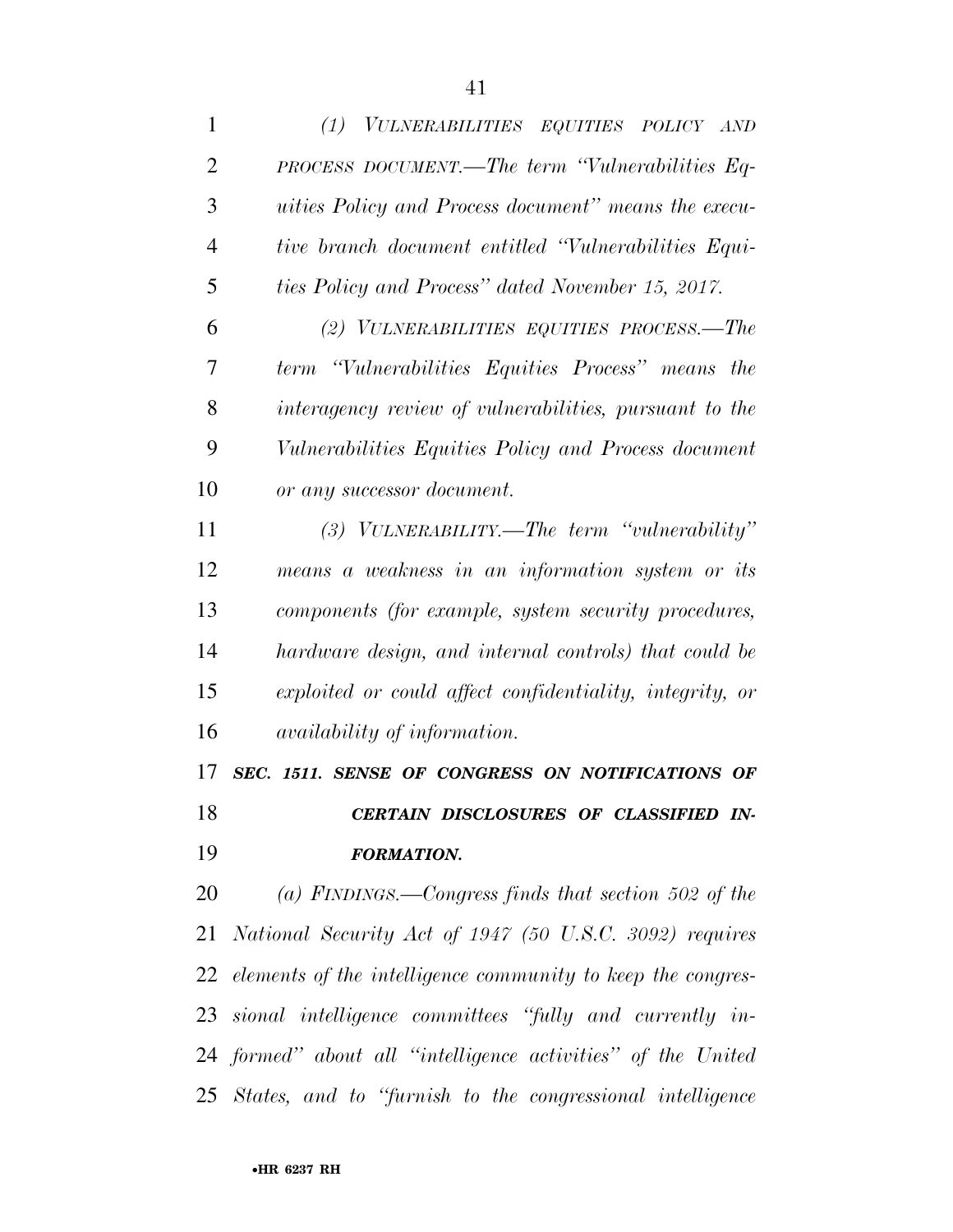*(1) VULNERABILITIES EQUITIES POLICY AND PROCESS DOCUMENT.—The term "Vulnerabilities Equities Policy and Process document" means the executive branch document entitled "Vulnerabilities Equities Policy and Process" dated November 15, 2017.*

*(2) VULNERABILITIES EQUITIES PROCESS.—The term "Vulnerabilities Equities Process" means the interagency review of vulnerabilities, pursuant to the Vulnerabilities Equities Policy and Process document or any successor document.*

*(3) VULNERABILITY.—The term "vulnerability" means a weakness in an information system or its components (for example, system security procedures, hardware design, and internal controls) that could be exploited or could affect confidentiality, integrity, or availability of information.*

***SEC. 1511. SENSE OF CONGRESS ON NOTIFICATIONS OF CERTAIN DISCLOSURES OF CLASSIFIED INFORMATION.***

*(a) FINDINGS.—Congress finds that section 502 of the National Security Act of 1947 (50 U.S.C. 3092) requires elements of the intelligence community to keep the congressional intelligence committees "fully and currently informed" about all "intelligence activities" of the United States, and to "furnish to the congressional intelligence*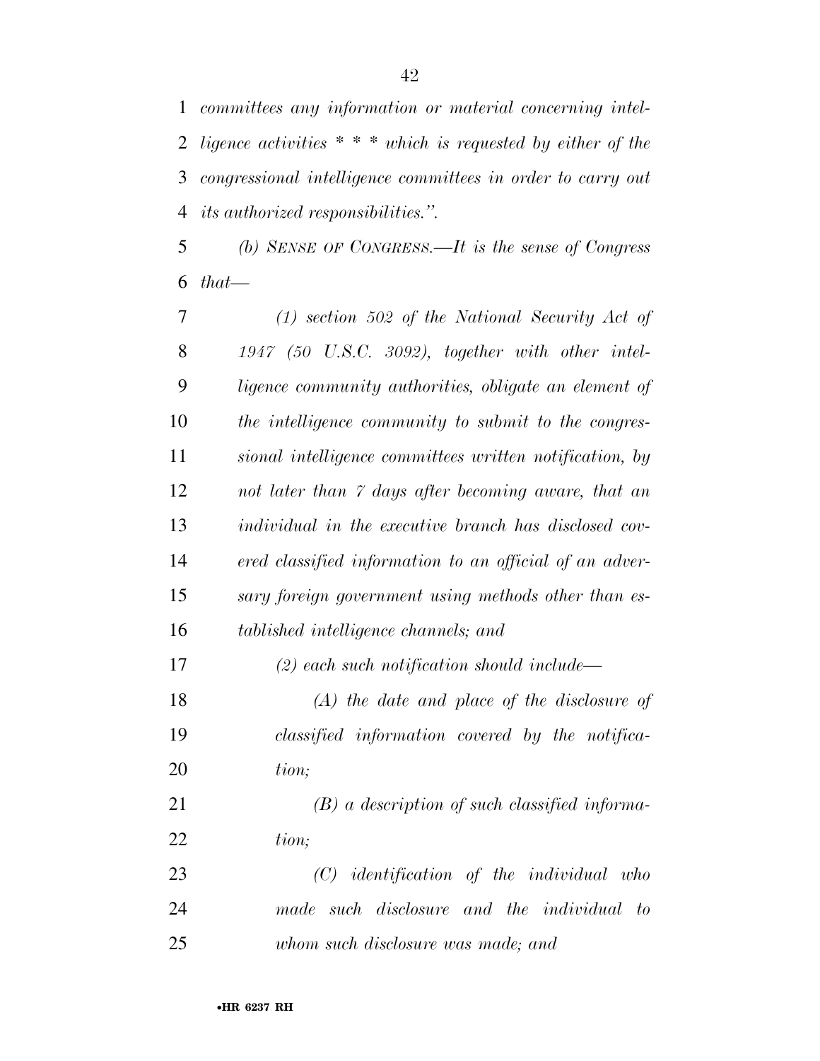*committees any information or material concerning intelligence activities * * * which is requested by either of the congressional intelligence committees in order to carry out its authorized responsibilities.''.*

*(b) SENSE OF CONGRESS.—It is the sense of Congress that—*

*(1) section 502 of the National Security Act of 1947 (50 U.S.C. 3092), together with other intelligence community authorities, obligate an element of the intelligence community to submit to the congressional intelligence committees written notification, by not later than 7 days after becoming aware, that an individual in the executive branch has disclosed covered classified information to an official of an adversary foreign government using methods other than established intelligence channels; and*

*(2) each such notification should include—*

*(A) the date and place of the disclosure of classified information covered by the notification;*

*(B) a description of such classified information;*

*(C) identification of the individual who made such disclosure and the individual to whom such disclosure was made; and*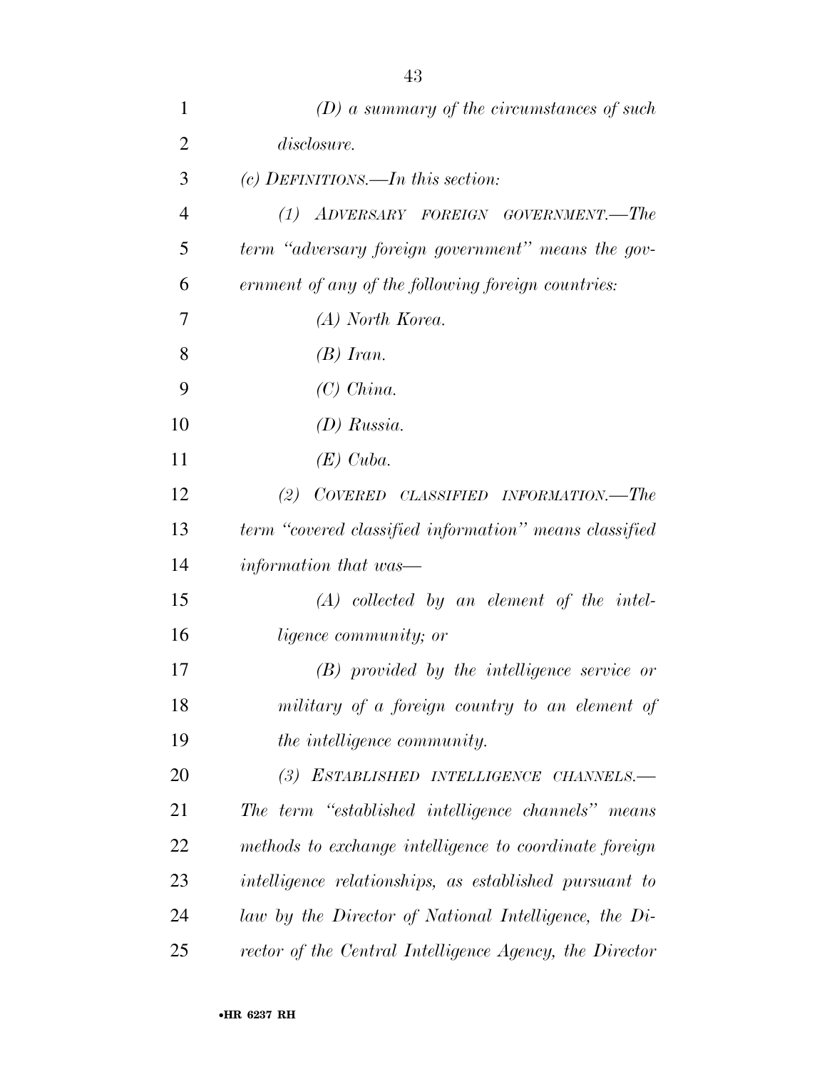*(D) a summary of the circumstances of such disclosure.*

*(c) DEFINITIONS.—In this section:*

*(1) ADVERSARY FOREIGN GOVERNMENT.—The term "adversary foreign government" means the government of any of the following foreign countries:*

*(A) North Korea.*

*(B) Iran.*

*(C) China.*

*(D) Russia.*

*(E) Cuba.*

*(2) COVERED CLASSIFIED INFORMATION.—The term "covered classified information" means classified information that was—*

*(A) collected by an element of the intelligence community; or*

*(B) provided by the intelligence service or military of a foreign country to an element of the intelligence community.*

*(3) ESTABLISHED INTELLIGENCE CHANNELS.— The term "established intelligence channels" means methods to exchange intelligence to coordinate foreign intelligence relationships, as established pursuant to law by the Director of National Intelligence, the Director of the Central Intelligence Agency, the Director*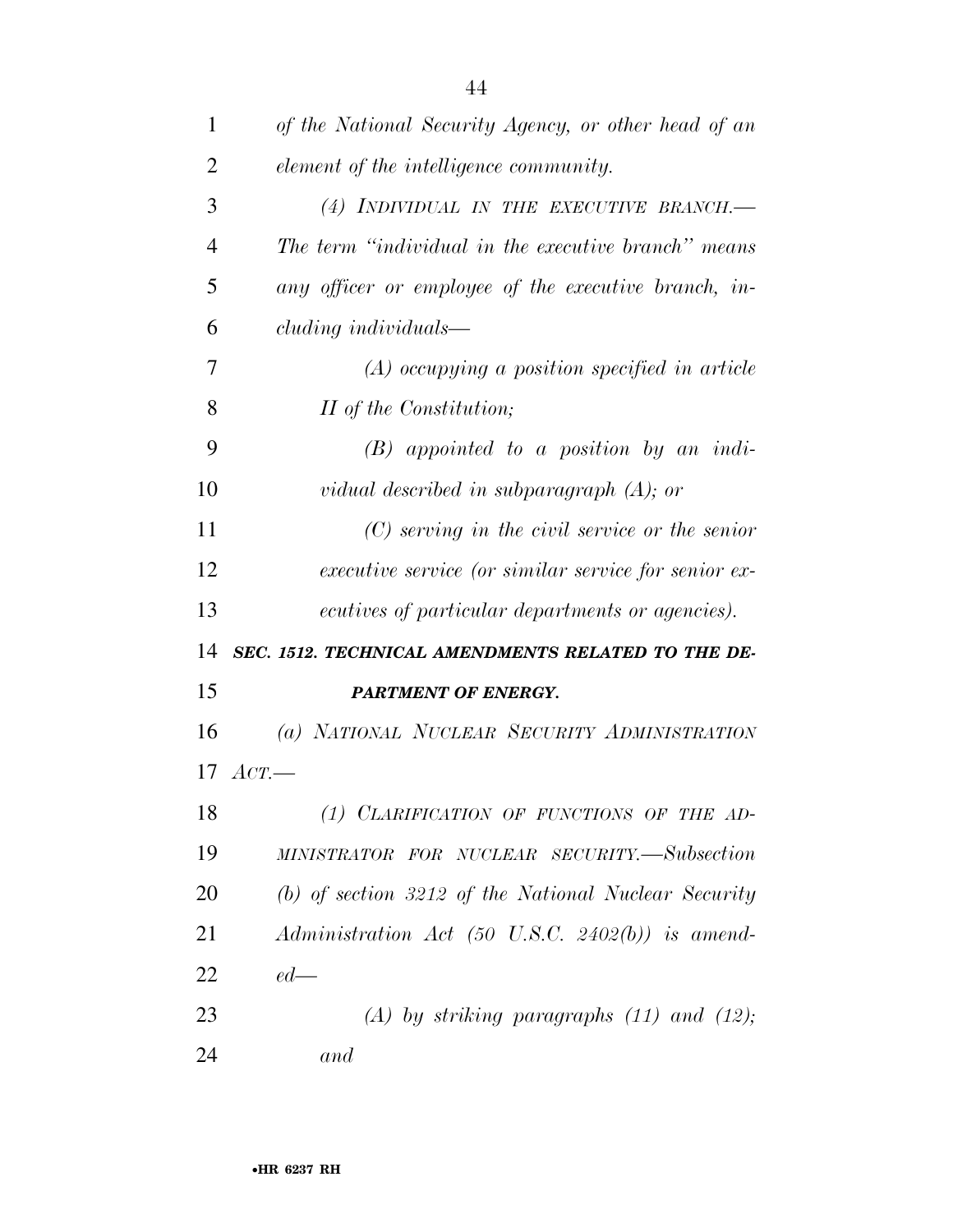*of the National Security Agency, or other head of an element of the intelligence community.*

*(4) INDIVIDUAL IN THE EXECUTIVE BRANCH.—The term "individual in the executive branch" means any officer or employee of the executive branch, including individuals—*

*(A) occupying a position specified in article II of the Constitution;*

*(B) appointed to a position by an individual described in subparagraph (A); or*

*(C) serving in the civil service or the senior executive service (or similar service for senior executives of particular departments or agencies).*

***SEC. 1512. TECHNICAL AMENDMENTS RELATED TO THE DEPARTMENT OF ENERGY.***

*(a) NATIONAL NUCLEAR SECURITY ADMINISTRATION ACT.—*

*(1) CLARIFICATION OF FUNCTIONS OF THE ADMINISTRATOR FOR NUCLEAR SECURITY.—Subsection (b) of section 3212 of the National Nuclear Security Administration Act (50 U.S.C. 2402(b)) is amended—*

*(A) by striking paragraphs (11) and (12); and*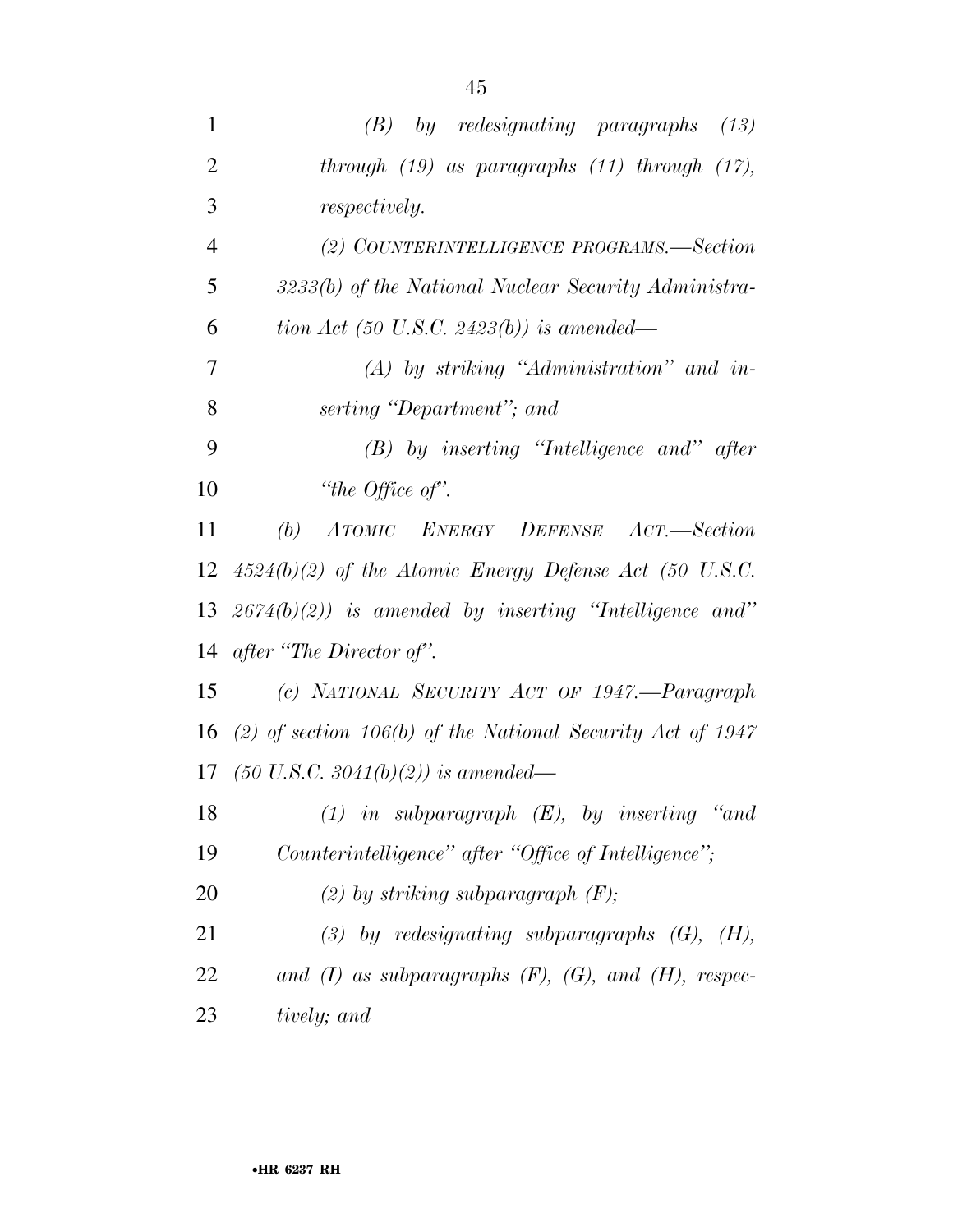*(B) by redesignating paragraphs (13) through (19) as paragraphs (11) through (17), respectively.*

*(2) COUNTERINTELLIGENCE PROGRAMS.—Section 3233(b) of the National Nuclear Security Administration Act (50 U.S.C. 2423(b)) is amended—*

*(A) by striking "Administration" and inserting "Department"; and*

*(B) by inserting "Intelligence and" after "the Office of".*

*(b) ATOMIC ENERGY DEFENSE ACT.—Section 4524(b)(2) of the Atomic Energy Defense Act (50 U.S.C. 2674(b)(2)) is amended by inserting "Intelligence and" after "The Director of".*

*(c) NATIONAL SECURITY ACT OF 1947.—Paragraph (2) of section 106(b) of the National Security Act of 1947 (50 U.S.C. 3041(b)(2)) is amended—*

*(1) in subparagraph (E), by inserting "and Counterintelligence" after "Office of Intelligence";*

*(2) by striking subparagraph (F);*

*(3) by redesignating subparagraphs (G), (H), and (I) as subparagraphs (F), (G), and (H), respectively; and*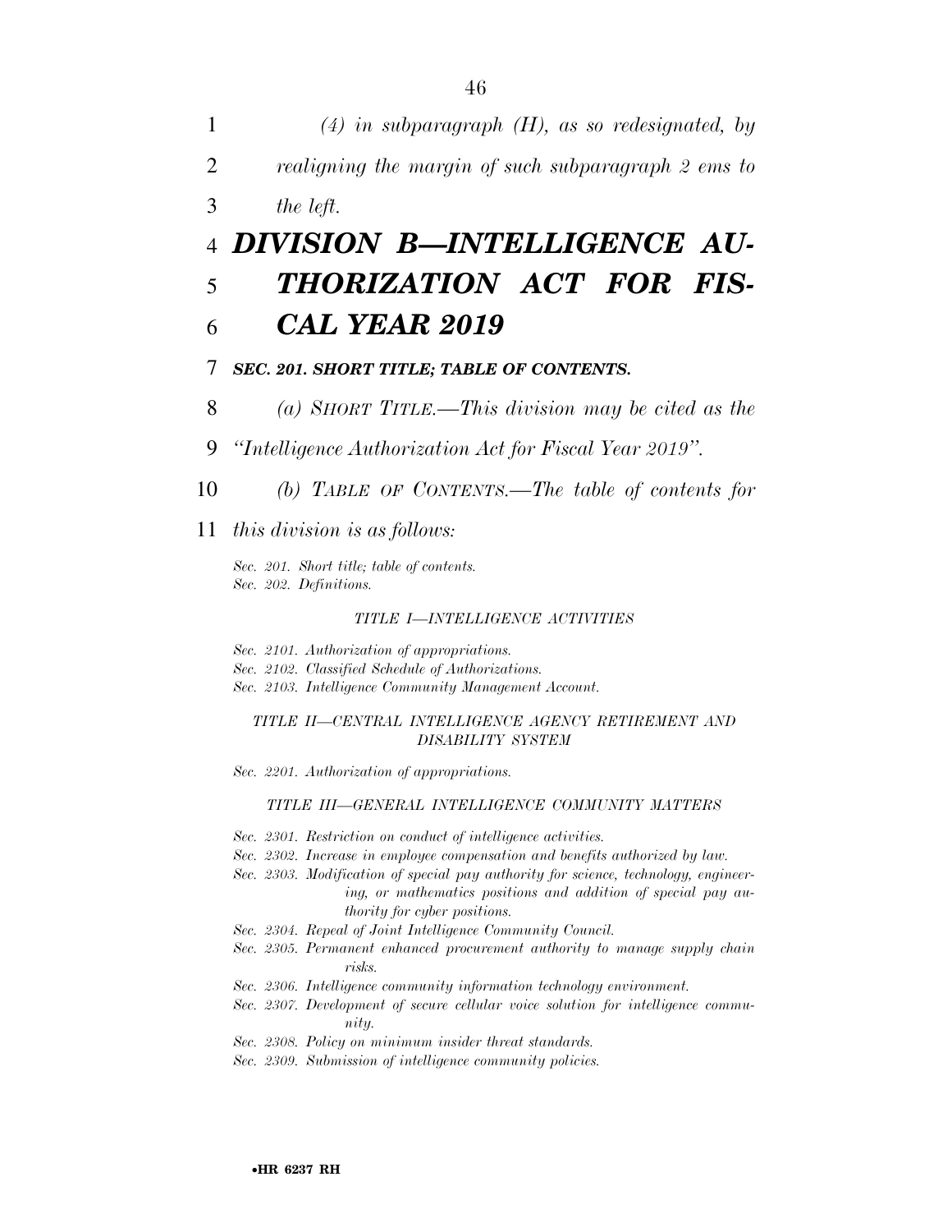*(4) in subparagraph (H), as so redesignated, by realigning the margin of such subparagraph 2 ems to the left.*

# *DIVISION B—INTELLIGENCE AUTHORIZATION ACT FOR FISCAL YEAR 2019*

### *SEC. 201. SHORT TITLE; TABLE OF CONTENTS.*

*(a) SHORT TITLE.—This division may be cited as the "Intelligence Authorization Act for Fiscal Year 2019".*

*(b) TABLE OF CONTENTS.—The table of contents for this division is as follows:*

*Sec. 201. Short title; table of contents.*
*Sec. 202. Definitions.*

*TITLE I—INTELLIGENCE ACTIVITIES*

*Sec. 2101. Authorization of appropriations.*
*Sec. 2102. Classified Schedule of Authorizations.*
*Sec. 2103. Intelligence Community Management Account.*

*TITLE II—CENTRAL INTELLIGENCE AGENCY RETIREMENT AND DISABILITY SYSTEM*

*Sec. 2201. Authorization of appropriations.*

*TITLE III—GENERAL INTELLIGENCE COMMUNITY MATTERS*

*Sec. 2301. Restriction on conduct of intelligence activities.*
*Sec. 2302. Increase in employee compensation and benefits authorized by law.*
*Sec. 2303. Modification of special pay authority for science, technology, engineering, or mathematics positions and addition of special pay authority for cyber positions.*
*Sec. 2304. Repeal of Joint Intelligence Community Council.*
*Sec. 2305. Permanent enhanced procurement authority to manage supply chain risks.*
*Sec. 2306. Intelligence community information technology environment.*
*Sec. 2307. Development of secure cellular voice solution for intelligence community.*
*Sec. 2308. Policy on minimum insider threat standards.*
*Sec. 2309. Submission of intelligence community policies.*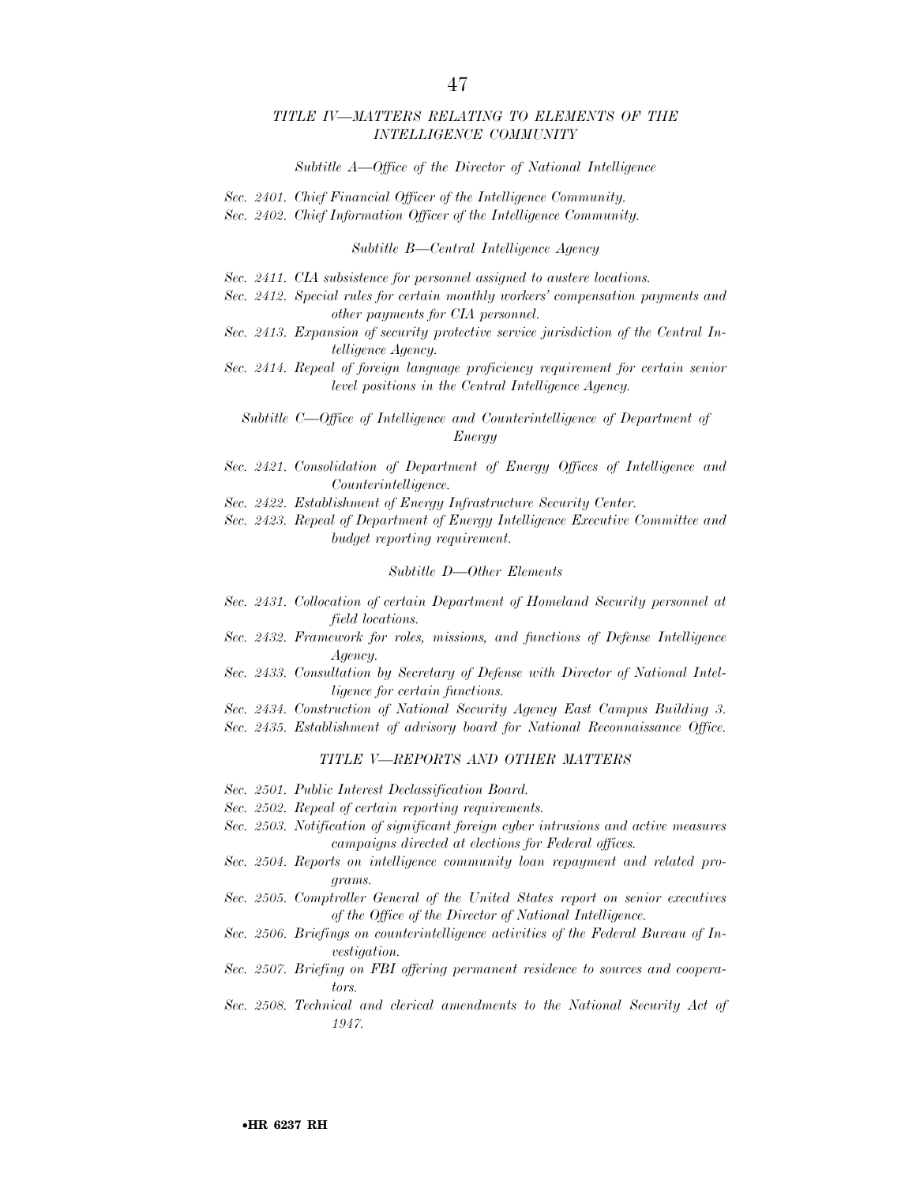*TITLE IV—MATTERS RELATING TO ELEMENTS OF THE INTELLIGENCE COMMUNITY*

*Subtitle A—Office of the Director of National Intelligence*

*Sec. 2401. Chief Financial Officer of the Intelligence Community.*
*Sec. 2402. Chief Information Officer of the Intelligence Community.*

*Subtitle B—Central Intelligence Agency*

*Sec. 2411. CIA subsistence for personnel assigned to austere locations.*
*Sec. 2412. Special rules for certain monthly workers' compensation payments and other payments for CIA personnel.*
*Sec. 2413. Expansion of security protective service jurisdiction of the Central Intelligence Agency.*
*Sec. 2414. Repeal of foreign language proficiency requirement for certain senior level positions in the Central Intelligence Agency.*

*Subtitle C—Office of Intelligence and Counterintelligence of Department of Energy*

*Sec. 2421. Consolidation of Department of Energy Offices of Intelligence and Counterintelligence.*
*Sec. 2422. Establishment of Energy Infrastructure Security Center.*
*Sec. 2423. Repeal of Department of Energy Intelligence Executive Committee and budget reporting requirement.*

*Subtitle D—Other Elements*

*Sec. 2431. Collocation of certain Department of Homeland Security personnel at field locations.*
*Sec. 2432. Framework for roles, missions, and functions of Defense Intelligence Agency.*
*Sec. 2433. Consultation by Secretary of Defense with Director of National Intelligence for certain functions.*
*Sec. 2434. Construction of National Security Agency East Campus Building 3.*
*Sec. 2435. Establishment of advisory board for National Reconnaissance Office.*

*TITLE V—REPORTS AND OTHER MATTERS*

*Sec. 2501. Public Interest Declassification Board.*
*Sec. 2502. Repeal of certain reporting requirements.*
*Sec. 2503. Notification of significant foreign cyber intrusions and active measures campaigns directed at elections for Federal offices.*
*Sec. 2504. Reports on intelligence community loan repayment and related programs.*
*Sec. 2505. Comptroller General of the United States report on senior executives of the Office of the Director of National Intelligence.*
*Sec. 2506. Briefings on counterintelligence activities of the Federal Bureau of Investigation.*
*Sec. 2507. Briefing on FBI offering permanent residence to sources and cooperators.*
*Sec. 2508. Technical and clerical amendments to the National Security Act of 1947.*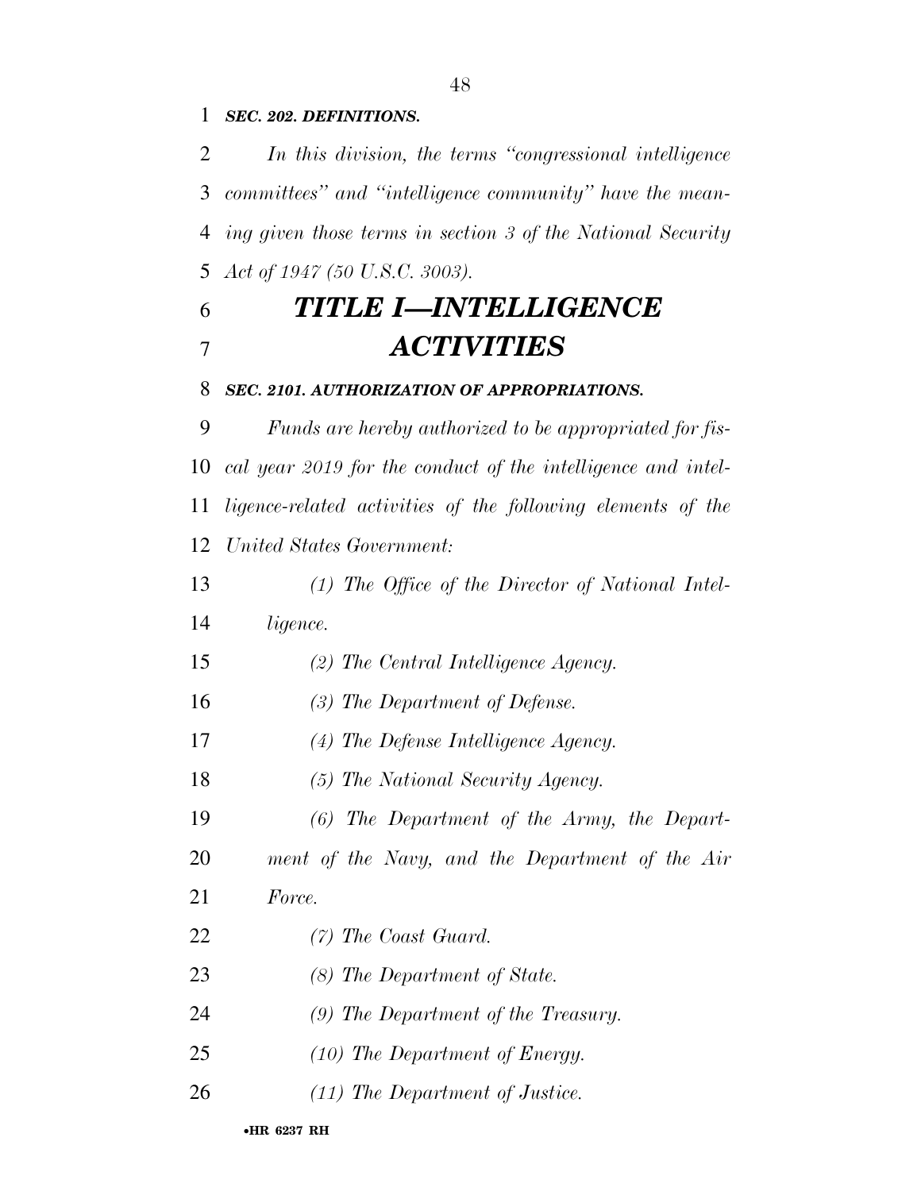***SEC. 202. DEFINITIONS.***

*In this division, the terms "congressional intelligence committees" and "intelligence community" have the meaning given those terms in section 3 of the National Security Act of 1947 (50 U.S.C. 3003).*

# ***TITLE I—INTELLIGENCE ACTIVITIES***

***SEC. 2101. AUTHORIZATION OF APPROPRIATIONS.***

*Funds are hereby authorized to be appropriated for fiscal year 2019 for the conduct of the intelligence and intelligence-related activities of the following elements of the United States Government:*

*(1) The Office of the Director of National Intelligence.*

*(2) The Central Intelligence Agency.*

*(3) The Department of Defense.*

*(4) The Defense Intelligence Agency.*

*(5) The National Security Agency.*

*(6) The Department of the Army, the Department of the Navy, and the Department of the Air Force.*

*(7) The Coast Guard.*

*(8) The Department of State.*

*(9) The Department of the Treasury.*

*(10) The Department of Energy.*

*(11) The Department of Justice.*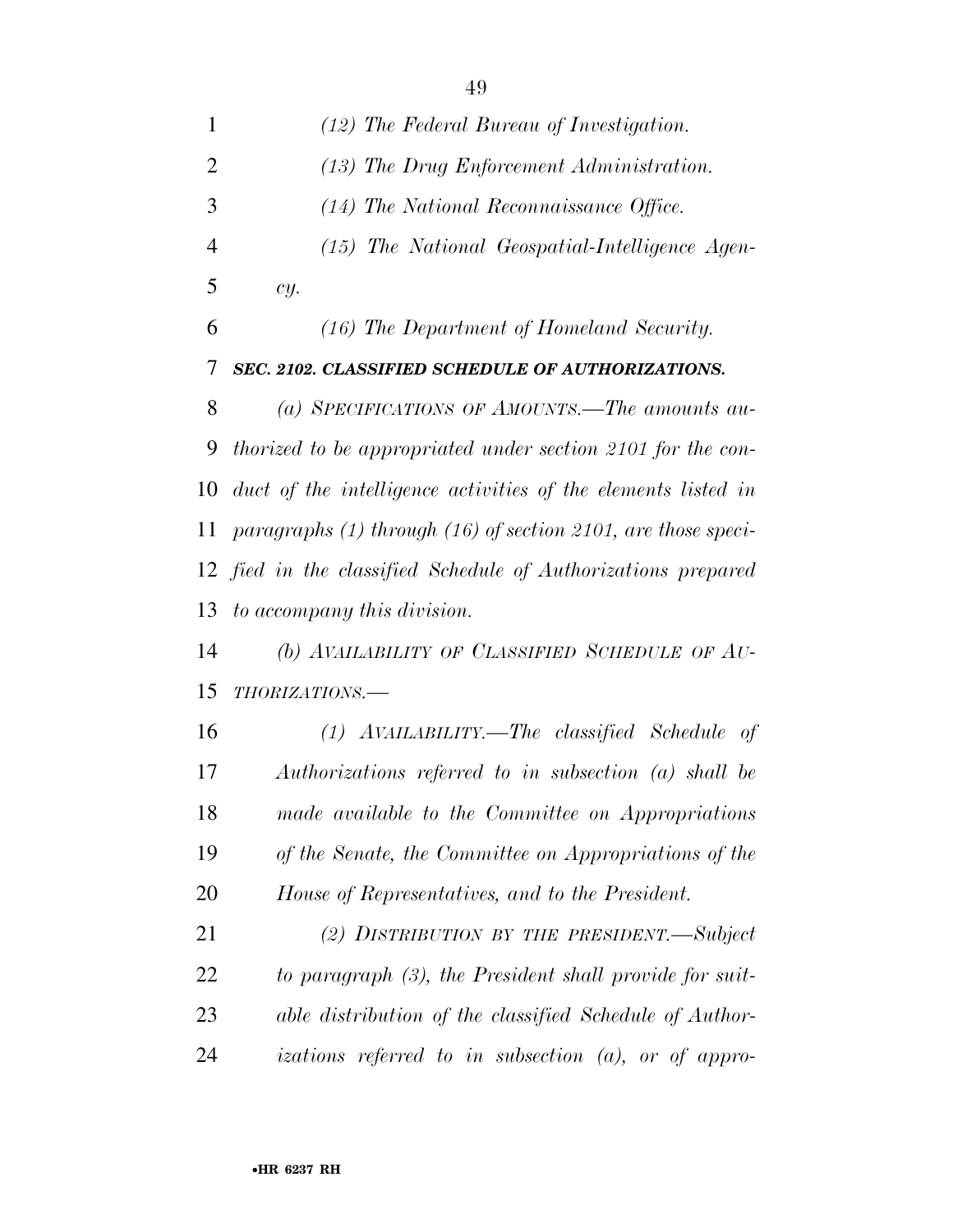*(12) The Federal Bureau of Investigation.*

*(13) The Drug Enforcement Administration.*

*(14) The National Reconnaissance Office.*

*(15) The National Geospatial-Intelligence Agency.*

*(16) The Department of Homeland Security.*

***SEC. 2102. CLASSIFIED SCHEDULE OF AUTHORIZATIONS.***

*(a) SPECIFICATIONS OF AMOUNTS.—The amounts authorized to be appropriated under section 2101 for the conduct of the intelligence activities of the elements listed in paragraphs (1) through (16) of section 2101, are those specified in the classified Schedule of Authorizations prepared to accompany this division.*

*(b) AVAILABILITY OF CLASSIFIED SCHEDULE OF AUTHORIZATIONS.—*

*(1) AVAILABILITY.—The classified Schedule of Authorizations referred to in subsection (a) shall be made available to the Committee on Appropriations of the Senate, the Committee on Appropriations of the House of Representatives, and to the President.*

*(2) DISTRIBUTION BY THE PRESIDENT.—Subject to paragraph (3), the President shall provide for suitable distribution of the classified Schedule of Authorizations referred to in subsection (a), or of appro-*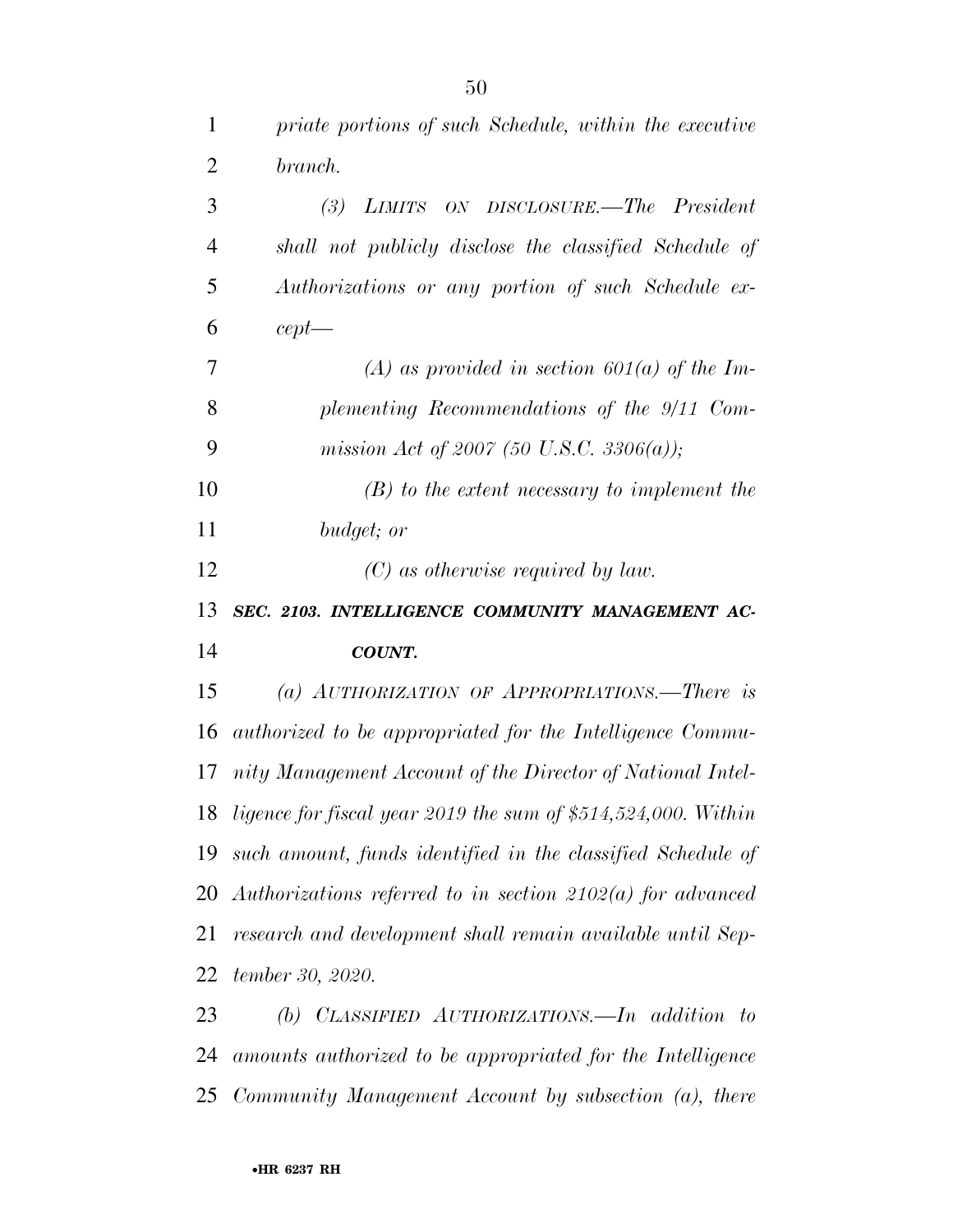*priate portions of such Schedule, within the executive branch.*

*(3) LIMITS ON DISCLOSURE.—The President shall not publicly disclose the classified Schedule of Authorizations or any portion of such Schedule except—*

*(A) as provided in section 601(a) of the Implementing Recommendations of the 9/11 Commission Act of 2007 (50 U.S.C. 3306(a));*

*(B) to the extent necessary to implement the budget; or*

*(C) as otherwise required by law.*

***SEC. 2103. INTELLIGENCE COMMUNITY MANAGEMENT ACCOUNT.***

*(a) AUTHORIZATION OF APPROPRIATIONS.—There is authorized to be appropriated for the Intelligence Community Management Account of the Director of National Intelligence for fiscal year 2019 the sum of $514,524,000. Within such amount, funds identified in the classified Schedule of Authorizations referred to in section 2102(a) for advanced research and development shall remain available until September 30, 2020.*

*(b) CLASSIFIED AUTHORIZATIONS.—In addition to amounts authorized to be appropriated for the Intelligence Community Management Account by subsection (a), there*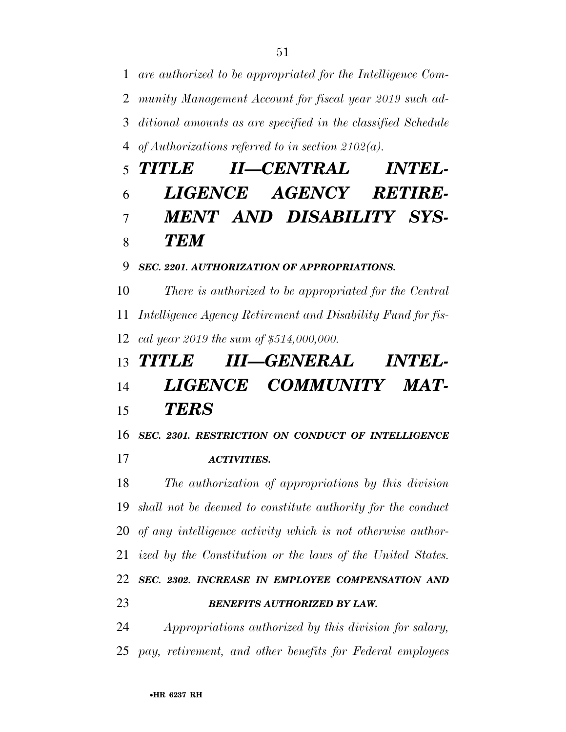*are authorized to be appropriated for the Intelligence Community Management Account for fiscal year 2019 such additional amounts as are specified in the classified Schedule of Authorizations referred to in section 2102(a).*

# *TITLE II—CENTRAL INTELLIGENCE AGENCY RETIREMENT AND DISABILITY SYSTEM*

***SEC. 2201. AUTHORIZATION OF APPROPRIATIONS.***

*There is authorized to be appropriated for the Central Intelligence Agency Retirement and Disability Fund for fiscal year 2019 the sum of $514,000,000.*

# *TITLE III—GENERAL INTELLIGENCE COMMUNITY MATTERS*

***SEC. 2301. RESTRICTION ON CONDUCT OF INTELLIGENCE ACTIVITIES.***

*The authorization of appropriations by this division shall not be deemed to constitute authority for the conduct of any intelligence activity which is not otherwise authorized by the Constitution or the laws of the United States.*

***SEC. 2302. INCREASE IN EMPLOYEE COMPENSATION AND BENEFITS AUTHORIZED BY LAW.***

*Appropriations authorized by this division for salary, pay, retirement, and other benefits for Federal employees*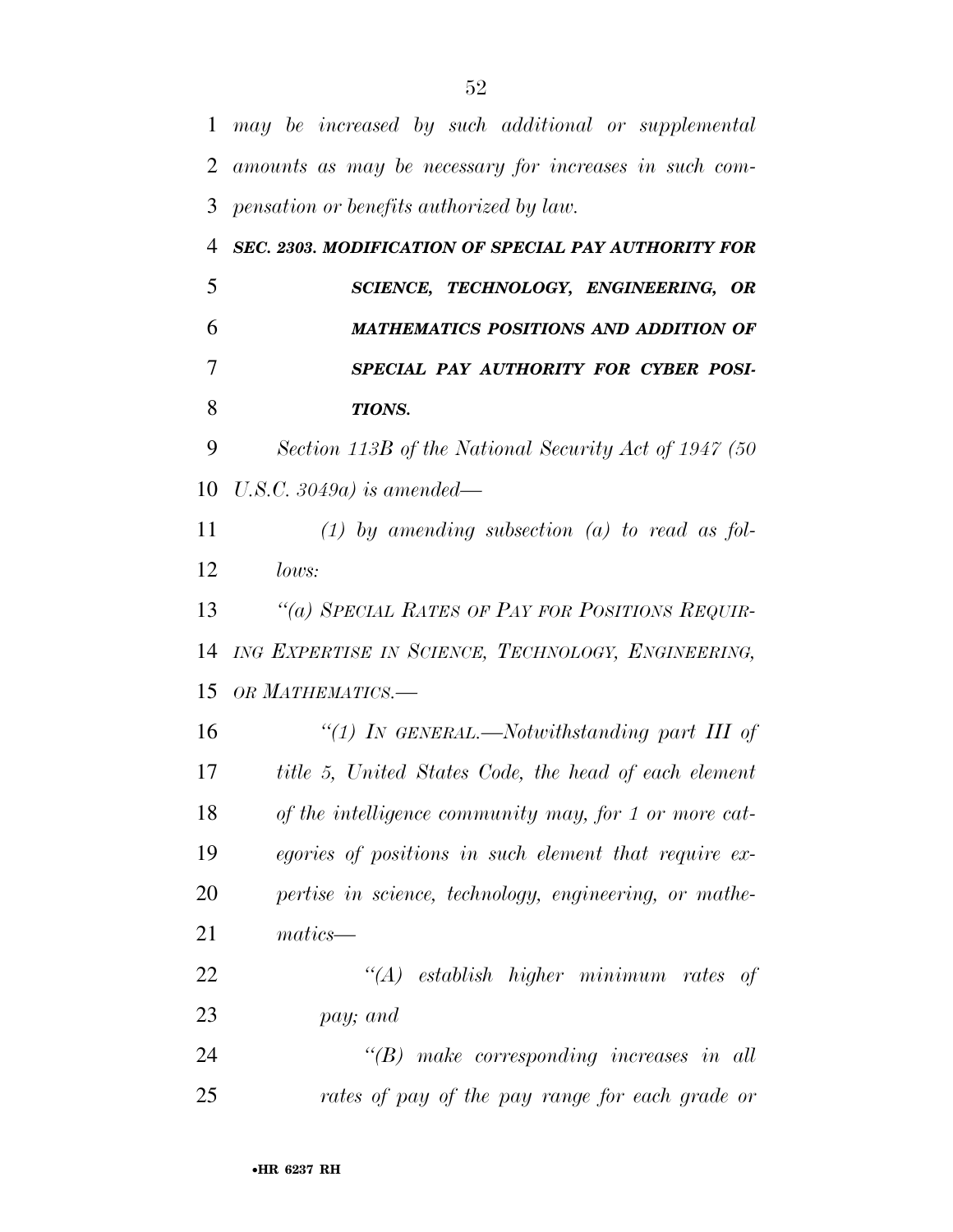*may be increased by such additional or supplemental amounts as may be necessary for increases in such compensation or benefits authorized by law.*

***SEC. 2303. MODIFICATION OF SPECIAL PAY AUTHORITY FOR SCIENCE, TECHNOLOGY, ENGINEERING, OR MATHEMATICS POSITIONS AND ADDITION OF SPECIAL PAY AUTHORITY FOR CYBER POSITIONS.***

*Section 113B of the National Security Act of 1947 (50 U.S.C. 3049a) is amended—*

*(1) by amending subsection (a) to read as follows:*

*"(a) SPECIAL RATES OF PAY FOR POSITIONS REQUIRING EXPERTISE IN SCIENCE, TECHNOLOGY, ENGINEERING, OR MATHEMATICS.—*

*"(1) IN GENERAL.—Notwithstanding part III of title 5, United States Code, the head of each element of the intelligence community may, for 1 or more categories of positions in such element that require expertise in science, technology, engineering, or mathematics—*

*"(A) establish higher minimum rates of pay; and*

*"(B) make corresponding increases in all rates of pay of the pay range for each grade or*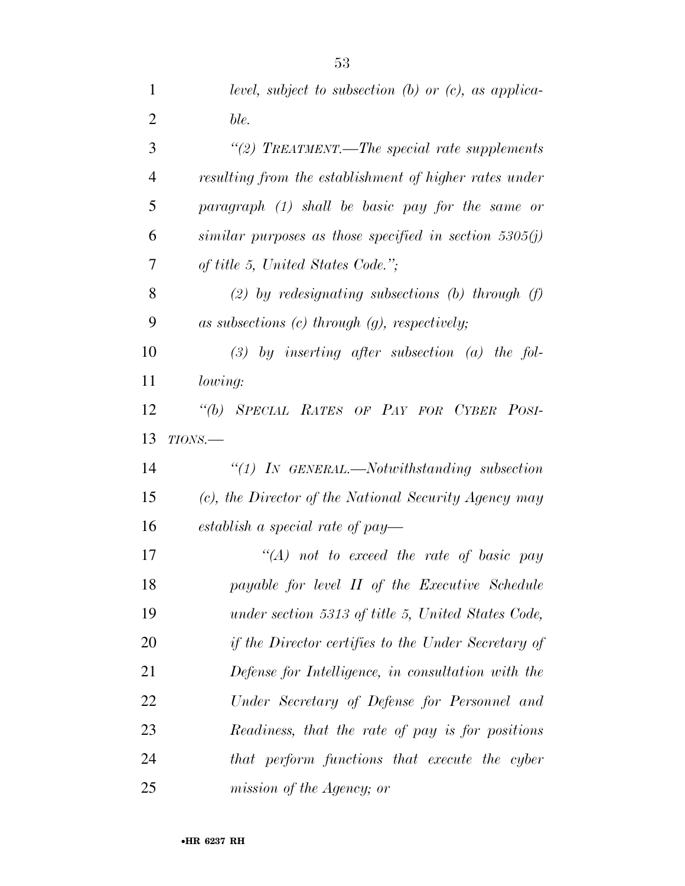*level, subject to subsection (b) or (c), as applicable.*

*“(2) TREATMENT.—The special rate supplements resulting from the establishment of higher rates under paragraph (1) shall be basic pay for the same or similar purposes as those specified in section 5305(j) of title 5, United States Code.”;*

*(2) by redesignating subsections (b) through (f) as subsections (c) through (g), respectively;*

*(3) by inserting after subsection (a) the following:*

*“(b) SPECIAL RATES OF PAY FOR CYBER POSITIONS.—*

*“(1) IN GENERAL.—Notwithstanding subsection (c), the Director of the National Security Agency may establish a special rate of pay—*

*“(A) not to exceed the rate of basic pay payable for level II of the Executive Schedule under section 5313 of title 5, United States Code, if the Director certifies to the Under Secretary of Defense for Intelligence, in consultation with the Under Secretary of Defense for Personnel and Readiness, that the rate of pay is for positions that perform functions that execute the cyber mission of the Agency; or*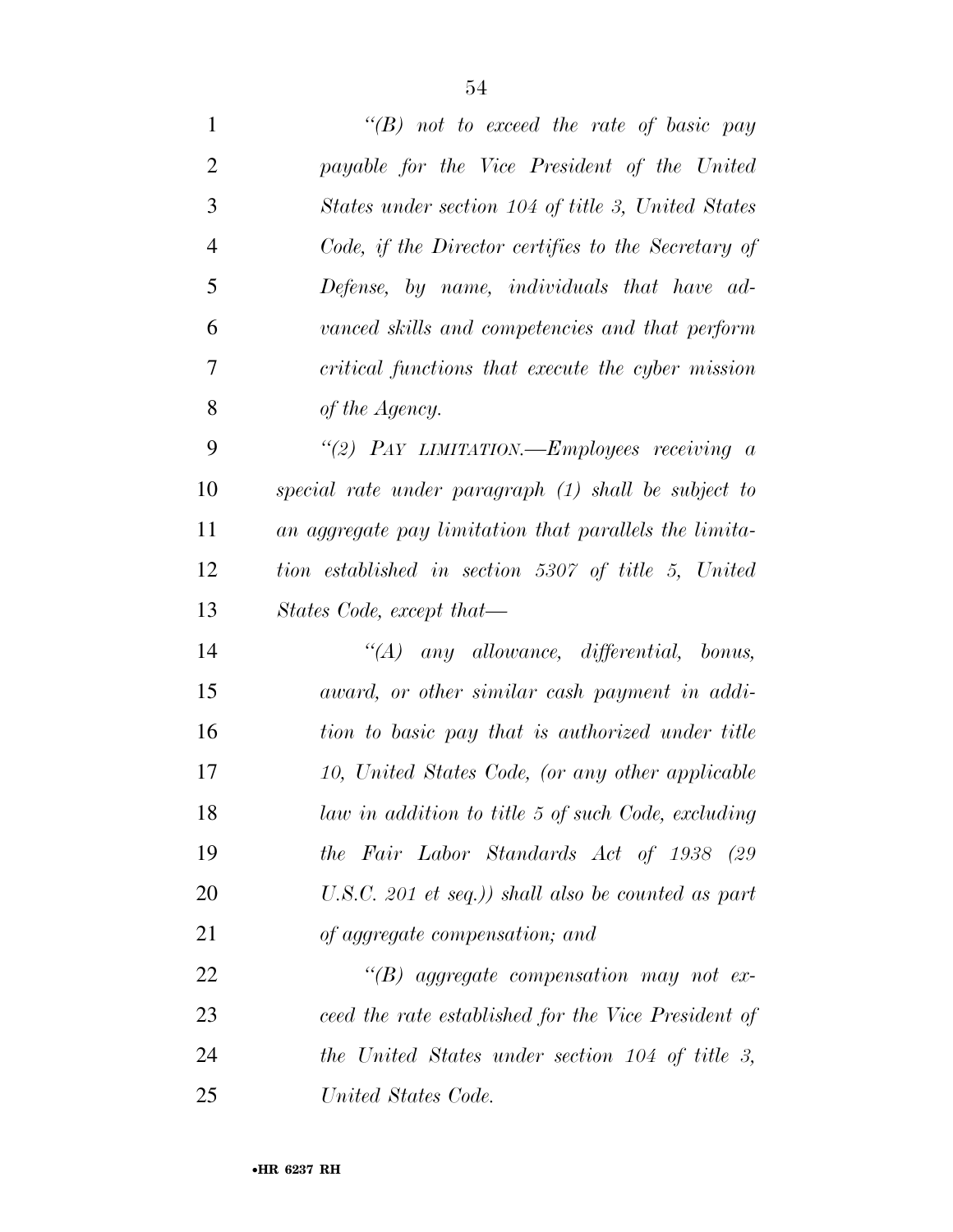*"(B) not to exceed the rate of basic pay payable for the Vice President of the United States under section 104 of title 3, United States Code, if the Director certifies to the Secretary of Defense, by name, individuals that have advanced skills and competencies and that perform critical functions that execute the cyber mission of the Agency.*

*"(2) PAY LIMITATION.—Employees receiving a special rate under paragraph (1) shall be subject to an aggregate pay limitation that parallels the limitation established in section 5307 of title 5, United States Code, except that—*

*"(A) any allowance, differential, bonus, award, or other similar cash payment in addition to basic pay that is authorized under title 10, United States Code, (or any other applicable law in addition to title 5 of such Code, excluding the Fair Labor Standards Act of 1938 (29 U.S.C. 201 et seq.)) shall also be counted as part of aggregate compensation; and*

*"(B) aggregate compensation may not exceed the rate established for the Vice President of the United States under section 104 of title 3, United States Code.*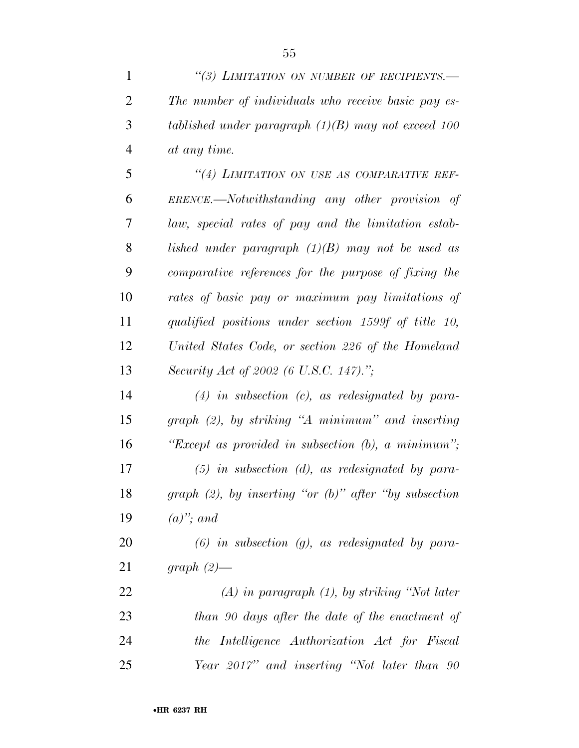*"(3) LIMITATION ON NUMBER OF RECIPIENTS.—The number of individuals who receive basic pay established under paragraph (1)(B) may not exceed 100 at any time.*

*"(4) LIMITATION ON USE AS COMPARATIVE REFERENCE.—Notwithstanding any other provision of law, special rates of pay and the limitation established under paragraph (1)(B) may not be used as comparative references for the purpose of fixing the rates of basic pay or maximum pay limitations of qualified positions under section 1599f of title 10, United States Code, or section 226 of the Homeland Security Act of 2002 (6 U.S.C. 147).";*

*(4) in subsection (c), as redesignated by paragraph (2), by striking "A minimum" and inserting "Except as provided in subsection (b), a minimum";*

*(5) in subsection (d), as redesignated by paragraph (2), by inserting "or (b)" after "by subsection (a)"; and*

*(6) in subsection (g), as redesignated by paragraph (2)—*

*(A) in paragraph (1), by striking "Not later than 90 days after the date of the enactment of the Intelligence Authorization Act for Fiscal Year 2017" and inserting "Not later than 90*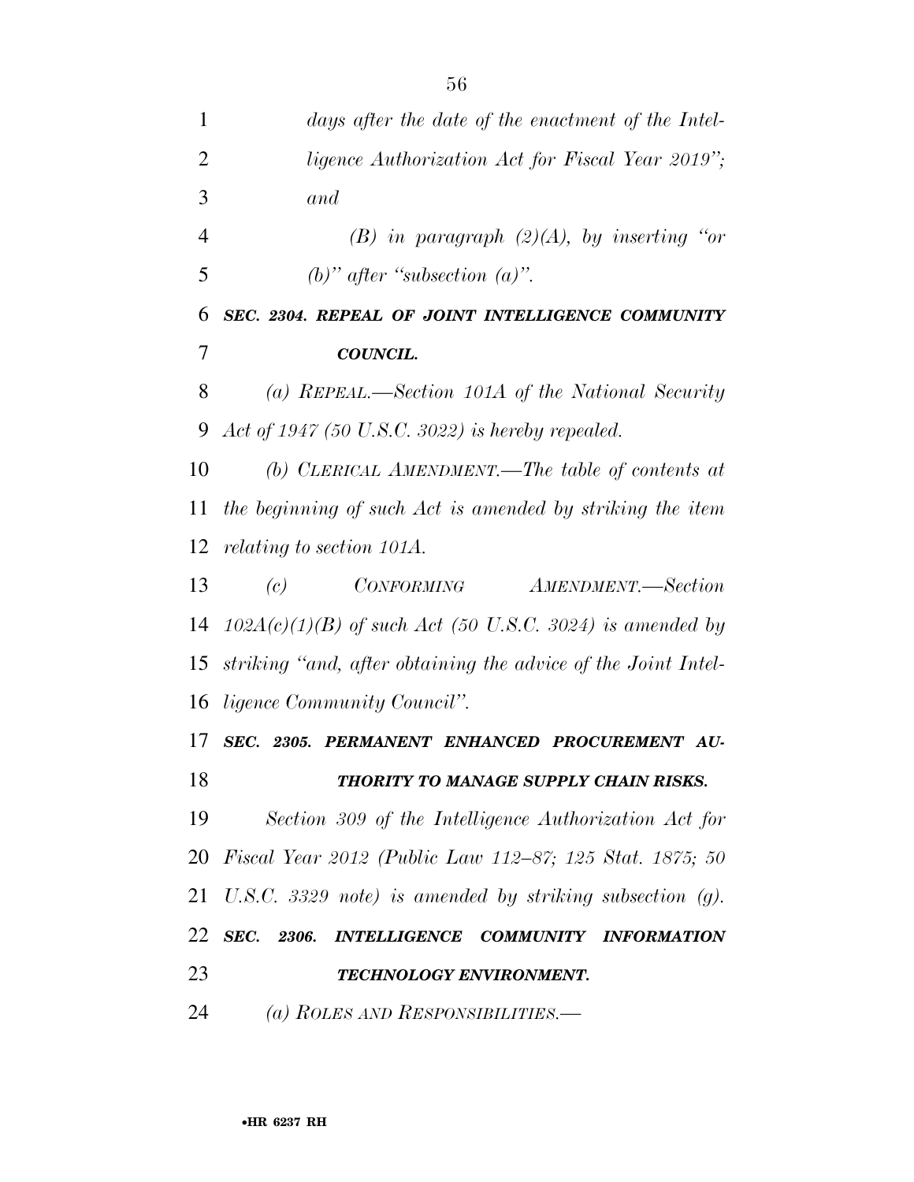*days after the date of the enactment of the Intelligence Authorization Act for Fiscal Year 2019''; and*

*(B) in paragraph (2)(A), by inserting ''or (b)'' after ''subsection (a)''.*

***SEC. 2304. REPEAL OF JOINT INTELLIGENCE COMMUNITY COUNCIL.***

*(a) REPEAL.—Section 101A of the National Security Act of 1947 (50 U.S.C. 3022) is hereby repealed.*

*(b) CLERICAL AMENDMENT.—The table of contents at the beginning of such Act is amended by striking the item relating to section 101A.*

*(c) CONFORMING AMENDMENT.—Section 102A(c)(1)(B) of such Act (50 U.S.C. 3024) is amended by striking ''and, after obtaining the advice of the Joint Intelligence Community Council''.*

***SEC. 2305. PERMANENT ENHANCED PROCUREMENT AUTHORITY TO MANAGE SUPPLY CHAIN RISKS.***

*Section 309 of the Intelligence Authorization Act for Fiscal Year 2012 (Public Law 112–87; 125 Stat. 1875; 50 U.S.C. 3329 note) is amended by striking subsection (g).*

***SEC. 2306. INTELLIGENCE COMMUNITY INFORMATION TECHNOLOGY ENVIRONMENT.***

*(a) ROLES AND RESPONSIBILITIES.—*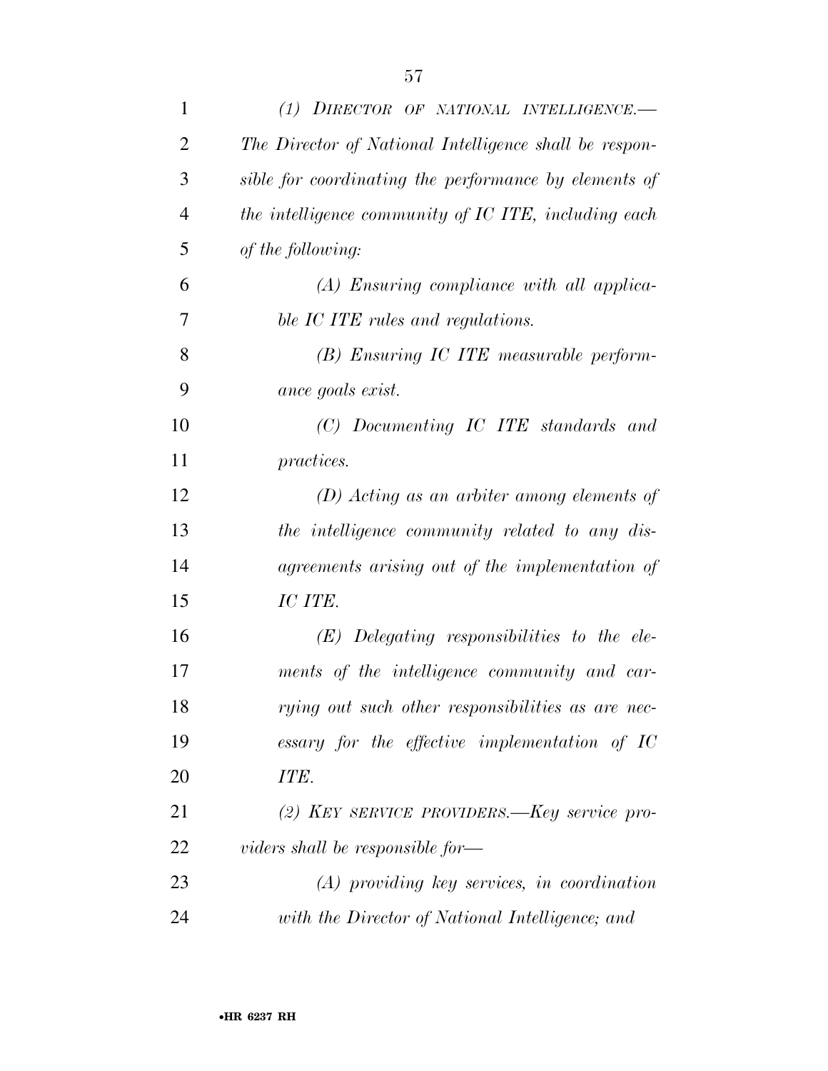*(1) DIRECTOR OF NATIONAL INTELLIGENCE.—The Director of National Intelligence shall be responsible for coordinating the performance by elements of the intelligence community of IC ITE, including each of the following:*

*(A) Ensuring compliance with all applicable IC ITE rules and regulations.*

*(B) Ensuring IC ITE measurable performance goals exist.*

*(C) Documenting IC ITE standards and practices.*

*(D) Acting as an arbiter among elements of the intelligence community related to any disagreements arising out of the implementation of IC ITE.*

*(E) Delegating responsibilities to the elements of the intelligence community and carrying out such other responsibilities as are necessary for the effective implementation of IC ITE.*

*(2) KEY SERVICE PROVIDERS.—Key service providers shall be responsible for—*

*(A) providing key services, in coordination with the Director of National Intelligence; and*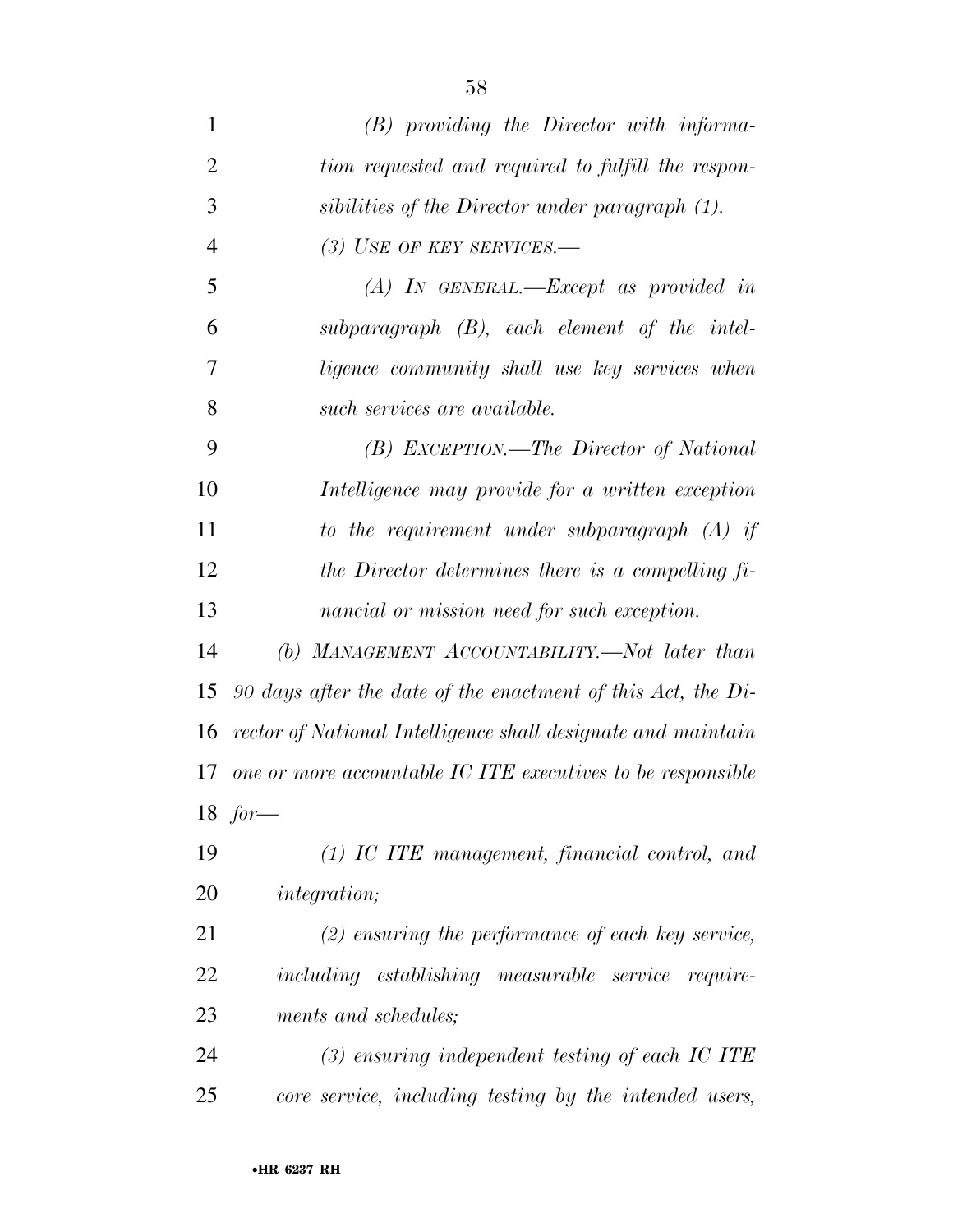*(B) providing the Director with information requested and required to fulfill the responsibilities of the Director under paragraph (1).*

*(3) USE OF KEY SERVICES.—*

*(A) IN GENERAL.—Except as provided in subparagraph (B), each element of the intelligence community shall use key services when such services are available.*

*(B) EXCEPTION.—The Director of National Intelligence may provide for a written exception to the requirement under subparagraph (A) if the Director determines there is a compelling financial or mission need for such exception.*

*(b) MANAGEMENT ACCOUNTABILITY.—Not later than 90 days after the date of the enactment of this Act, the Director of National Intelligence shall designate and maintain one or more accountable IC ITE executives to be responsible for—*

*(1) IC ITE management, financial control, and integration;*

*(2) ensuring the performance of each key service, including establishing measurable service requirements and schedules;*

*(3) ensuring independent testing of each IC ITE core service, including testing by the intended users,*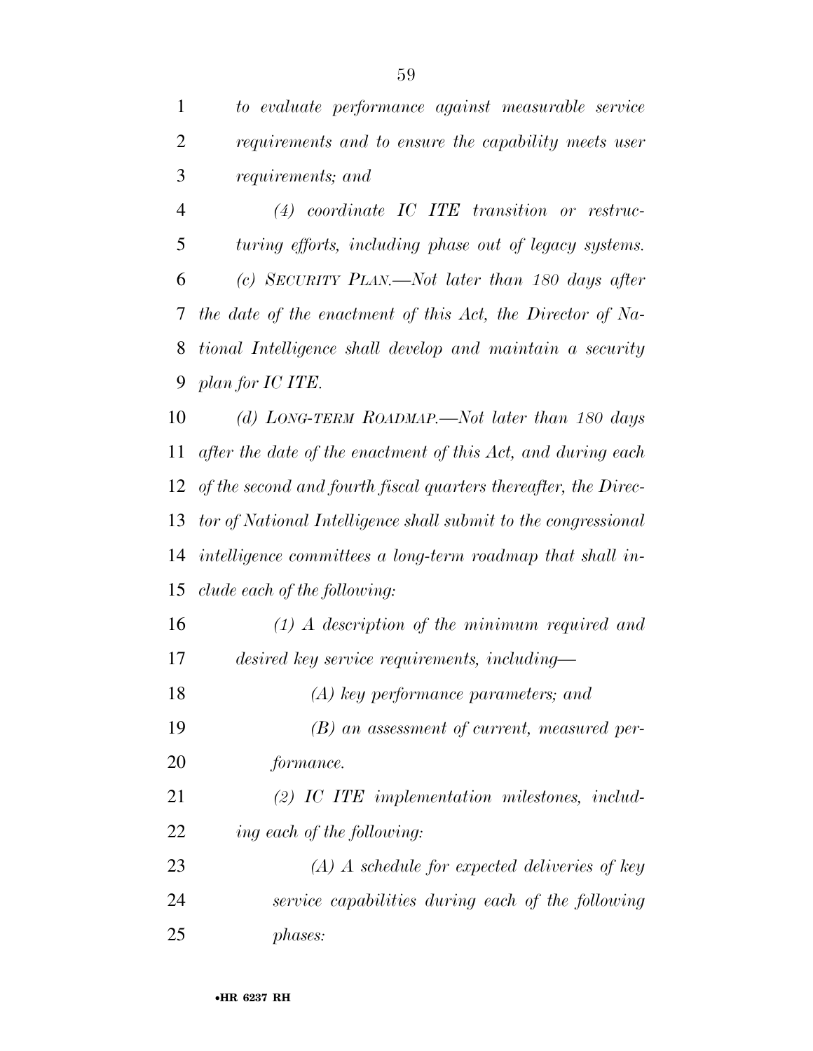*to evaluate performance against measurable service requirements and to ensure the capability meets user requirements; and*

*(4) coordinate IC ITE transition or restructuring efforts, including phase out of legacy systems.*

*(c) SECURITY PLAN.—Not later than 180 days after the date of the enactment of this Act, the Director of National Intelligence shall develop and maintain a security plan for IC ITE.*

*(d) LONG-TERM ROADMAP.—Not later than 180 days after the date of the enactment of this Act, and during each of the second and fourth fiscal quarters thereafter, the Director of National Intelligence shall submit to the congressional intelligence committees a long-term roadmap that shall include each of the following:*

*(1) A description of the minimum required and desired key service requirements, including—*

*(A) key performance parameters; and*

*(B) an assessment of current, measured performance.*

*(2) IC ITE implementation milestones, including each of the following:*

*(A) A schedule for expected deliveries of key service capabilities during each of the following phases:*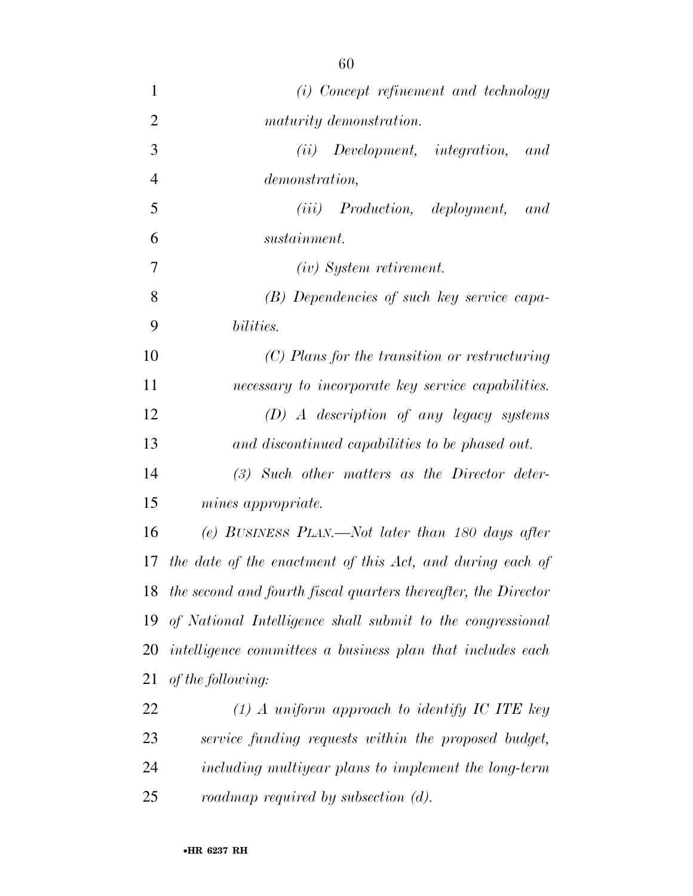*(i) Concept refinement and technology maturity demonstration.*

*(ii) Development, integration, and demonstration,*

*(iii) Production, deployment, and sustainment.*

*(iv) System retirement.*

*(B) Dependencies of such key service capabilities.*

*(C) Plans for the transition or restructuring necessary to incorporate key service capabilities.*

*(D) A description of any legacy systems and discontinued capabilities to be phased out.*

*(3) Such other matters as the Director determines appropriate.*

*(e) BUSINESS PLAN.—Not later than 180 days after the date of the enactment of this Act, and during each of the second and fourth fiscal quarters thereafter, the Director of National Intelligence shall submit to the congressional intelligence committees a business plan that includes each of the following:*

*(1) A uniform approach to identify IC ITE key service funding requests within the proposed budget, including multiyear plans to implement the long-term roadmap required by subsection (d).*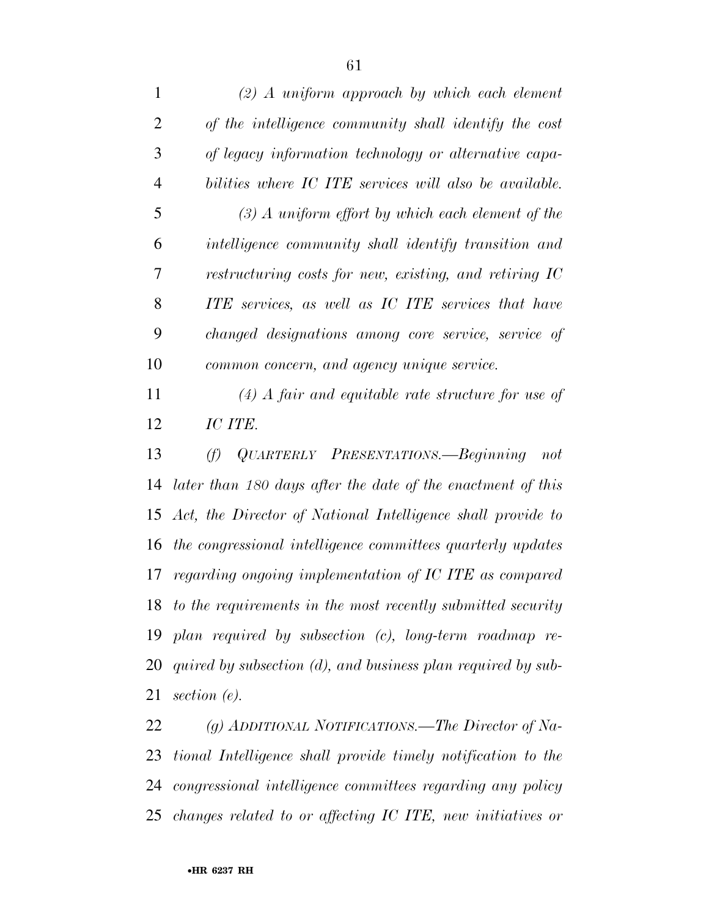*(2) A uniform approach by which each element of the intelligence community shall identify the cost of legacy information technology or alternative capabilities where IC ITE services will also be available.*

*(3) A uniform effort by which each element of the intelligence community shall identify transition and restructuring costs for new, existing, and retiring IC ITE services, as well as IC ITE services that have changed designations among core service, service of common concern, and agency unique service.*

*(4) A fair and equitable rate structure for use of IC ITE.*

*(f) QUARTERLY PRESENTATIONS.—Beginning not later than 180 days after the date of the enactment of this Act, the Director of National Intelligence shall provide to the congressional intelligence committees quarterly updates regarding ongoing implementation of IC ITE as compared to the requirements in the most recently submitted security plan required by subsection (c), long-term roadmap required by subsection (d), and business plan required by subsection (e).*

*(g) ADDITIONAL NOTIFICATIONS.—The Director of National Intelligence shall provide timely notification to the congressional intelligence committees regarding any policy changes related to or affecting IC ITE, new initiatives or*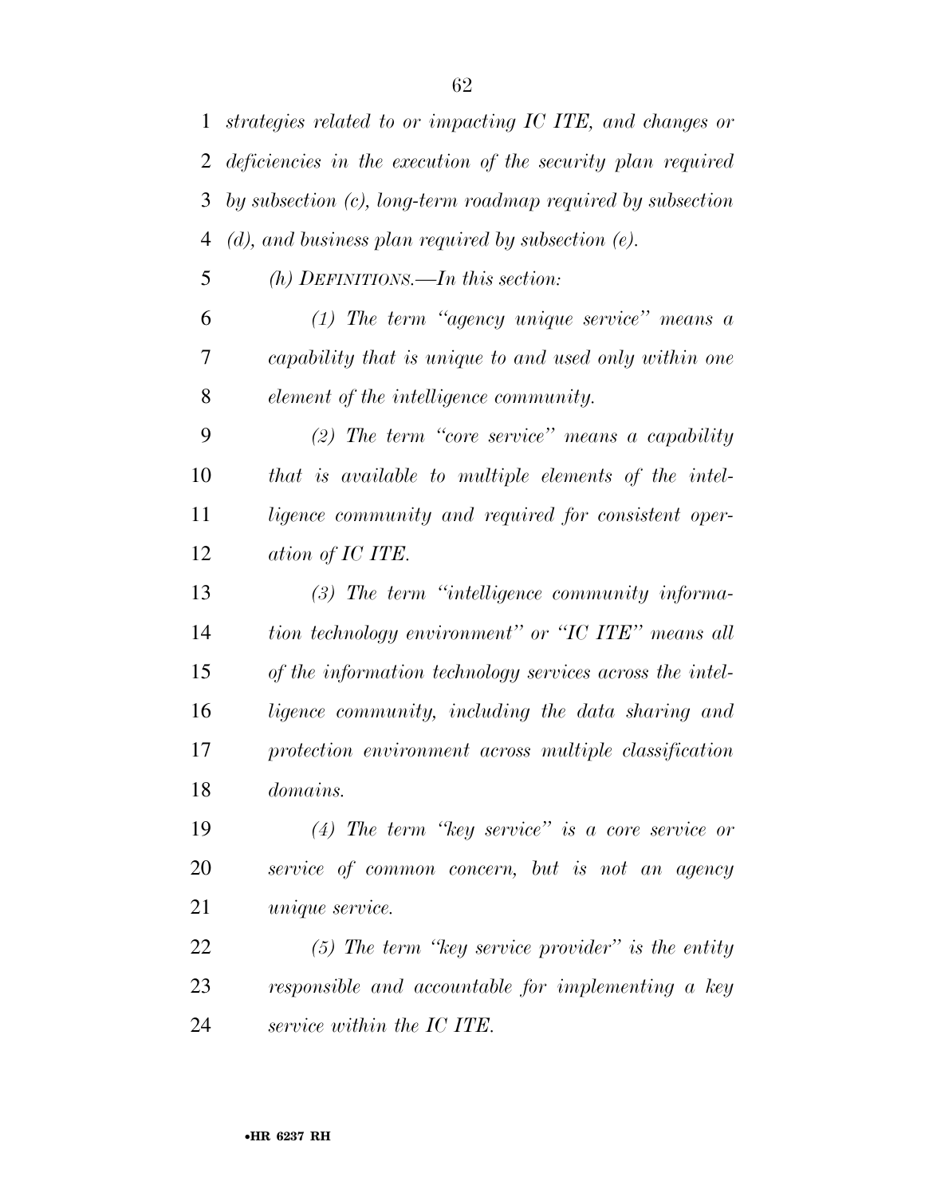*strategies related to or impacting IC ITE, and changes or deficiencies in the execution of the security plan required by subsection (c), long-term roadmap required by subsection (d), and business plan required by subsection (e).*

*(h) DEFINITIONS.—In this section:*

*(1) The term "agency unique service" means a capability that is unique to and used only within one element of the intelligence community.*

*(2) The term "core service" means a capability that is available to multiple elements of the intelligence community and required for consistent operation of IC ITE.*

*(3) The term "intelligence community information technology environment" or "IC ITE" means all of the information technology services across the intelligence community, including the data sharing and protection environment across multiple classification domains.*

*(4) The term "key service" is a core service or service of common concern, but is not an agency unique service.*

*(5) The term "key service provider" is the entity responsible and accountable for implementing a key service within the IC ITE.*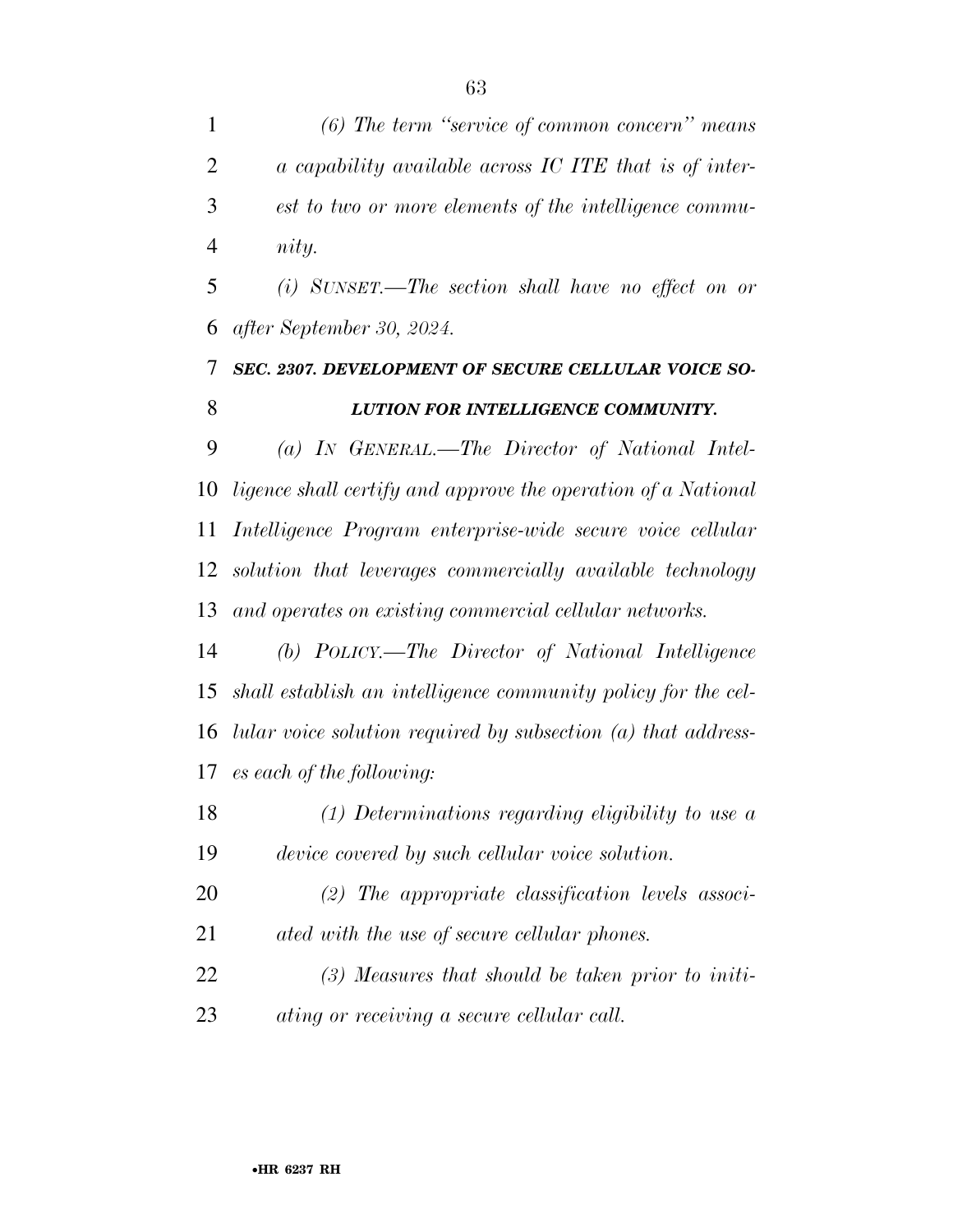*(6) The term "service of common concern" means a capability available across IC ITE that is of interest to two or more elements of the intelligence community.*

*(i) SUNSET.—The section shall have no effect on or after September 30, 2024.*

### *SEC. 2307. DEVELOPMENT OF SECURE CELLULAR VOICE SOLUTION FOR INTELLIGENCE COMMUNITY.*

*(a) IN GENERAL.—The Director of National Intelligence shall certify and approve the operation of a National Intelligence Program enterprise-wide secure voice cellular solution that leverages commercially available technology and operates on existing commercial cellular networks.*

*(b) POLICY.—The Director of National Intelligence shall establish an intelligence community policy for the cellular voice solution required by subsection (a) that addresses each of the following:*

*(1) Determinations regarding eligibility to use a device covered by such cellular voice solution.*

*(2) The appropriate classification levels associated with the use of secure cellular phones.*

*(3) Measures that should be taken prior to initiating or receiving a secure cellular call.*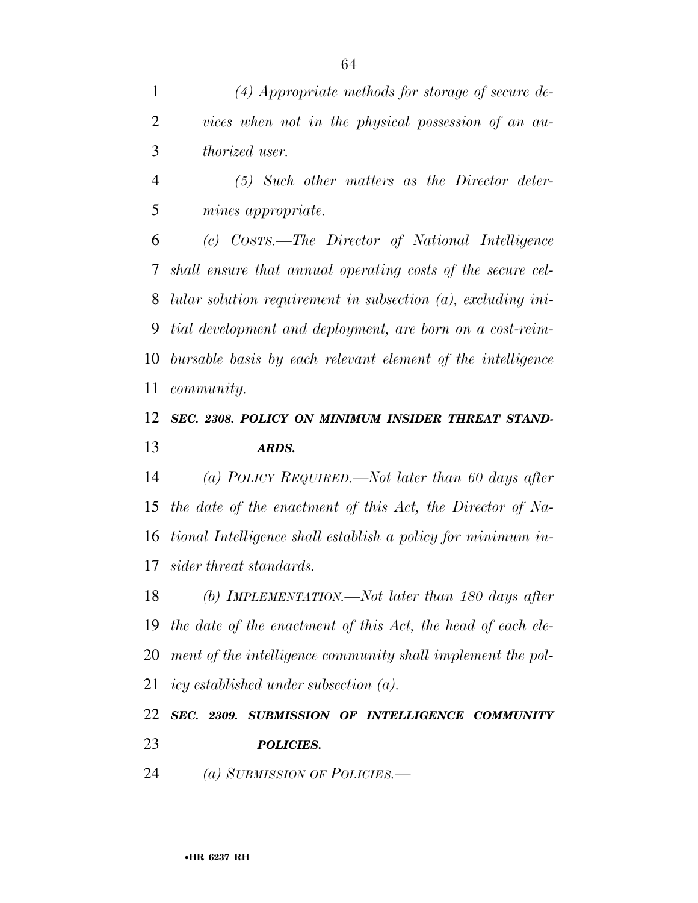*(4) Appropriate methods for storage of secure devices when not in the physical possession of an authorized user.*

*(5) Such other matters as the Director determines appropriate.*

*(c) COSTS.—The Director of National Intelligence shall ensure that annual operating costs of the secure cellular solution requirement in subsection (a), excluding initial development and deployment, are born on a cost-reimbursable basis by each relevant element of the intelligence community.*

***SEC. 2308. POLICY ON MINIMUM INSIDER THREAT STANDARDS.***

*(a) POLICY REQUIRED.—Not later than 60 days after the date of the enactment of this Act, the Director of National Intelligence shall establish a policy for minimum insider threat standards.*

*(b) IMPLEMENTATION.—Not later than 180 days after the date of the enactment of this Act, the head of each element of the intelligence community shall implement the policy established under subsection (a).*

***SEC. 2309. SUBMISSION OF INTELLIGENCE COMMUNITY POLICIES.***

*(a) SUBMISSION OF POLICIES.—*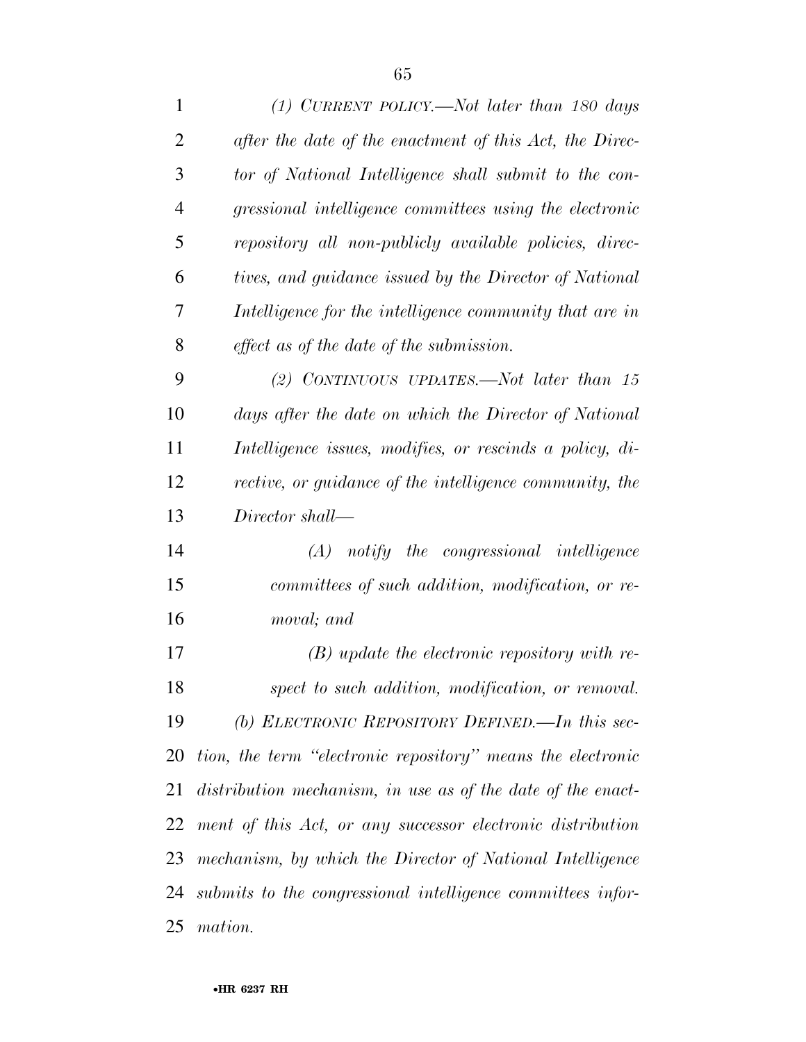*(1) CURRENT POLICY.—Not later than 180 days after the date of the enactment of this Act, the Director of National Intelligence shall submit to the congressional intelligence committees using the electronic repository all non-publicly available policies, directives, and guidance issued by the Director of National Intelligence for the intelligence community that are in effect as of the date of the submission.*

*(2) CONTINUOUS UPDATES.—Not later than 15 days after the date on which the Director of National Intelligence issues, modifies, or rescinds a policy, directive, or guidance of the intelligence community, the Director shall—*

*(A) notify the congressional intelligence committees of such addition, modification, or removal; and*

*(B) update the electronic repository with respect to such addition, modification, or removal.*

*(b) ELECTRONIC REPOSITORY DEFINED.—In this section, the term "electronic repository" means the electronic distribution mechanism, in use as of the date of the enactment of this Act, or any successor electronic distribution mechanism, by which the Director of National Intelligence submits to the congressional intelligence committees information.*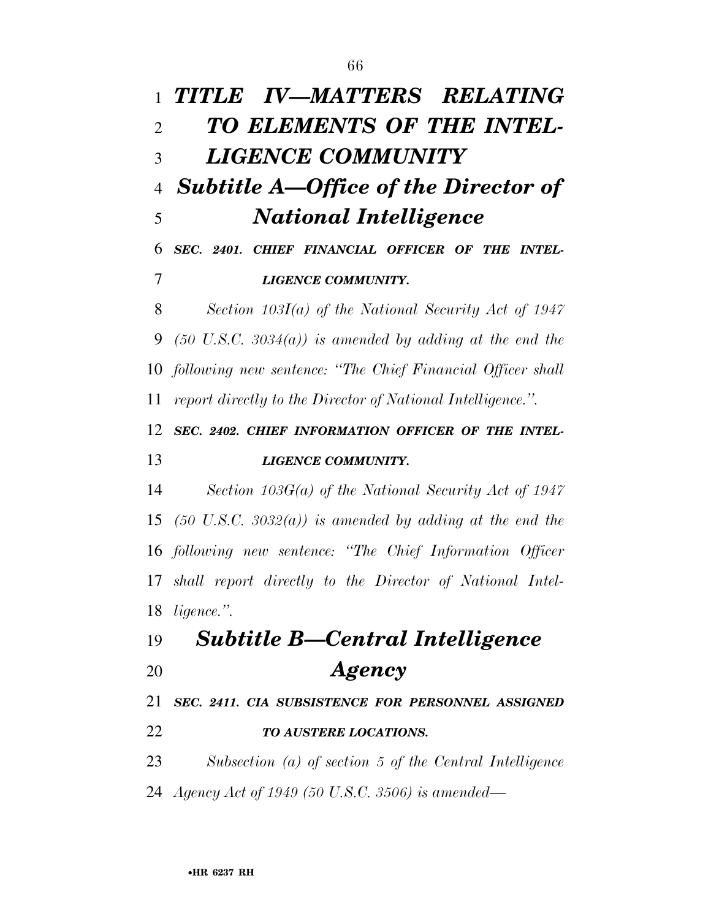# *TITLE IV—MATTERS RELATING TO ELEMENTS OF THE INTELLIGENCE COMMUNITY*

## *Subtitle A—Office of the Director of National Intelligence*

### *SEC. 2401. CHIEF FINANCIAL OFFICER OF THE INTELLIGENCE COMMUNITY.*

*Section 103I(a) of the National Security Act of 1947 (50 U.S.C. 3034(a)) is amended by adding at the end the following new sentence: "The Chief Financial Officer shall report directly to the Director of National Intelligence.".*

### *SEC. 2402. CHIEF INFORMATION OFFICER OF THE INTELLIGENCE COMMUNITY.*

*Section 103G(a) of the National Security Act of 1947 (50 U.S.C. 3032(a)) is amended by adding at the end the following new sentence: "The Chief Information Officer shall report directly to the Director of National Intelligence.".*

## *Subtitle B—Central Intelligence Agency*

### *SEC. 2411. CIA SUBSISTENCE FOR PERSONNEL ASSIGNED TO AUSTERE LOCATIONS.*

*Subsection (a) of section 5 of the Central Intelligence Agency Act of 1949 (50 U.S.C. 3506) is amended—*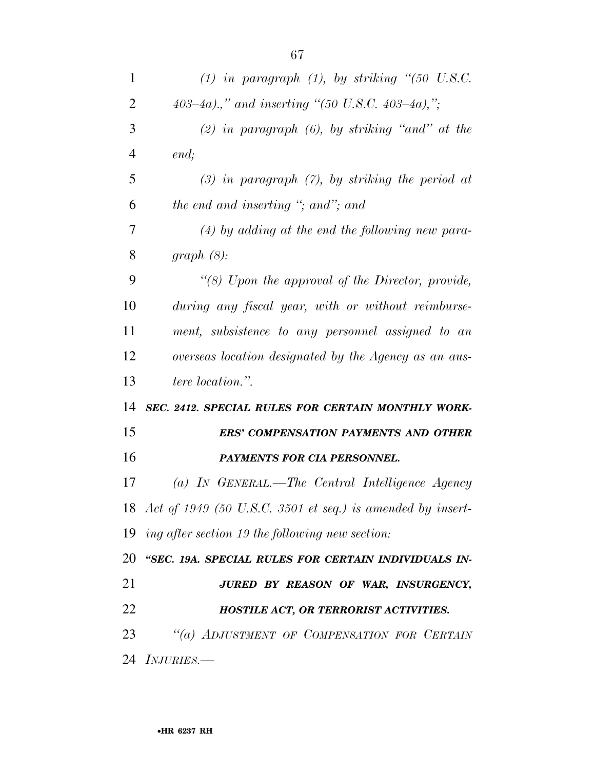*(1) in paragraph (1), by striking "(50 U.S.C. 403–4a).," and inserting "(50 U.S.C. 403–4a),";*

*(2) in paragraph (6), by striking "and" at the end;*

*(3) in paragraph (7), by striking the period at the end and inserting "; and"; and*

*(4) by adding at the end the following new paragraph (8):*

*"(8) Upon the approval of the Director, provide, during any fiscal year, with or without reimbursement, subsistence to any personnel assigned to an overseas location designated by the Agency as an austere location.".*

***SEC. 2412. SPECIAL RULES FOR CERTAIN MONTHLY WORKERS' COMPENSATION PAYMENTS AND OTHER PAYMENTS FOR CIA PERSONNEL.***

*(a) IN GENERAL.—The Central Intelligence Agency Act of 1949 (50 U.S.C. 3501 et seq.) is amended by inserting after section 19 the following new section:*

***"SEC. 19A. SPECIAL RULES FOR CERTAIN INDIVIDUALS INJURED BY REASON OF WAR, INSURGENCY, HOSTILE ACT, OR TERRORIST ACTIVITIES.***

*"(a) ADJUSTMENT OF COMPENSATION FOR CERTAIN INJURIES.—*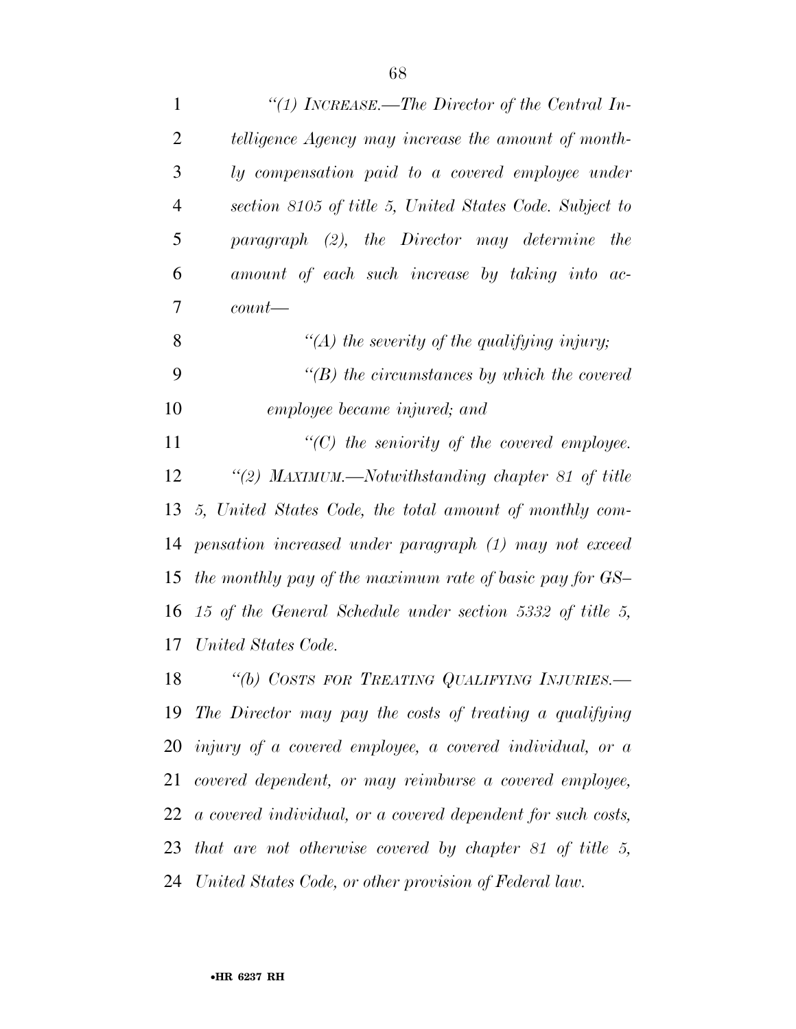*"(1) INCREASE.—The Director of the Central Intelligence Agency may increase the amount of monthly compensation paid to a covered employee under section 8105 of title 5, United States Code. Subject to paragraph (2), the Director may determine the amount of each such increase by taking into account—*

*"(A) the severity of the qualifying injury;*

*"(B) the circumstances by which the covered employee became injured; and*

*"(C) the seniority of the covered employee.*

*"(2) MAXIMUM.—Notwithstanding chapter 81 of title 5, United States Code, the total amount of monthly compensation increased under paragraph (1) may not exceed the monthly pay of the maximum rate of basic pay for GS–15 of the General Schedule under section 5332 of title 5, United States Code.*

*"(b) COSTS FOR TREATING QUALIFYING INJURIES.—The Director may pay the costs of treating a qualifying injury of a covered employee, a covered individual, or a covered dependent, or may reimburse a covered employee, a covered individual, or a covered dependent for such costs, that are not otherwise covered by chapter 81 of title 5, United States Code, or other provision of Federal law.*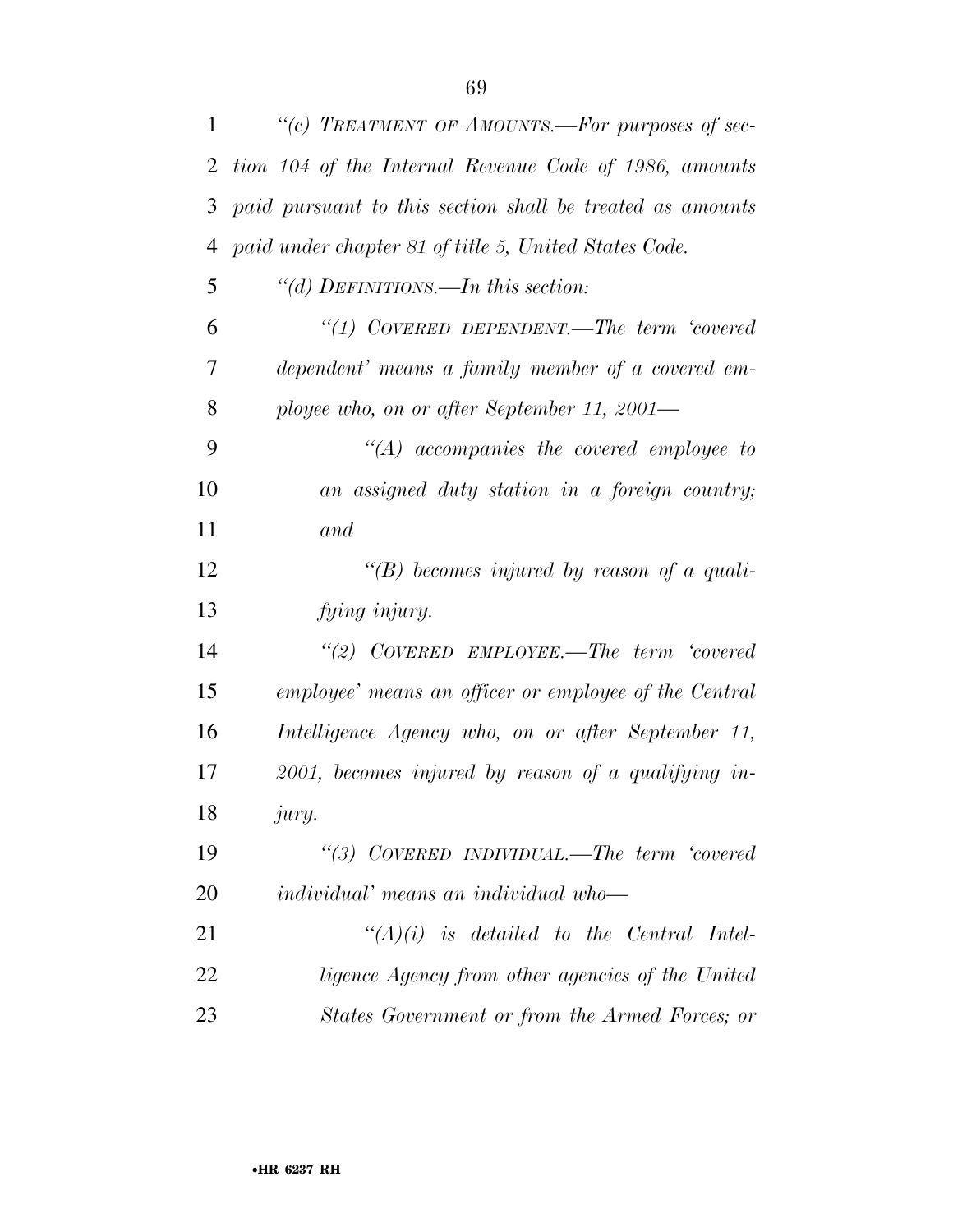*"(c) TREATMENT OF AMOUNTS.—For purposes of section 104 of the Internal Revenue Code of 1986, amounts paid pursuant to this section shall be treated as amounts paid under chapter 81 of title 5, United States Code.*

*"(d) DEFINITIONS.—In this section:*

*"(1) COVERED DEPENDENT.—The term 'covered dependent' means a family member of a covered employee who, on or after September 11, 2001—*

*"(A) accompanies the covered employee to an assigned duty station in a foreign country; and*

*"(B) becomes injured by reason of a qualifying injury.*

*"(2) COVERED EMPLOYEE.—The term 'covered employee' means an officer or employee of the Central Intelligence Agency who, on or after September 11, 2001, becomes injured by reason of a qualifying injury.*

*"(3) COVERED INDIVIDUAL.—The term 'covered individual' means an individual who—*

*"(A)(i) is detailed to the Central Intelligence Agency from other agencies of the United States Government or from the Armed Forces; or*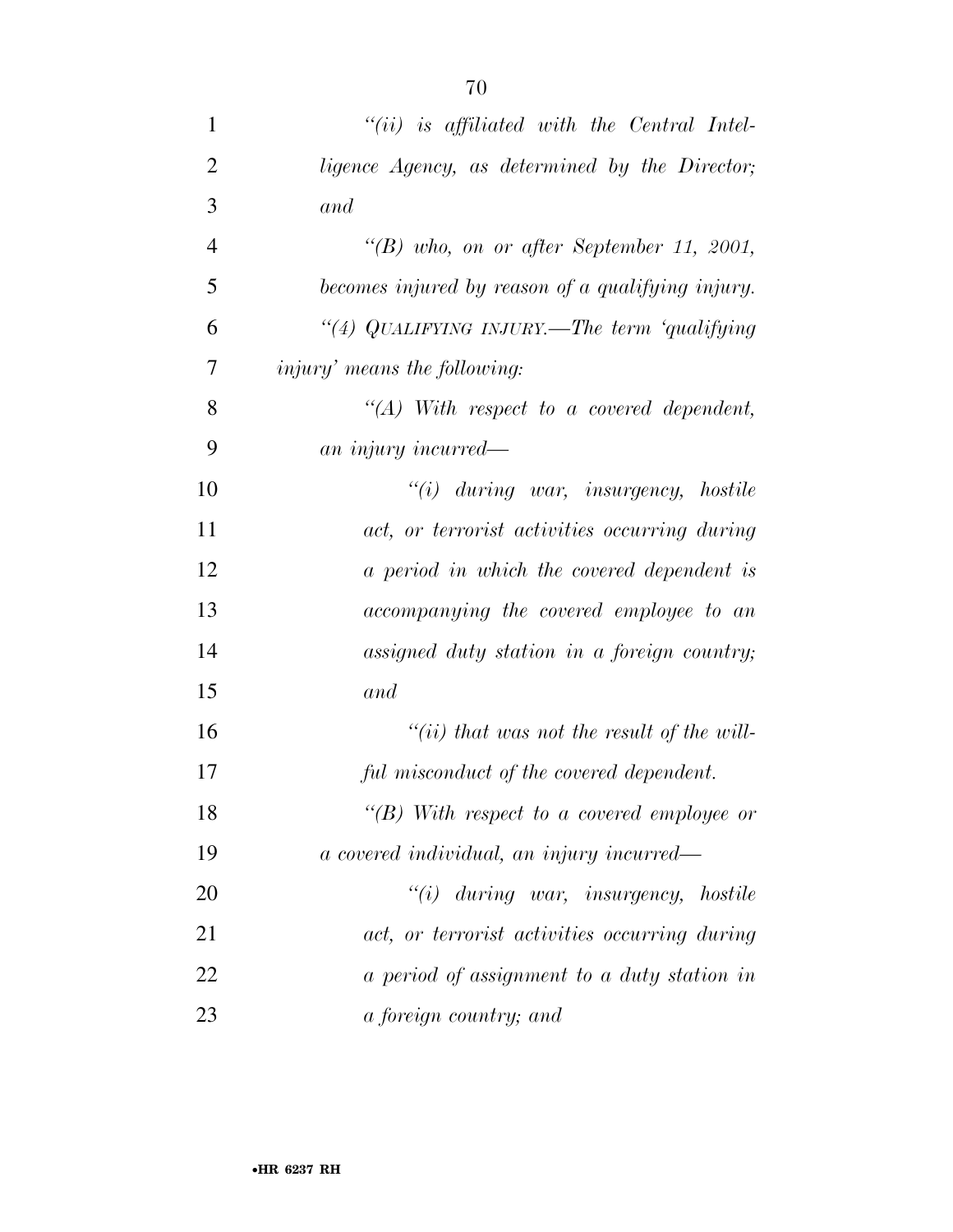*"(ii) is affiliated with the Central Intelligence Agency, as determined by the Director; and*

*"(B) who, on or after September 11, 2001, becomes injured by reason of a qualifying injury.*

*"(4) QUALIFYING INJURY.—The term 'qualifying injury' means the following:*

*"(A) With respect to a covered dependent, an injury incurred—*

*"(i) during war, insurgency, hostile act, or terrorist activities occurring during a period in which the covered dependent is accompanying the covered employee to an assigned duty station in a foreign country; and*

*"(ii) that was not the result of the willful misconduct of the covered dependent.*

*"(B) With respect to a covered employee or a covered individual, an injury incurred—*

*"(i) during war, insurgency, hostile act, or terrorist activities occurring during a period of assignment to a duty station in a foreign country; and*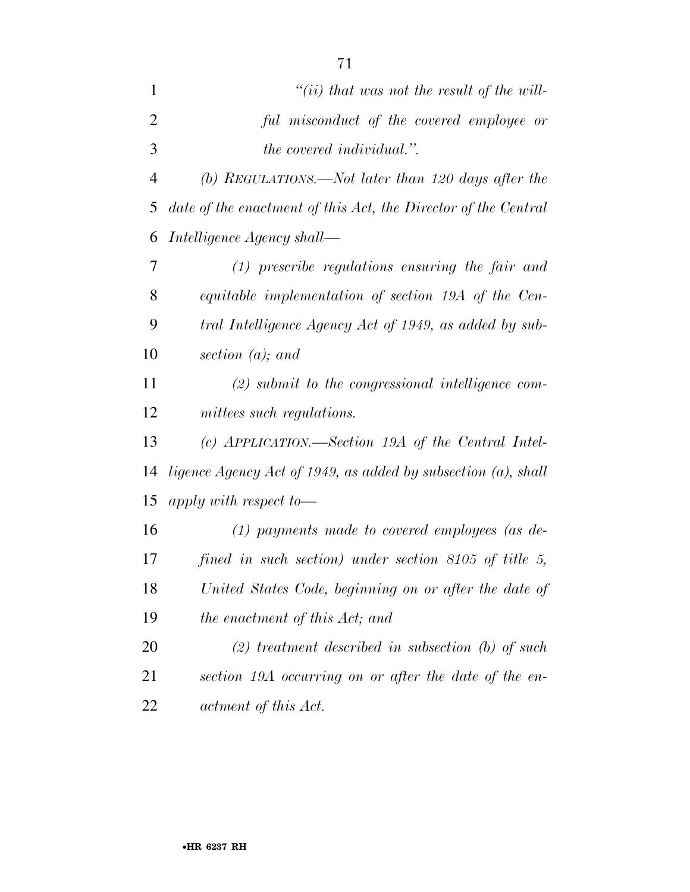*"(ii) that was not the result of the willful misconduct of the covered employee or the covered individual.".*

*(b) REGULATIONS.—Not later than 120 days after the date of the enactment of this Act, the Director of the Central Intelligence Agency shall—*

*(1) prescribe regulations ensuring the fair and equitable implementation of section 19A of the Central Intelligence Agency Act of 1949, as added by subsection (a); and*

*(2) submit to the congressional intelligence committees such regulations.*

*(c) APPLICATION.—Section 19A of the Central Intelligence Agency Act of 1949, as added by subsection (a), shall apply with respect to—*

*(1) payments made to covered employees (as defined in such section) under section 8105 of title 5, United States Code, beginning on or after the date of the enactment of this Act; and*

*(2) treatment described in subsection (b) of such section 19A occurring on or after the date of the enactment of this Act.*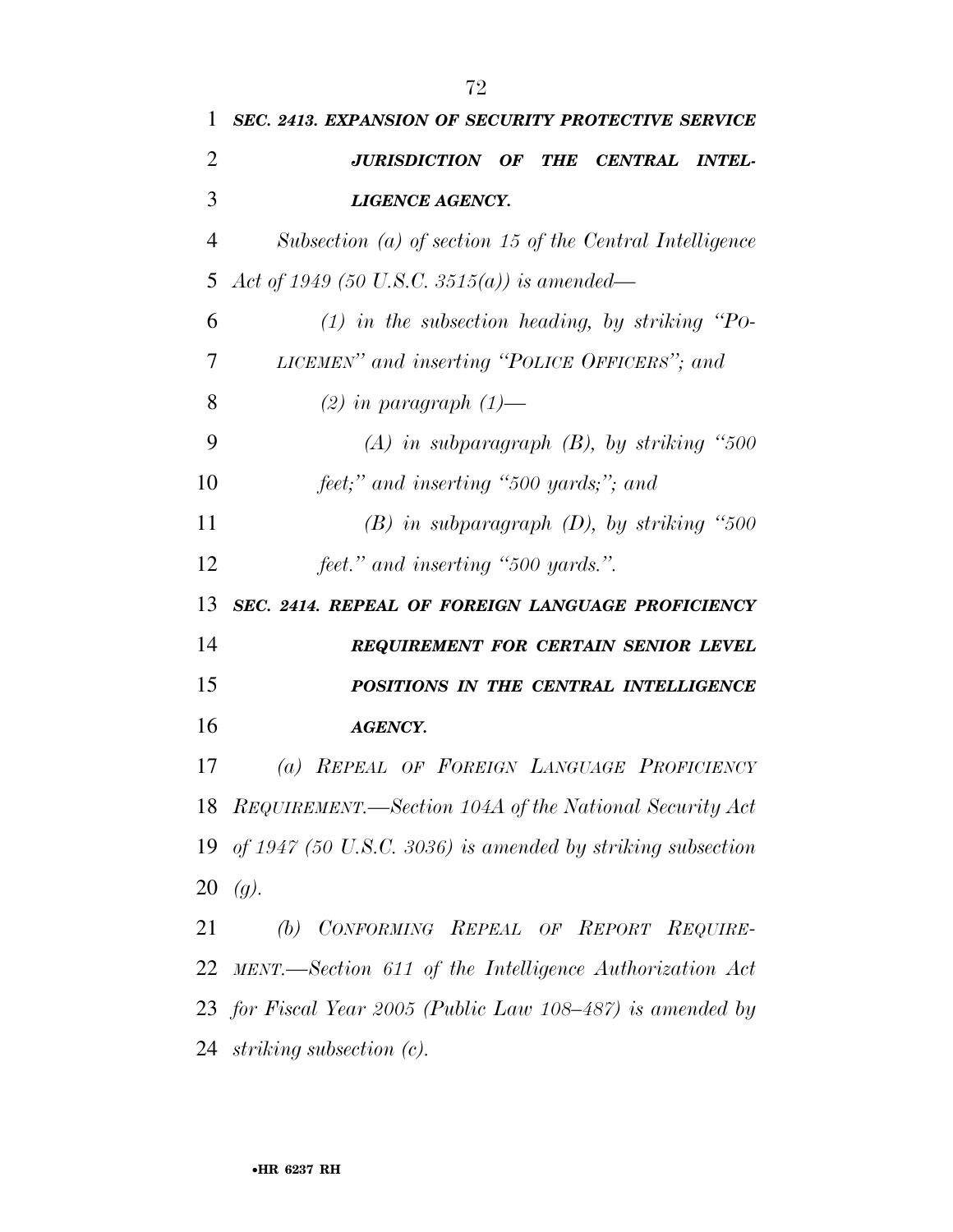***SEC. 2413. EXPANSION OF SECURITY PROTECTIVE SERVICE JURISDICTION OF THE CENTRAL INTELLIGENCE AGENCY.***

*Subsection (a) of section 15 of the Central Intelligence Act of 1949 (50 U.S.C. 3515(a)) is amended—*

*(1) in the subsection heading, by striking "POLICEMEN" and inserting "POLICE OFFICERS"; and*

*(2) in paragraph (1)—*

*(A) in subparagraph (B), by striking "500 feet;" and inserting "500 yards;"; and*

*(B) in subparagraph (D), by striking "500 feet." and inserting "500 yards.".*

***SEC. 2414. REPEAL OF FOREIGN LANGUAGE PROFICIENCY REQUIREMENT FOR CERTAIN SENIOR LEVEL POSITIONS IN THE CENTRAL INTELLIGENCE AGENCY.***

*(a) REPEAL OF FOREIGN LANGUAGE PROFICIENCY REQUIREMENT.—Section 104A of the National Security Act of 1947 (50 U.S.C. 3036) is amended by striking subsection (g).*

*(b) CONFORMING REPEAL OF REPORT REQUIREMENT.—Section 611 of the Intelligence Authorization Act for Fiscal Year 2005 (Public Law 108–487) is amended by striking subsection (c).*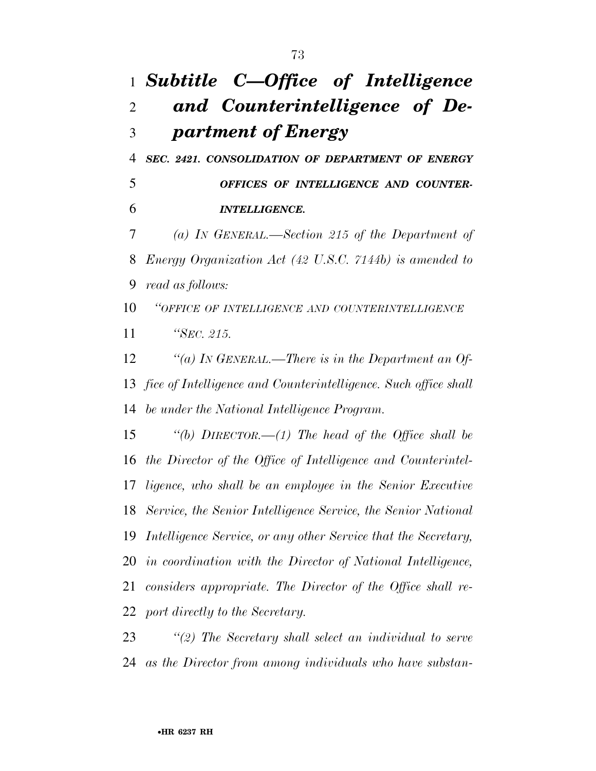## *Subtitle C—Office of Intelligence and Counterintelligence of Department of Energy*

***SEC. 2421. CONSOLIDATION OF DEPARTMENT OF ENERGY OFFICES OF INTELLIGENCE AND COUNTER-INTELLIGENCE.***

*(a) IN GENERAL.—Section 215 of the Department of Energy Organization Act (42 U.S.C. 7144b) is amended to read as follows:*

*"OFFICE OF INTELLIGENCE AND COUNTERINTELLIGENCE*

*"SEC. 215.*

*"(a) IN GENERAL.—There is in the Department an Office of Intelligence and Counterintelligence. Such office shall be under the National Intelligence Program.*

*"(b) DIRECTOR.—(1) The head of the Office shall be the Director of the Office of Intelligence and Counterintelligence, who shall be an employee in the Senior Executive Service, the Senior Intelligence Service, the Senior National Intelligence Service, or any other Service that the Secretary, in coordination with the Director of National Intelligence, considers appropriate. The Director of the Office shall report directly to the Secretary.*

*"(2) The Secretary shall select an individual to serve as the Director from among individuals who have substan-*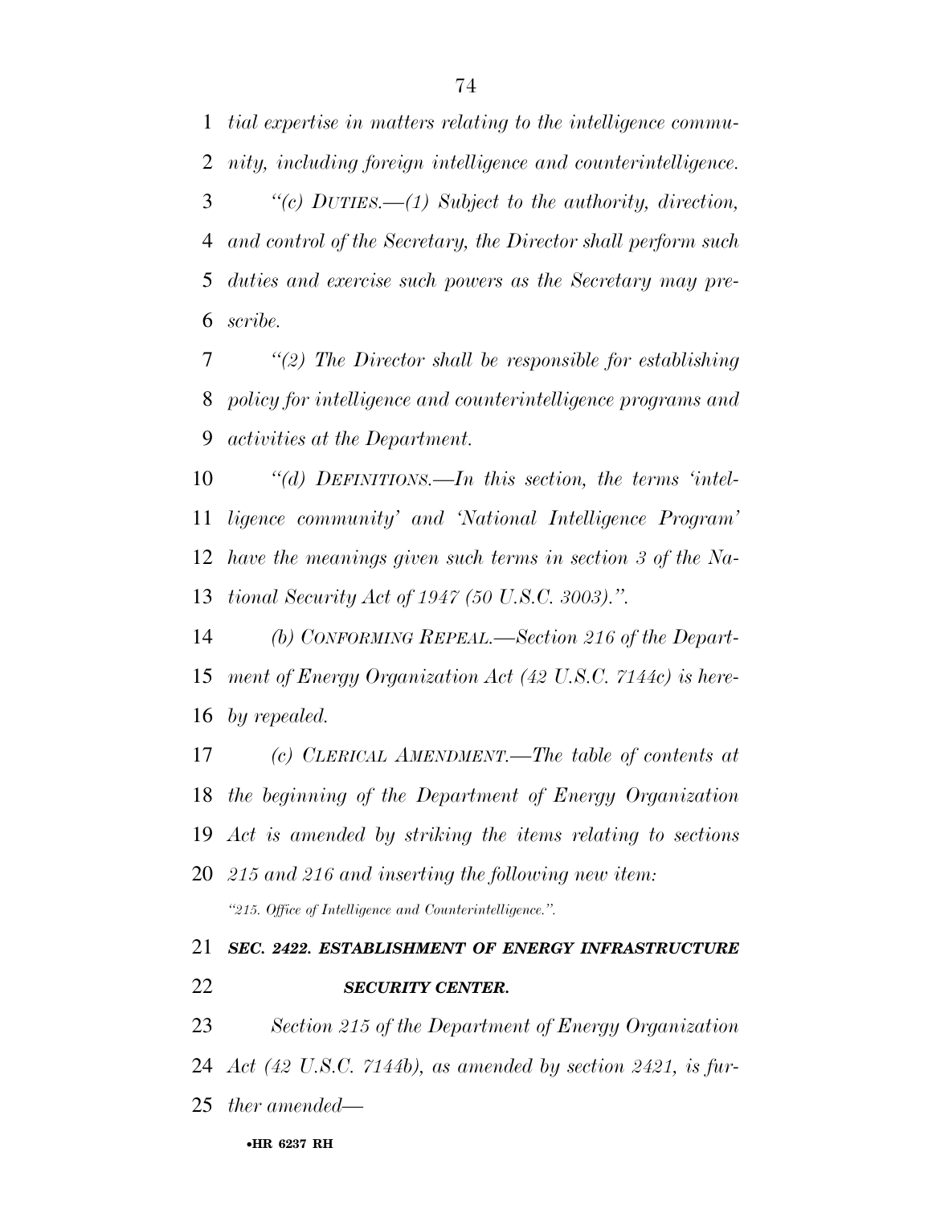*tial expertise in matters relating to the intelligence community, including foreign intelligence and counterintelligence.*

*"(c) DUTIES.—(1) Subject to the authority, direction, and control of the Secretary, the Director shall perform such duties and exercise such powers as the Secretary may prescribe.*

*"(2) The Director shall be responsible for establishing policy for intelligence and counterintelligence programs and activities at the Department.*

*"(d) DEFINITIONS.—In this section, the terms 'intelligence community' and 'National Intelligence Program' have the meanings given such terms in section 3 of the National Security Act of 1947 (50 U.S.C. 3003).".*

*(b) CONFORMING REPEAL.—Section 216 of the Department of Energy Organization Act (42 U.S.C. 7144c) is hereby repealed.*

*(c) CLERICAL AMENDMENT.—The table of contents at the beginning of the Department of Energy Organization Act is amended by striking the items relating to sections 215 and 216 and inserting the following new item:*

*"215. Office of Intelligence and Counterintelligence.".*

***SEC. 2422. ESTABLISHMENT OF ENERGY INFRASTRUCTURE SECURITY CENTER.***

*Section 215 of the Department of Energy Organization Act (42 U.S.C. 7144b), as amended by section 2421, is further amended—*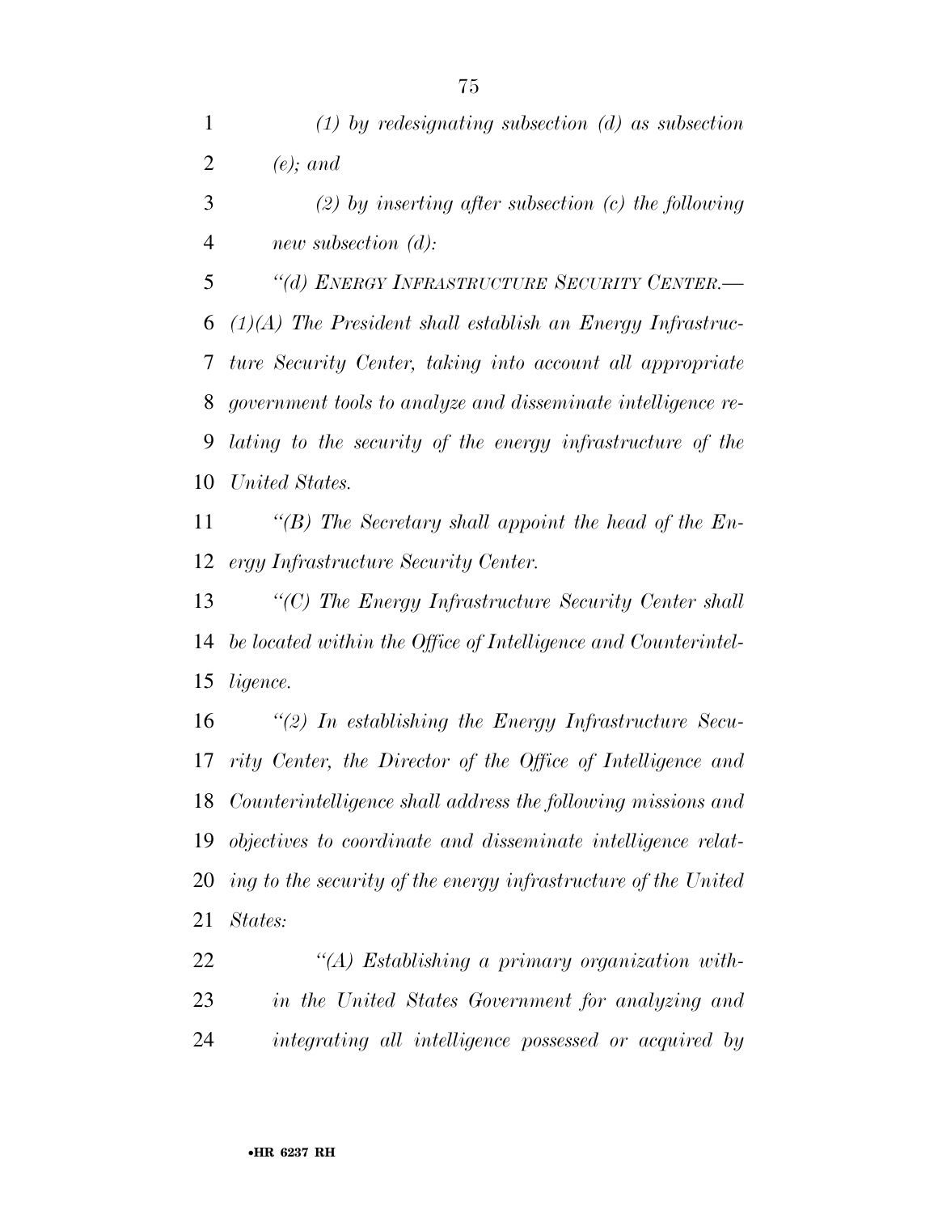*(1) by redesignating subsection (d) as subsection (e); and*

*(2) by inserting after subsection (c) the following new subsection (d):*

*"(d) ENERGY INFRASTRUCTURE SECURITY CENTER.— (1)(A) The President shall establish an Energy Infrastructure Security Center, taking into account all appropriate government tools to analyze and disseminate intelligence relating to the security of the energy infrastructure of the United States.*

*"(B) The Secretary shall appoint the head of the Energy Infrastructure Security Center.*

*"(C) The Energy Infrastructure Security Center shall be located within the Office of Intelligence and Counterintelligence.*

*"(2) In establishing the Energy Infrastructure Security Center, the Director of the Office of Intelligence and Counterintelligence shall address the following missions and objectives to coordinate and disseminate intelligence relating to the security of the energy infrastructure of the United States:*

*"(A) Establishing a primary organization within the United States Government for analyzing and integrating all intelligence possessed or acquired by*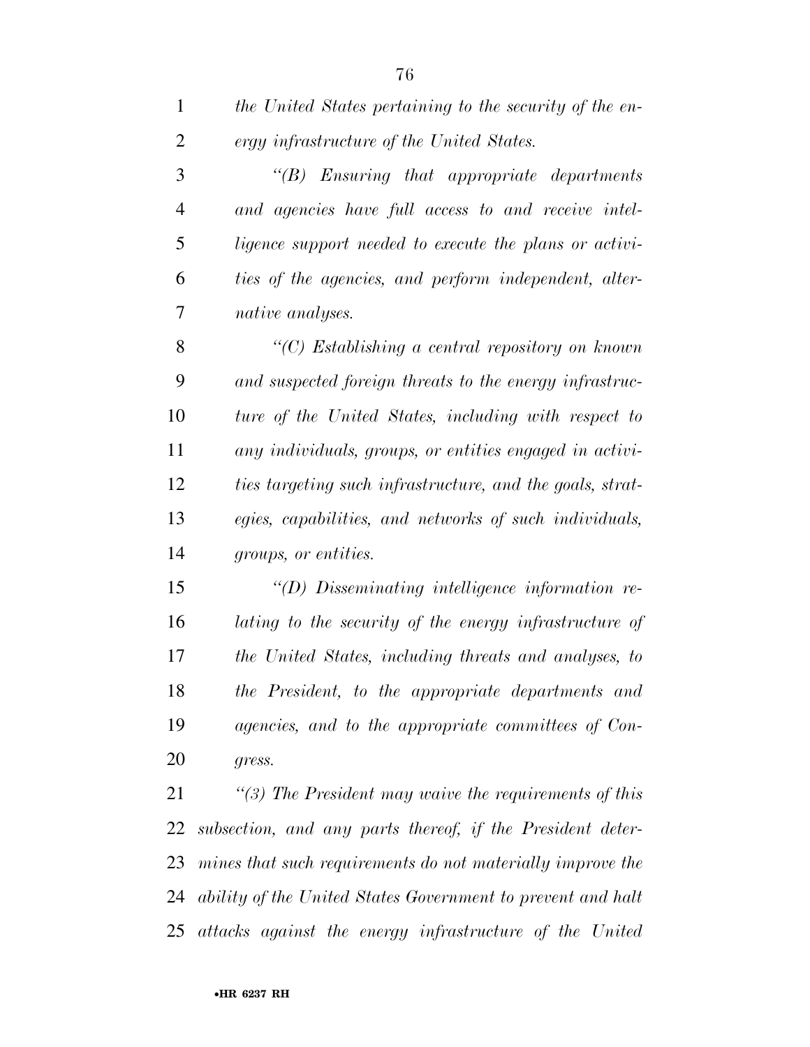*the United States pertaining to the security of the energy infrastructure of the United States.*

*"(B) Ensuring that appropriate departments and agencies have full access to and receive intelligence support needed to execute the plans or activities of the agencies, and perform independent, alternative analyses.*

*"(C) Establishing a central repository on known and suspected foreign threats to the energy infrastructure of the United States, including with respect to any individuals, groups, or entities engaged in activities targeting such infrastructure, and the goals, strategies, capabilities, and networks of such individuals, groups, or entities.*

*"(D) Disseminating intelligence information relating to the security of the energy infrastructure of the United States, including threats and analyses, to the President, to the appropriate departments and agencies, and to the appropriate committees of Congress.*

*"(3) The President may waive the requirements of this subsection, and any parts thereof, if the President determines that such requirements do not materially improve the ability of the United States Government to prevent and halt attacks against the energy infrastructure of the United*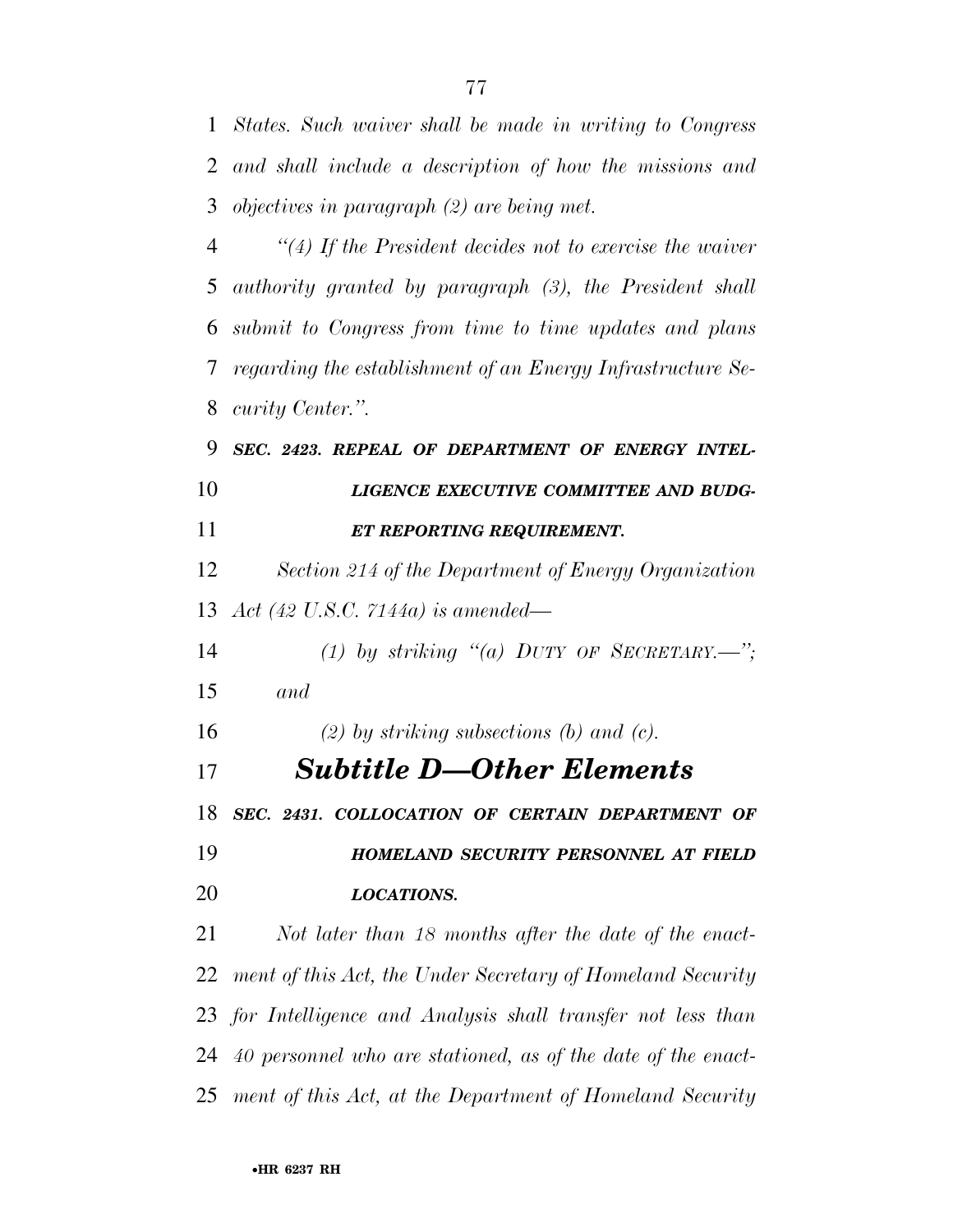*States. Such waiver shall be made in writing to Congress and shall include a description of how the missions and objectives in paragraph (2) are being met.*

*"(4) If the President decides not to exercise the waiver authority granted by paragraph (3), the President shall submit to Congress from time to time updates and plans regarding the establishment of an Energy Infrastructure Security Center.".*

***SEC. 2423. REPEAL OF DEPARTMENT OF ENERGY INTELLIGENCE EXECUTIVE COMMITTEE AND BUDGET REPORTING REQUIREMENT.***

*Section 214 of the Department of Energy Organization Act (42 U.S.C. 7144a) is amended—*

*(1) by striking "(a) DUTY OF SECRETARY.—"; and*

*(2) by striking subsections (b) and (c).*

## ***Subtitle D—Other Elements***

***SEC. 2431. COLLOCATION OF CERTAIN DEPARTMENT OF HOMELAND SECURITY PERSONNEL AT FIELD LOCATIONS.***

*Not later than 18 months after the date of the enactment of this Act, the Under Secretary of Homeland Security for Intelligence and Analysis shall transfer not less than 40 personnel who are stationed, as of the date of the enactment of this Act, at the Department of Homeland Security*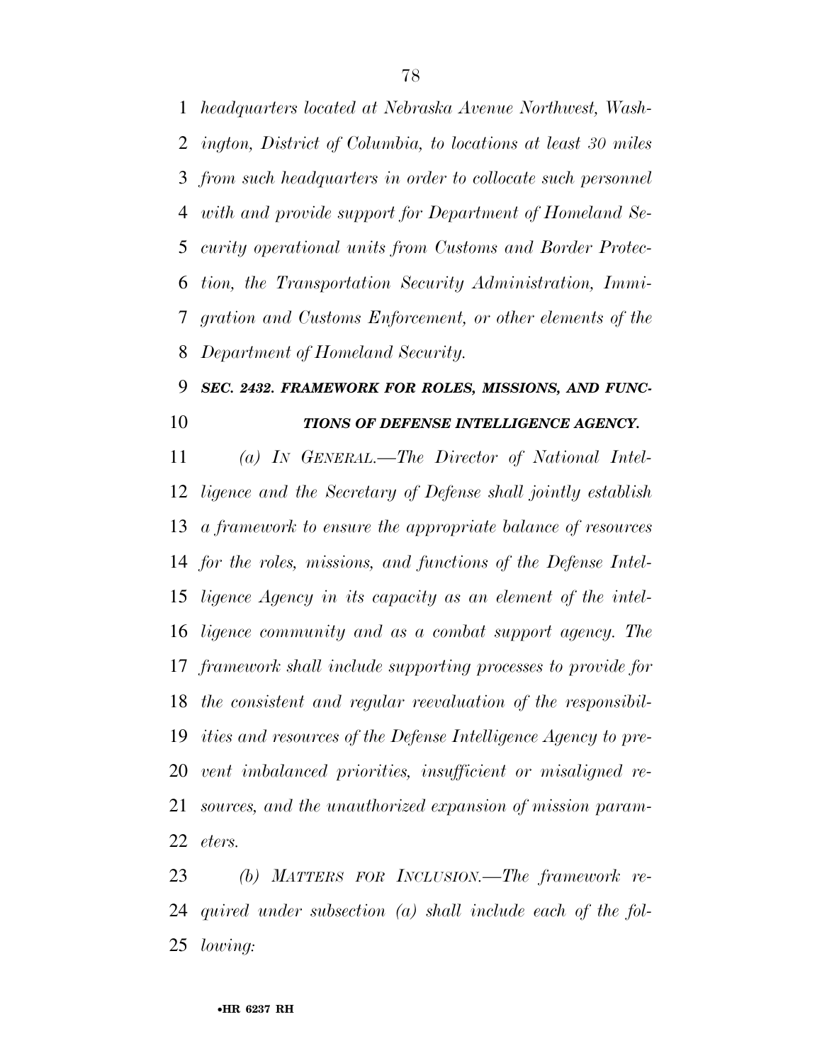*headquarters located at Nebraska Avenue Northwest, Washington, District of Columbia, to locations at least 30 miles from such headquarters in order to collocate such personnel with and provide support for Department of Homeland Security operational units from Customs and Border Protection, the Transportation Security Administration, Immigration and Customs Enforcement, or other elements of the Department of Homeland Security.*

### *SEC. 2432. FRAMEWORK FOR ROLES, MISSIONS, AND FUNCTIONS OF DEFENSE INTELLIGENCE AGENCY.*

*(a) IN GENERAL.—The Director of National Intelligence and the Secretary of Defense shall jointly establish a framework to ensure the appropriate balance of resources for the roles, missions, and functions of the Defense Intelligence Agency in its capacity as an element of the intelligence community and as a combat support agency. The framework shall include supporting processes to provide for the consistent and regular reevaluation of the responsibilities and resources of the Defense Intelligence Agency to prevent imbalanced priorities, insufficient or misaligned resources, and the unauthorized expansion of mission parameters.*

*(b) MATTERS FOR INCLUSION.—The framework required under subsection (a) shall include each of the following:*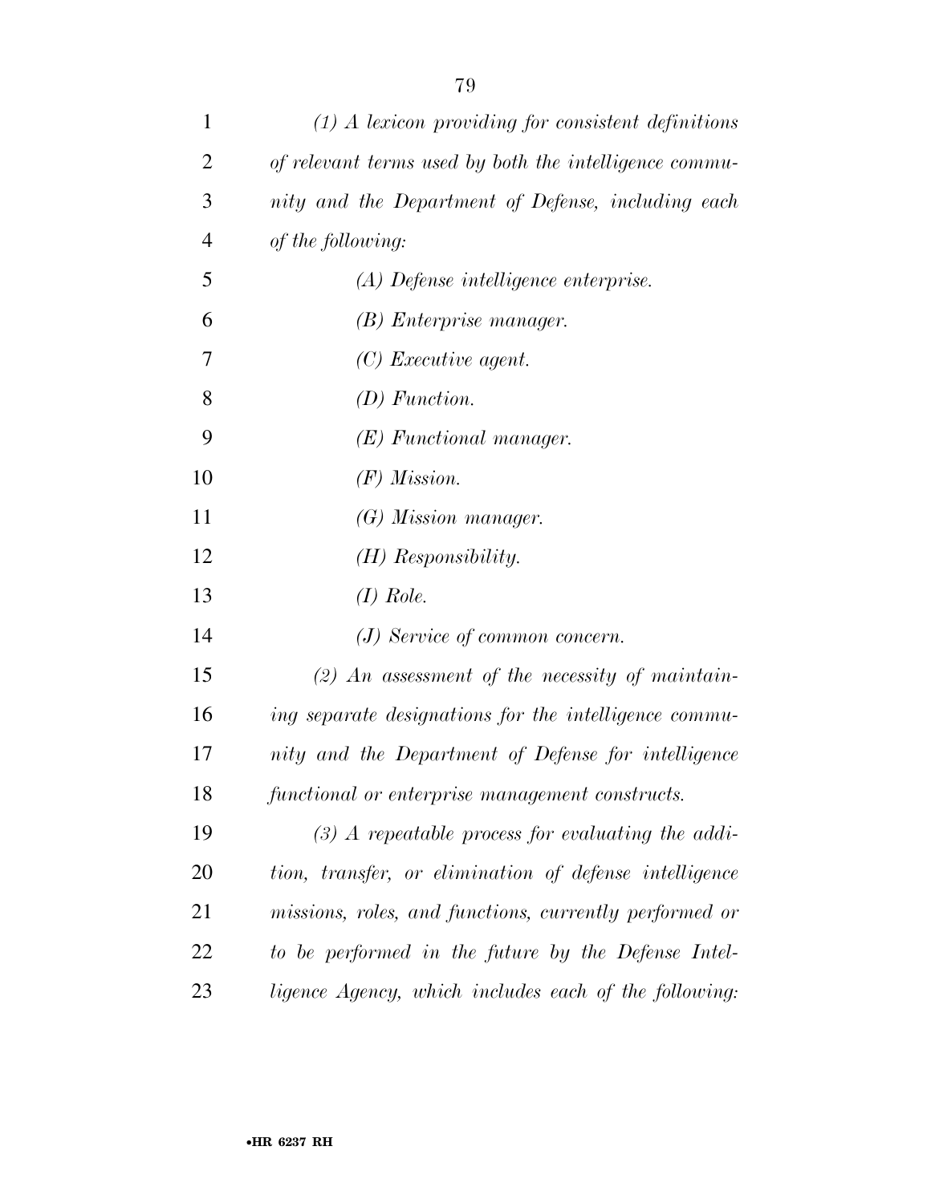*(1) A lexicon providing for consistent definitions of relevant terms used by both the intelligence community and the Department of Defense, including each of the following:*

*(A) Defense intelligence enterprise.*

*(B) Enterprise manager.*

*(C) Executive agent.*

*(D) Function.*

*(E) Functional manager.*

*(F) Mission.*

*(G) Mission manager.*

*(H) Responsibility.*

*(I) Role.*

*(J) Service of common concern.*

*(2) An assessment of the necessity of maintaining separate designations for the intelligence community and the Department of Defense for intelligence functional or enterprise management constructs.*

*(3) A repeatable process for evaluating the addition, transfer, or elimination of defense intelligence missions, roles, and functions, currently performed or to be performed in the future by the Defense Intelligence Agency, which includes each of the following:*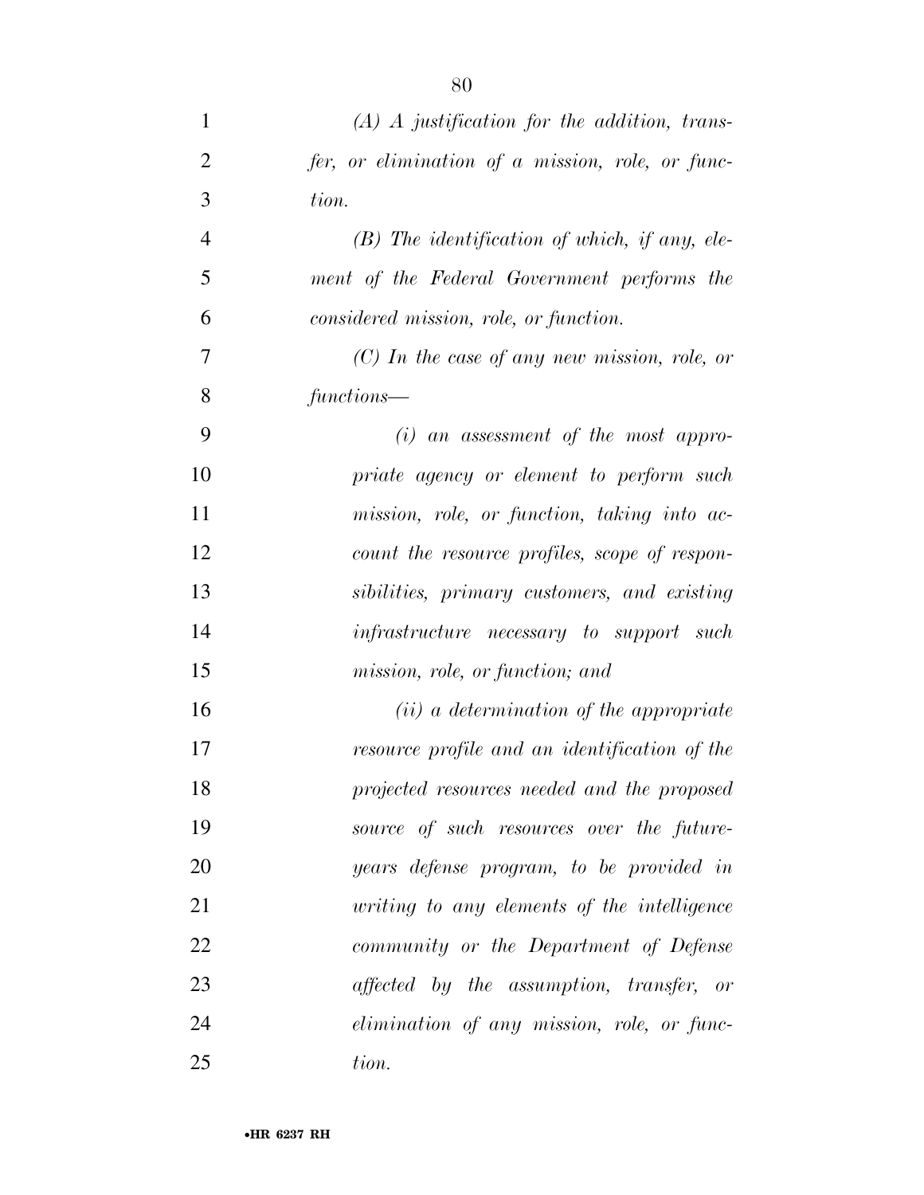*(A) A justification for the addition, transfer, or elimination of a mission, role, or function.*

*(B) The identification of which, if any, element of the Federal Government performs the considered mission, role, or function.*

*(C) In the case of any new mission, role, or functions—*

*(i) an assessment of the most appropriate agency or element to perform such mission, role, or function, taking into account the resource profiles, scope of responsibilities, primary customers, and existing infrastructure necessary to support such mission, role, or function; and*

*(ii) a determination of the appropriate resource profile and an identification of the projected resources needed and the proposed source of such resources over the future-years defense program, to be provided in writing to any elements of the intelligence community or the Department of Defense affected by the assumption, transfer, or elimination of any mission, role, or function.*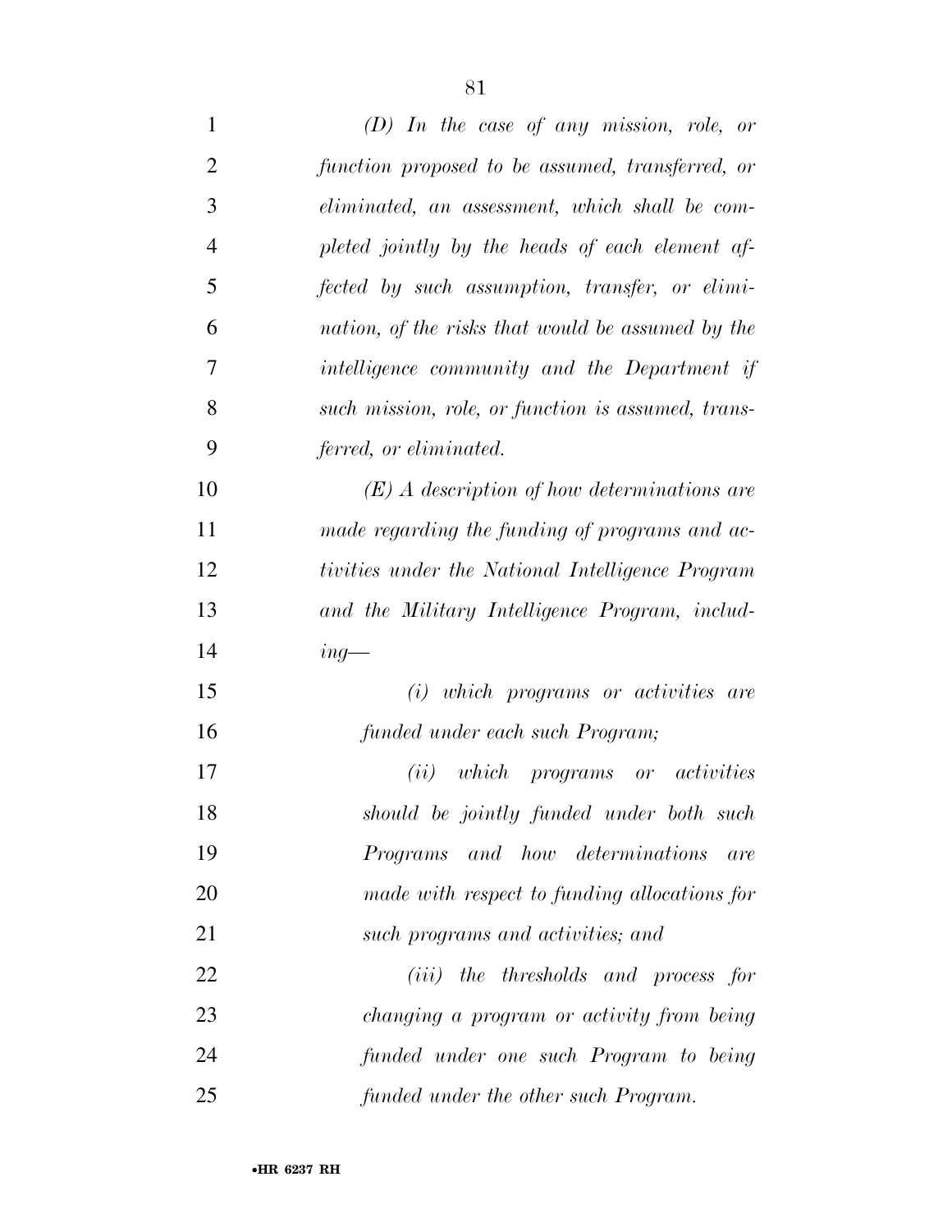*(D) In the case of any mission, role, or function proposed to be assumed, transferred, or eliminated, an assessment, which shall be completed jointly by the heads of each element affected by such assumption, transfer, or elimination, of the risks that would be assumed by the intelligence community and the Department if such mission, role, or function is assumed, transferred, or eliminated.*

*(E) A description of how determinations are made regarding the funding of programs and activities under the National Intelligence Program and the Military Intelligence Program, including—*

*(i) which programs or activities are funded under each such Program;*

*(ii) which programs or activities should be jointly funded under both such Programs and how determinations are made with respect to funding allocations for such programs and activities; and*

*(iii) the thresholds and process for changing a program or activity from being funded under one such Program to being funded under the other such Program.*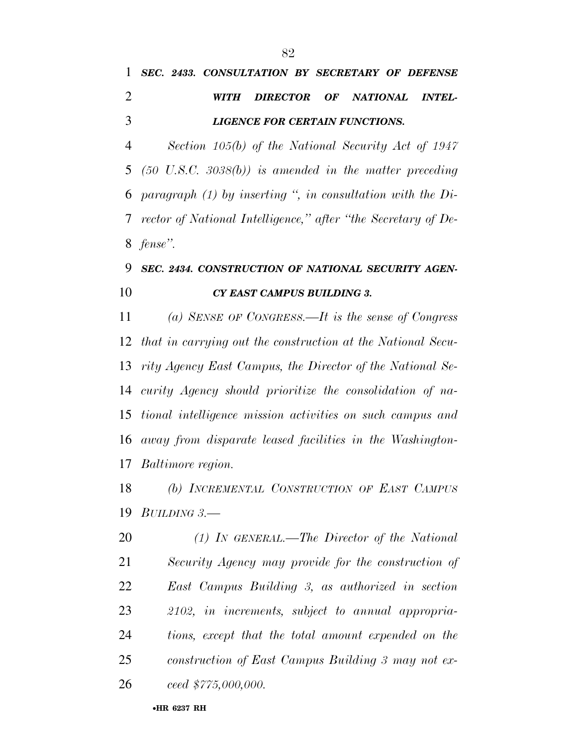***SEC. 2433. CONSULTATION BY SECRETARY OF DEFENSE WITH DIRECTOR OF NATIONAL INTELLIGENCE FOR CERTAIN FUNCTIONS.***

*Section 105(b) of the National Security Act of 1947 (50 U.S.C. 3038(b)) is amended in the matter preceding paragraph (1) by inserting ", in consultation with the Director of National Intelligence," after "the Secretary of Defense".*

***SEC. 2434. CONSTRUCTION OF NATIONAL SECURITY AGENCY EAST CAMPUS BUILDING 3.***

*(a) SENSE OF CONGRESS.—It is the sense of Congress that in carrying out the construction at the National Security Agency East Campus, the Director of the National Security Agency should prioritize the consolidation of national intelligence mission activities on such campus and away from disparate leased facilities in the Washington-Baltimore region.*

*(b) INCREMENTAL CONSTRUCTION OF EAST CAMPUS BUILDING 3.—*

*(1) IN GENERAL.—The Director of the National Security Agency may provide for the construction of East Campus Building 3, as authorized in section 2102, in increments, subject to annual appropriations, except that the total amount expended on the construction of East Campus Building 3 may not exceed $775,000,000.*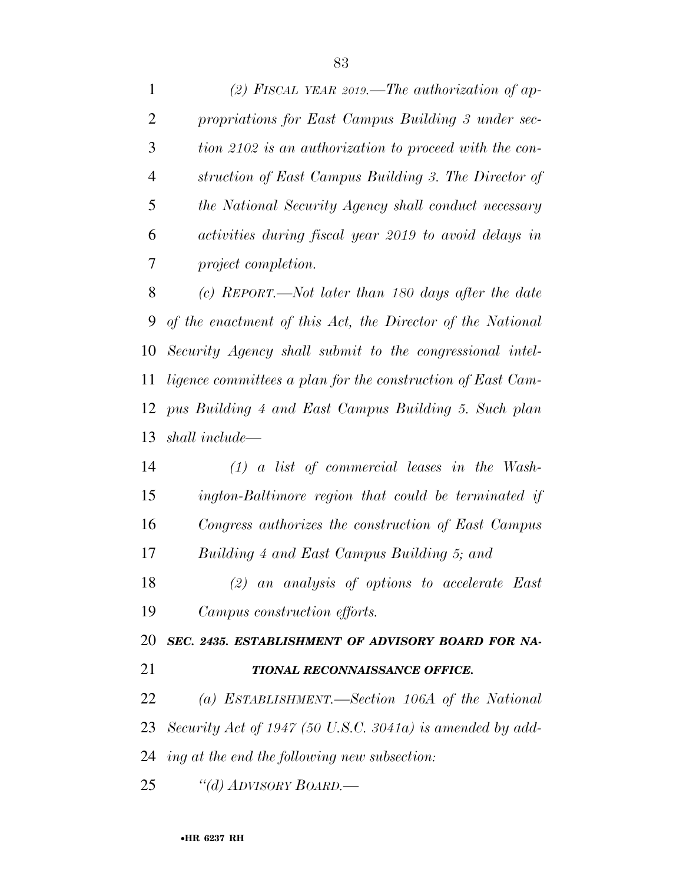*(2) FISCAL YEAR 2019.—The authorization of appropriations for East Campus Building 3 under section 2102 is an authorization to proceed with the construction of East Campus Building 3. The Director of the National Security Agency shall conduct necessary activities during fiscal year 2019 to avoid delays in project completion.*

*(c) REPORT.—Not later than 180 days after the date of the enactment of this Act, the Director of the National Security Agency shall submit to the congressional intelligence committees a plan for the construction of East Campus Building 4 and East Campus Building 5. Such plan shall include—*

*(1) a list of commercial leases in the Washington-Baltimore region that could be terminated if Congress authorizes the construction of East Campus Building 4 and East Campus Building 5; and*

*(2) an analysis of options to accelerate East Campus construction efforts.*

***SEC. 2435. ESTABLISHMENT OF ADVISORY BOARD FOR NATIONAL RECONNAISSANCE OFFICE.***

*(a) ESTABLISHMENT.—Section 106A of the National Security Act of 1947 (50 U.S.C. 3041a) is amended by adding at the end the following new subsection:*

*"(d) ADVISORY BOARD.—*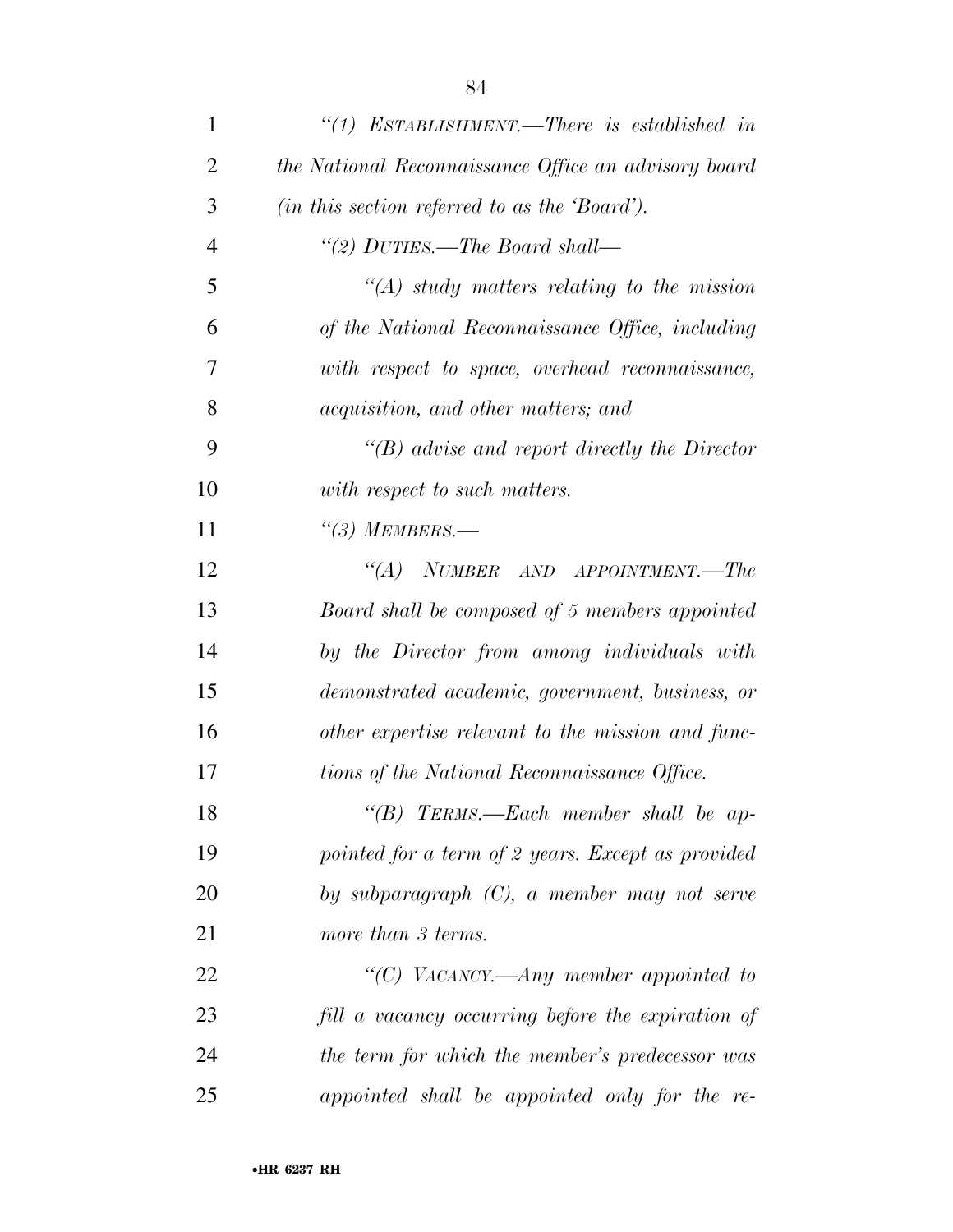*"(1) ESTABLISHMENT.—There is established in the National Reconnaissance Office an advisory board (in this section referred to as the 'Board').*

*"(2) DUTIES.—The Board shall—*

*"(A) study matters relating to the mission of the National Reconnaissance Office, including with respect to space, overhead reconnaissance, acquisition, and other matters; and*

*"(B) advise and report directly the Director with respect to such matters.*

*"(3) MEMBERS.—*

*"(A) NUMBER AND APPOINTMENT.—The Board shall be composed of 5 members appointed by the Director from among individuals with demonstrated academic, government, business, or other expertise relevant to the mission and functions of the National Reconnaissance Office.*

*"(B) TERMS.—Each member shall be appointed for a term of 2 years. Except as provided by subparagraph (C), a member may not serve more than 3 terms.*

*"(C) VACANCY.—Any member appointed to fill a vacancy occurring before the expiration of the term for which the member's predecessor was appointed shall be appointed only for the re-*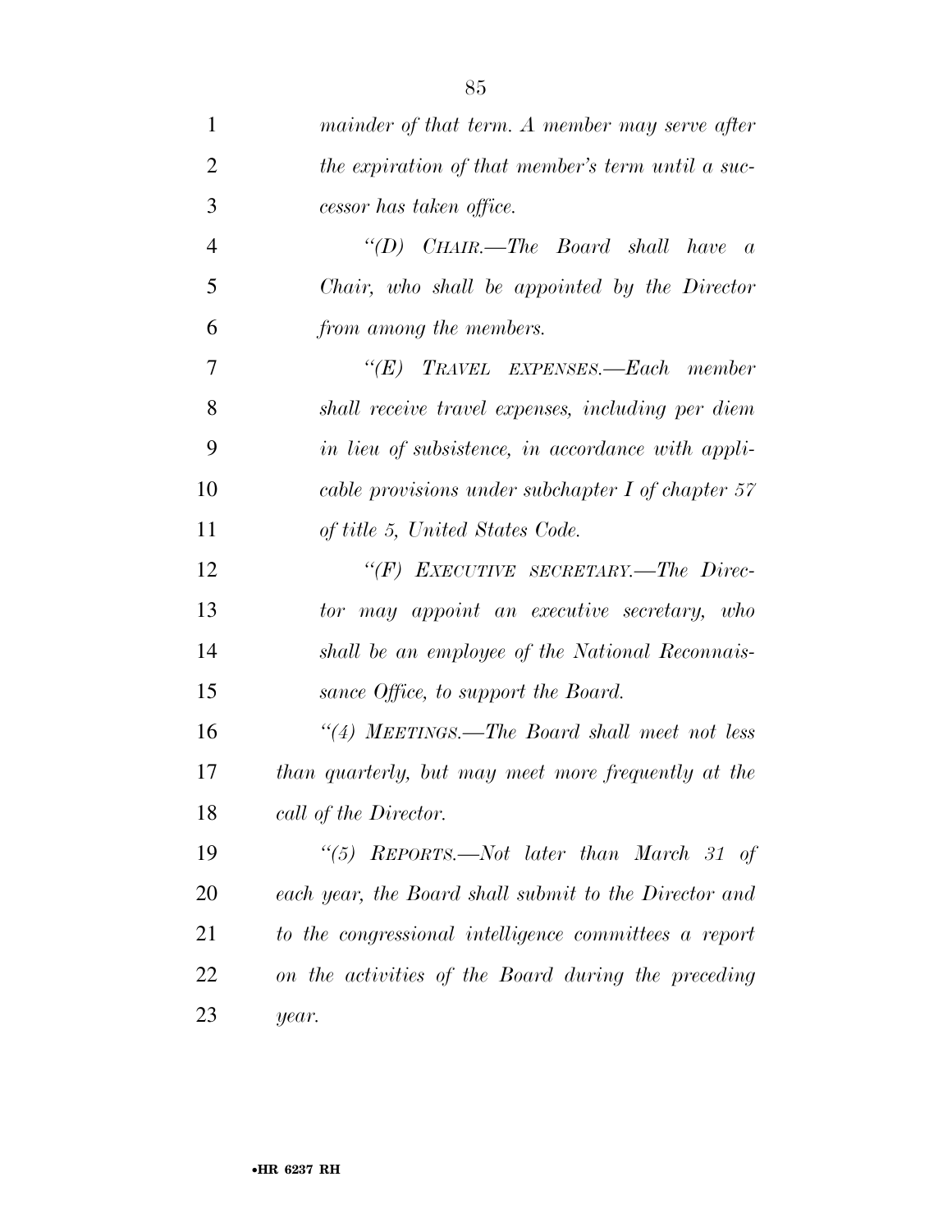*mainder of that term. A member may serve after the expiration of that member's term until a successor has taken office.*

*"(D) CHAIR.—The Board shall have a Chair, who shall be appointed by the Director from among the members.*

*"(E) TRAVEL EXPENSES.—Each member shall receive travel expenses, including per diem in lieu of subsistence, in accordance with applicable provisions under subchapter I of chapter 57 of title 5, United States Code.*

*"(F) EXECUTIVE SECRETARY.—The Director may appoint an executive secretary, who shall be an employee of the National Reconnaissance Office, to support the Board.*

*"(4) MEETINGS.—The Board shall meet not less than quarterly, but may meet more frequently at the call of the Director.*

*"(5) REPORTS.—Not later than March 31 of each year, the Board shall submit to the Director and to the congressional intelligence committees a report on the activities of the Board during the preceding year.*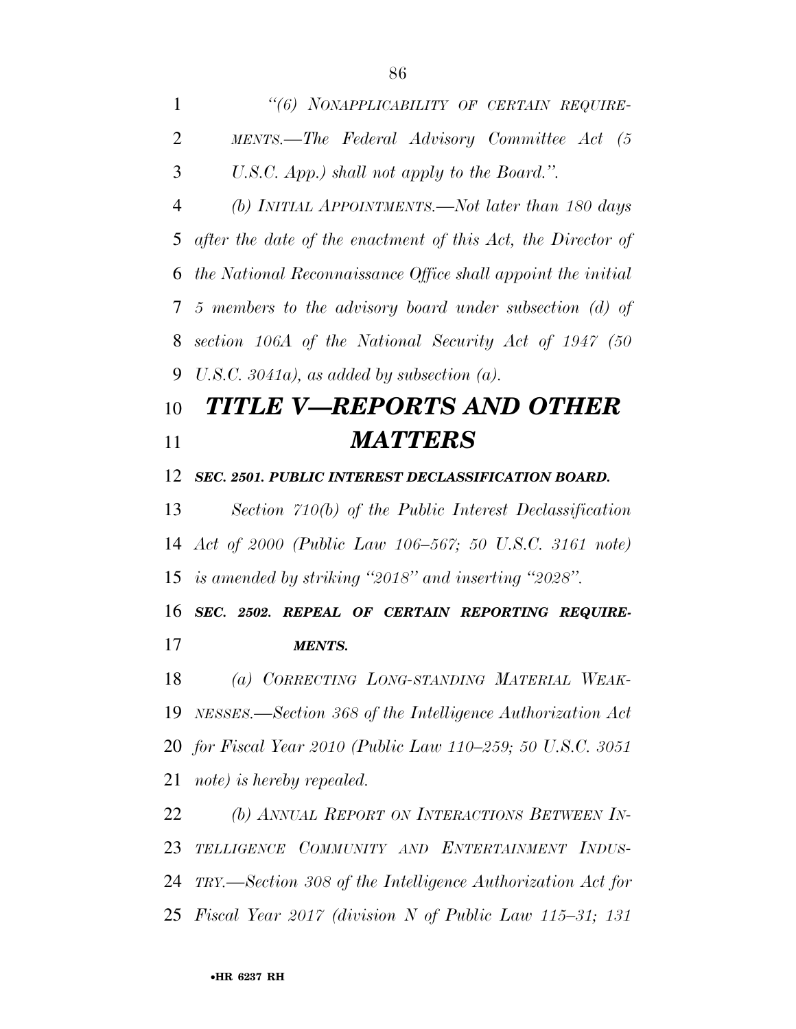*"(6) NONAPPLICABILITY OF CERTAIN REQUIREMENTS.—The Federal Advisory Committee Act (5 U.S.C. App.) shall not apply to the Board.".*

*(b) INITIAL APPOINTMENTS.—Not later than 180 days after the date of the enactment of this Act, the Director of the National Reconnaissance Office shall appoint the initial 5 members to the advisory board under subsection (d) of section 106A of the National Security Act of 1947 (50 U.S.C. 3041a), as added by subsection (a).*

# *TITLE V—REPORTS AND OTHER MATTERS*

***SEC. 2501. PUBLIC INTEREST DECLASSIFICATION BOARD.***

*Section 710(b) of the Public Interest Declassification Act of 2000 (Public Law 106–567; 50 U.S.C. 3161 note) is amended by striking "2018" and inserting "2028".*

***SEC. 2502. REPEAL OF CERTAIN REPORTING REQUIREMENTS.***

*(a) CORRECTING LONG-STANDING MATERIAL WEAKNESSES.—Section 368 of the Intelligence Authorization Act for Fiscal Year 2010 (Public Law 110–259; 50 U.S.C. 3051 note) is hereby repealed.*

*(b) ANNUAL REPORT ON INTERACTIONS BETWEEN INTELLIGENCE COMMUNITY AND ENTERTAINMENT INDUSTRY.—Section 308 of the Intelligence Authorization Act for Fiscal Year 2017 (division N of Public Law 115–31; 131*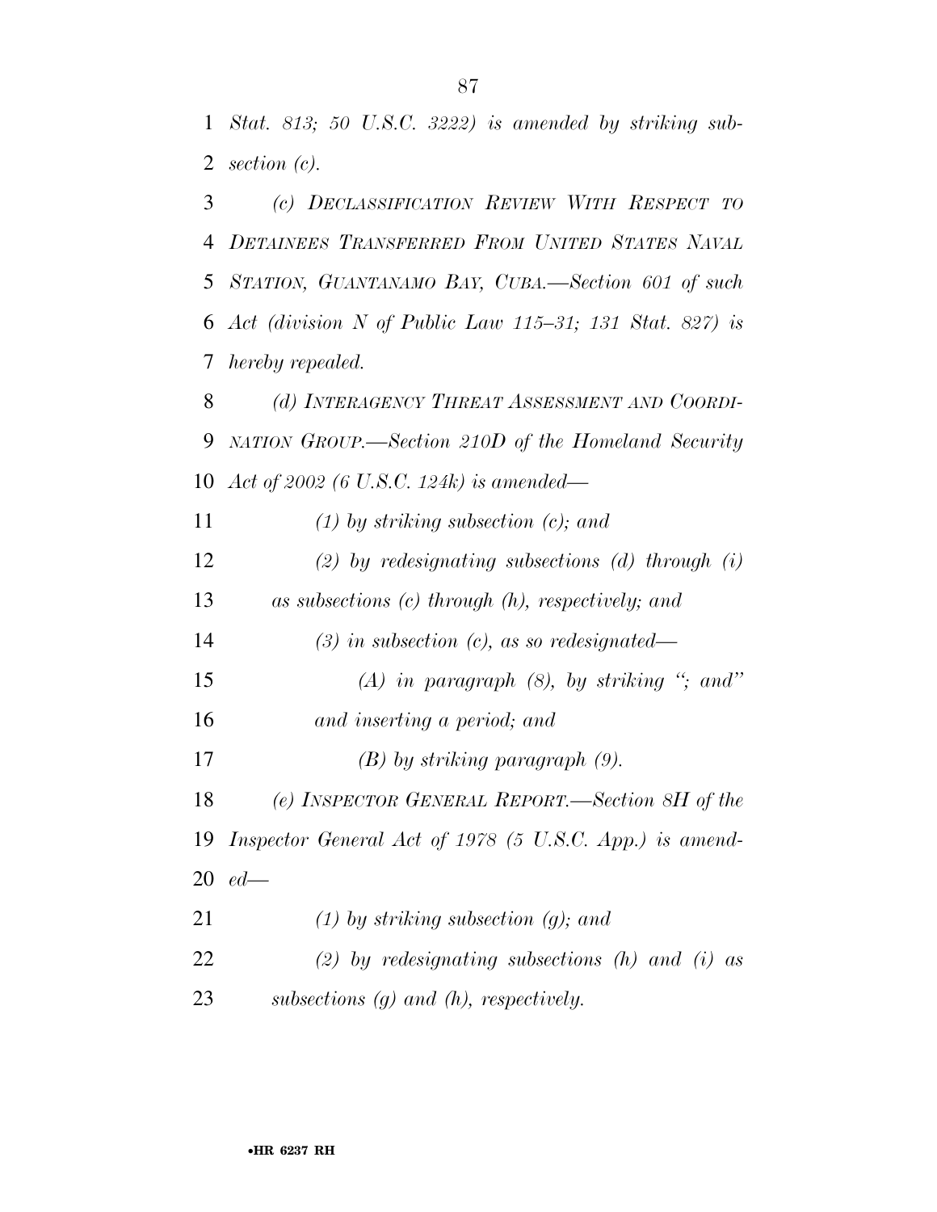*Stat. 813; 50 U.S.C. 3222) is amended by striking subsection (c).*

*(c) DECLASSIFICATION REVIEW WITH RESPECT TO DETAINEES TRANSFERRED FROM UNITED STATES NAVAL STATION, GUANTANAMO BAY, CUBA.—Section 601 of such Act (division N of Public Law 115–31; 131 Stat. 827) is hereby repealed.*

*(d) INTERAGENCY THREAT ASSESSMENT AND COORDINATION GROUP.—Section 210D of the Homeland Security Act of 2002 (6 U.S.C. 124k) is amended—*

*(1) by striking subsection (c); and*

*(2) by redesignating subsections (d) through (i) as subsections (c) through (h), respectively; and*

*(3) in subsection (c), as so redesignated—*

*(A) in paragraph (8), by striking "; and" and inserting a period; and*

*(B) by striking paragraph (9).*

*(e) INSPECTOR GENERAL REPORT.—Section 8H of the Inspector General Act of 1978 (5 U.S.C. App.) is amended—*

*(1) by striking subsection (g); and*

*(2) by redesignating subsections (h) and (i) as subsections (g) and (h), respectively.*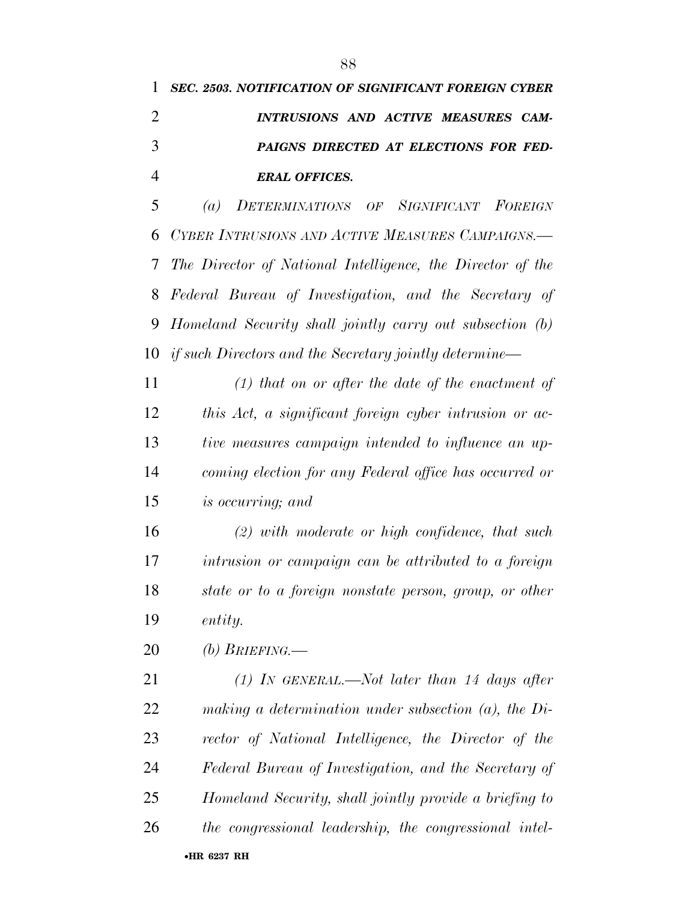***SEC. 2503. NOTIFICATION OF SIGNIFICANT FOREIGN CYBER INTRUSIONS AND ACTIVE MEASURES CAMPAIGNS DIRECTED AT ELECTIONS FOR FEDERAL OFFICES.***

*(a) DETERMINATIONS OF SIGNIFICANT FOREIGN CYBER INTRUSIONS AND ACTIVE MEASURES CAMPAIGNS.—The Director of National Intelligence, the Director of the Federal Bureau of Investigation, and the Secretary of Homeland Security shall jointly carry out subsection (b) if such Directors and the Secretary jointly determine—*

*(1) that on or after the date of the enactment of this Act, a significant foreign cyber intrusion or active measures campaign intended to influence an upcoming election for any Federal office has occurred or is occurring; and*

*(2) with moderate or high confidence, that such intrusion or campaign can be attributed to a foreign state or to a foreign nonstate person, group, or other entity.*

*(b) BRIEFING.—*

*(1) IN GENERAL.—Not later than 14 days after making a determination under subsection (a), the Director of National Intelligence, the Director of the Federal Bureau of Investigation, and the Secretary of Homeland Security, shall jointly provide a briefing to the congressional leadership, the congressional intel-*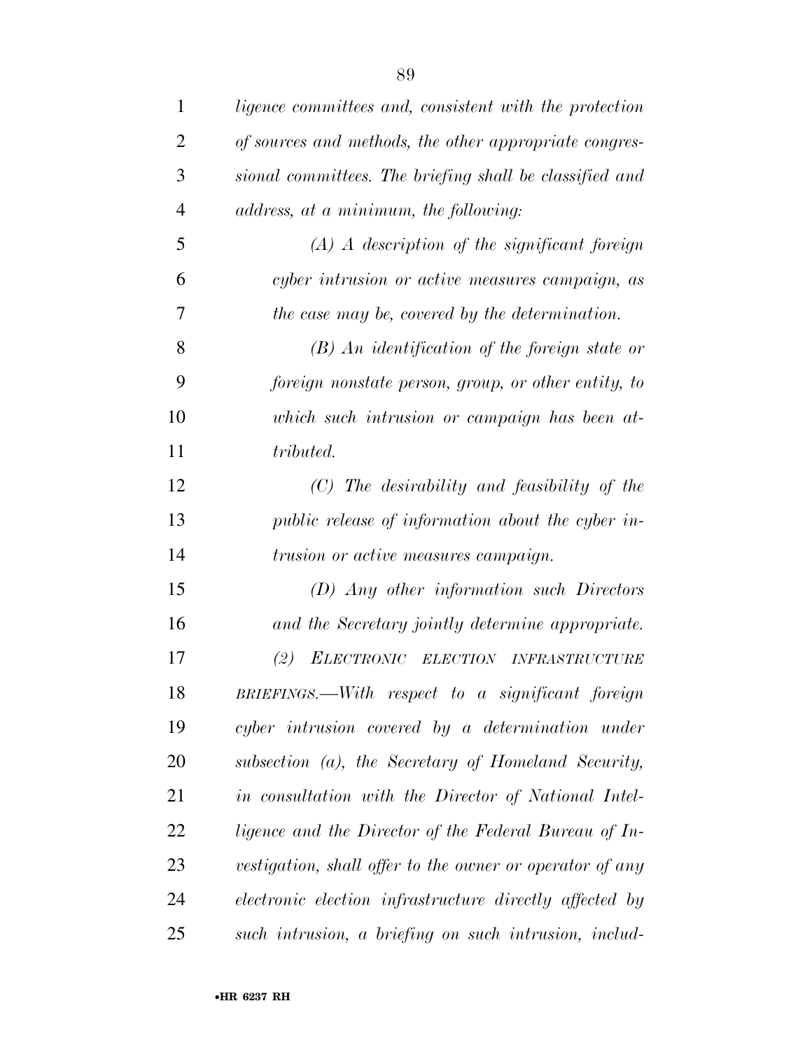*ligence committees and, consistent with the protection of sources and methods, the other appropriate congressional committees. The briefing shall be classified and address, at a minimum, the following:*

*(A) A description of the significant foreign cyber intrusion or active measures campaign, as the case may be, covered by the determination.*

*(B) An identification of the foreign state or foreign nonstate person, group, or other entity, to which such intrusion or campaign has been attributed.*

*(C) The desirability and feasibility of the public release of information about the cyber intrusion or active measures campaign.*

*(D) Any other information such Directors and the Secretary jointly determine appropriate.*

*(2) ELECTRONIC ELECTION INFRASTRUCTURE BRIEFINGS.—With respect to a significant foreign cyber intrusion covered by a determination under subsection (a), the Secretary of Homeland Security, in consultation with the Director of National Intelligence and the Director of the Federal Bureau of Investigation, shall offer to the owner or operator of any electronic election infrastructure directly affected by such intrusion, a briefing on such intrusion, includ-*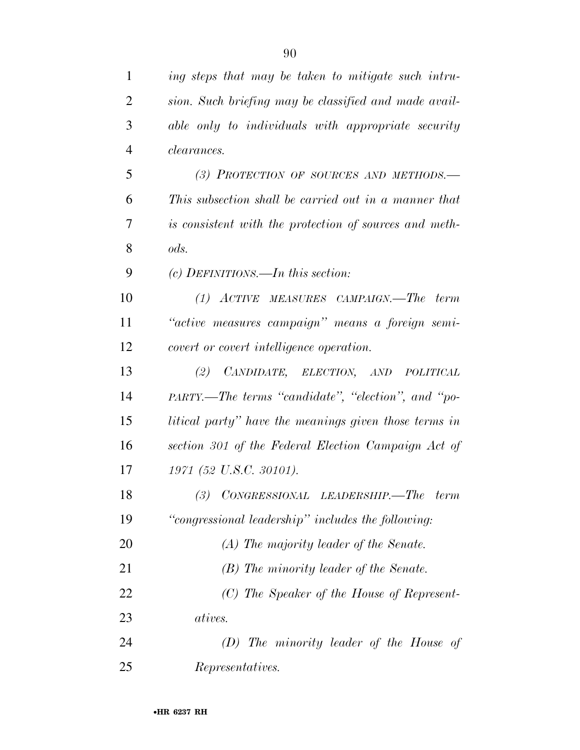*ing steps that may be taken to mitigate such intrusion. Such briefing may be classified and made available only to individuals with appropriate security clearances.*

*(3) PROTECTION OF SOURCES AND METHODS.—This subsection shall be carried out in a manner that is consistent with the protection of sources and methods.*

*(c) DEFINITIONS.—In this section:*

*(1) ACTIVE MEASURES CAMPAIGN.—The term "active measures campaign" means a foreign semicovert or covert intelligence operation.*

*(2) CANDIDATE, ELECTION, AND POLITICAL PARTY.—The terms "candidate", "election", and "political party" have the meanings given those terms in section 301 of the Federal Election Campaign Act of 1971 (52 U.S.C. 30101).*

*(3) CONGRESSIONAL LEADERSHIP.—The term "congressional leadership" includes the following:*

*(A) The majority leader of the Senate.*

*(B) The minority leader of the Senate.*

*(C) The Speaker of the House of Representatives.*

*(D) The minority leader of the House of Representatives.*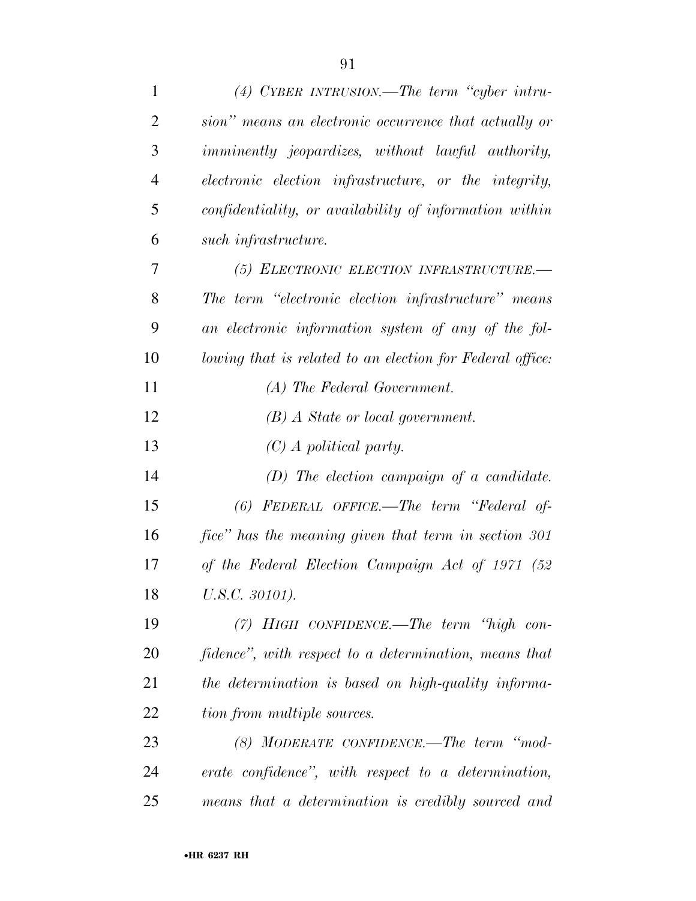*(4) CYBER INTRUSION.—The term "cyber intrusion" means an electronic occurrence that actually or imminently jeopardizes, without lawful authority, electronic election infrastructure, or the integrity, confidentiality, or availability of information within such infrastructure.*

*(5) ELECTRONIC ELECTION INFRASTRUCTURE.—The term "electronic election infrastructure" means an electronic information system of any of the following that is related to an election for Federal office:*

*(A) The Federal Government.*

*(B) A State or local government.*

*(C) A political party.*

*(D) The election campaign of a candidate.*

*(6) FEDERAL OFFICE.—The term "Federal office" has the meaning given that term in section 301 of the Federal Election Campaign Act of 1971 (52 U.S.C. 30101).*

*(7) HIGH CONFIDENCE.—The term "high confidence", with respect to a determination, means that the determination is based on high-quality information from multiple sources.*

*(8) MODERATE CONFIDENCE.—The term "moderate confidence", with respect to a determination, means that a determination is credibly sourced and*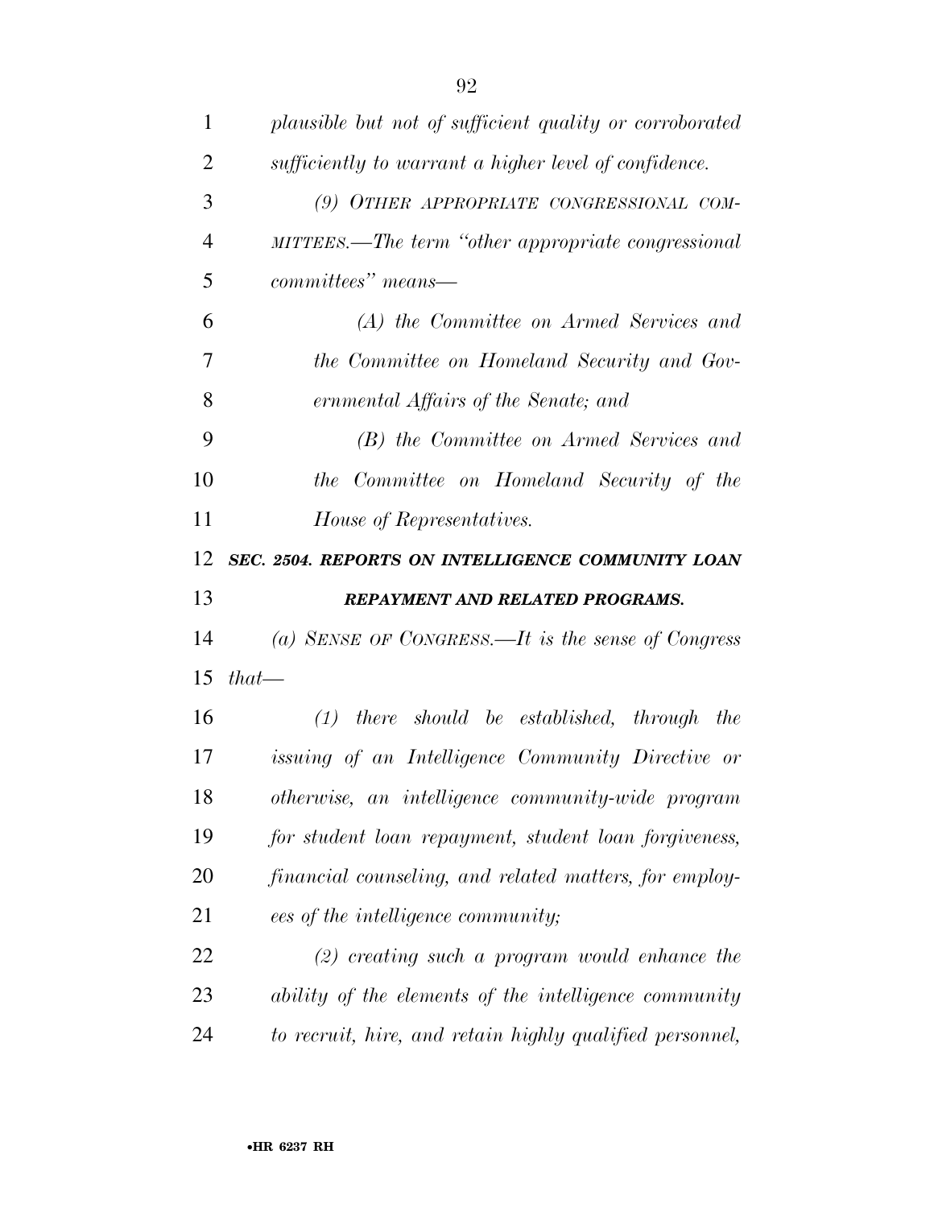*plausible but not of sufficient quality or corroborated sufficiently to warrant a higher level of confidence.*

*(9) OTHER APPROPRIATE CONGRESSIONAL COMMITTEES.—The term "other appropriate congressional committees" means—*

*(A) the Committee on Armed Services and the Committee on Homeland Security and Governmental Affairs of the Senate; and*

*(B) the Committee on Armed Services and the Committee on Homeland Security of the House of Representatives.*

***SEC. 2504. REPORTS ON INTELLIGENCE COMMUNITY LOAN REPAYMENT AND RELATED PROGRAMS.***

*(a) SENSE OF CONGRESS.—It is the sense of Congress that—*

*(1) there should be established, through the issuing of an Intelligence Community Directive or otherwise, an intelligence community-wide program for student loan repayment, student loan forgiveness, financial counseling, and related matters, for employees of the intelligence community;*

*(2) creating such a program would enhance the ability of the elements of the intelligence community to recruit, hire, and retain highly qualified personnel,*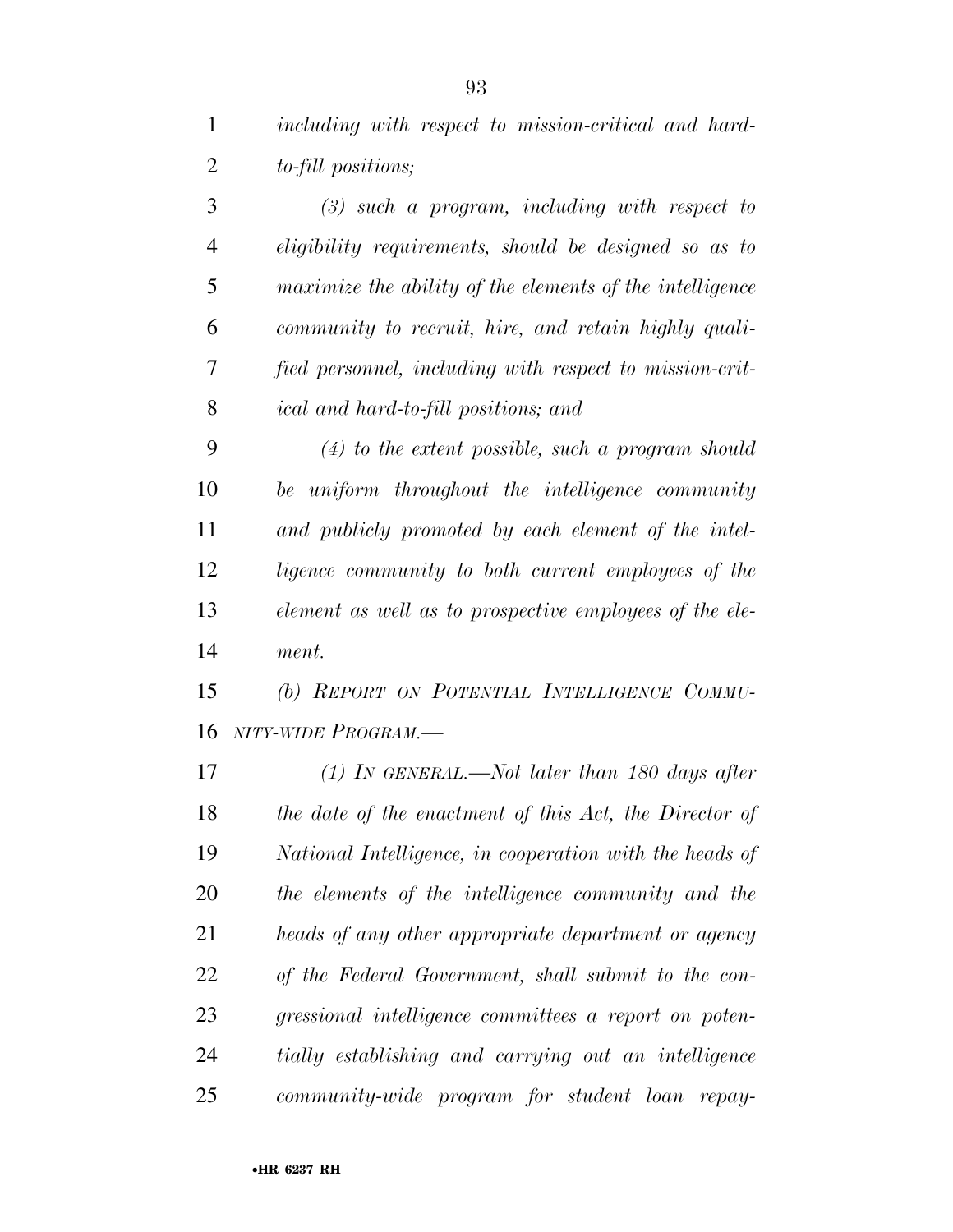*including with respect to mission-critical and hard-to-fill positions;*

*(3) such a program, including with respect to eligibility requirements, should be designed so as to maximize the ability of the elements of the intelligence community to recruit, hire, and retain highly qualified personnel, including with respect to mission-critical and hard-to-fill positions; and*

*(4) to the extent possible, such a program should be uniform throughout the intelligence community and publicly promoted by each element of the intelligence community to both current employees of the element as well as to prospective employees of the element.*

*(b) REPORT ON POTENTIAL INTELLIGENCE COMMUNITY-WIDE PROGRAM.—*

*(1) IN GENERAL.—Not later than 180 days after the date of the enactment of this Act, the Director of National Intelligence, in cooperation with the heads of the elements of the intelligence community and the heads of any other appropriate department or agency of the Federal Government, shall submit to the congressional intelligence committees a report on potentially establishing and carrying out an intelligence community-wide program for student loan repay-*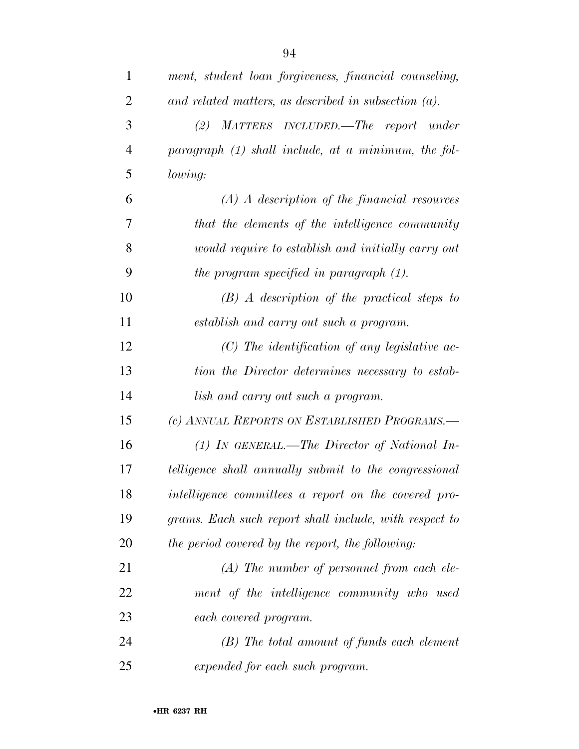*ment, student loan forgiveness, financial counseling, and related matters, as described in subsection (a).*

*(2) MATTERS INCLUDED.—The report under paragraph (1) shall include, at a minimum, the following:*

*(A) A description of the financial resources that the elements of the intelligence community would require to establish and initially carry out the program specified in paragraph (1).*

*(B) A description of the practical steps to establish and carry out such a program.*

*(C) The identification of any legislative action the Director determines necessary to establish and carry out such a program.*

*(c) ANNUAL REPORTS ON ESTABLISHED PROGRAMS.—*

*(1) IN GENERAL.—The Director of National Intelligence shall annually submit to the congressional intelligence committees a report on the covered programs. Each such report shall include, with respect to the period covered by the report, the following:*

*(A) The number of personnel from each element of the intelligence community who used each covered program.*

*(B) The total amount of funds each element expended for each such program.*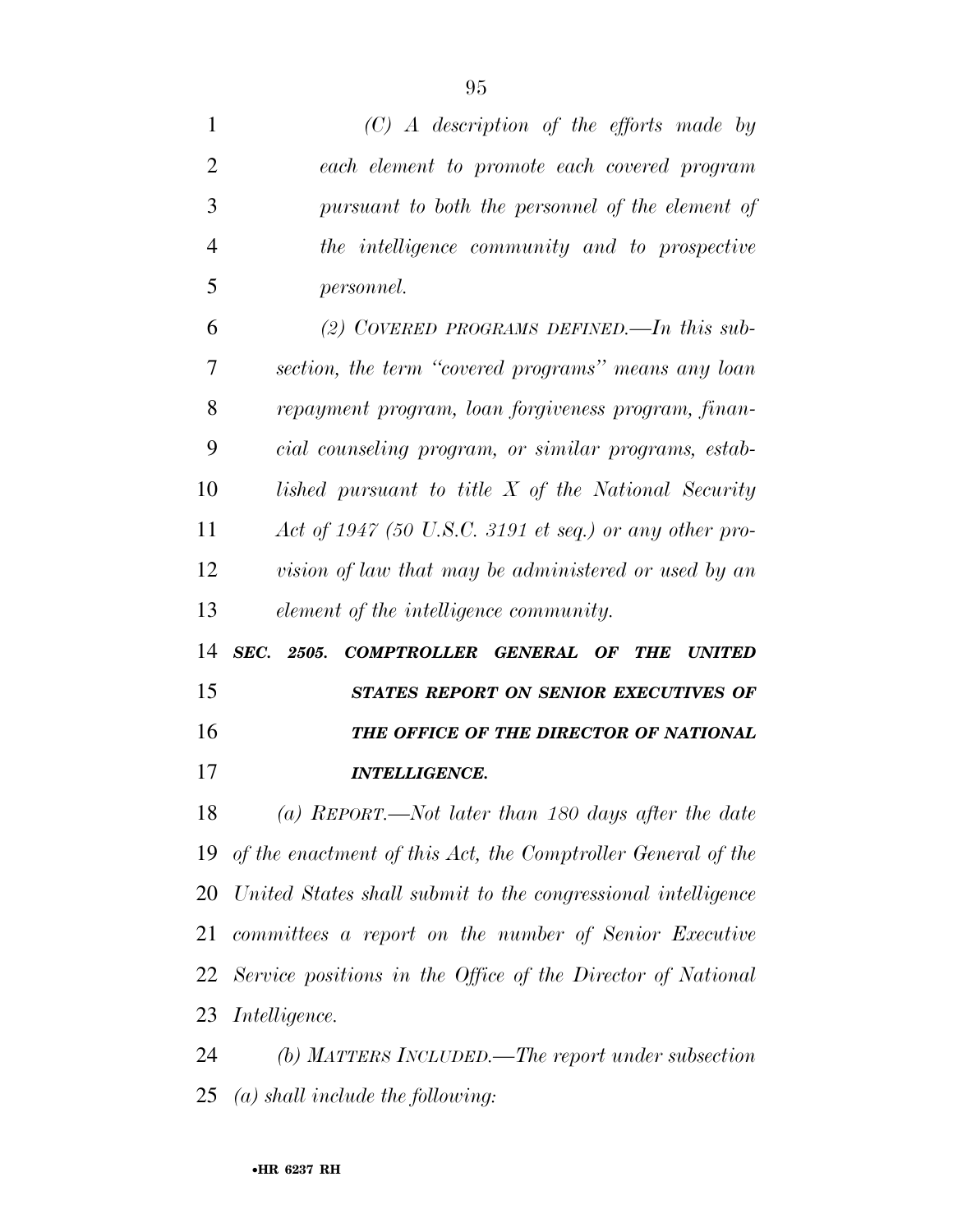*(C) A description of the efforts made by each element to promote each covered program pursuant to both the personnel of the element of the intelligence community and to prospective personnel.*

*(2) COVERED PROGRAMS DEFINED.—In this subsection, the term "covered programs" means any loan repayment program, loan forgiveness program, financial counseling program, or similar programs, established pursuant to title X of the National Security Act of 1947 (50 U.S.C. 3191 et seq.) or any other provision of law that may be administered or used by an element of the intelligence community.*

***SEC. 2505. COMPTROLLER GENERAL OF THE UNITED STATES REPORT ON SENIOR EXECUTIVES OF THE OFFICE OF THE DIRECTOR OF NATIONAL INTELLIGENCE.***

*(a) REPORT.—Not later than 180 days after the date of the enactment of this Act, the Comptroller General of the United States shall submit to the congressional intelligence committees a report on the number of Senior Executive Service positions in the Office of the Director of National Intelligence.*

*(b) MATTERS INCLUDED.—The report under subsection (a) shall include the following:*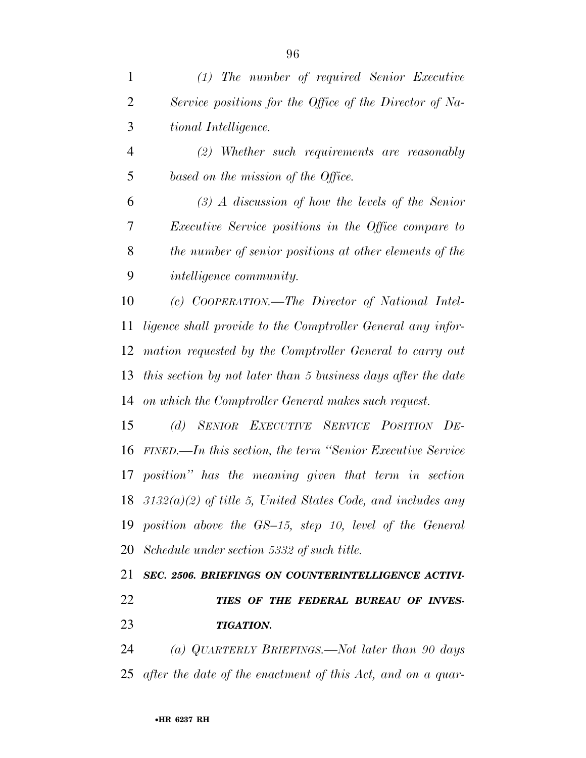*(1) The number of required Senior Executive Service positions for the Office of the Director of National Intelligence.*

*(2) Whether such requirements are reasonably based on the mission of the Office.*

*(3) A discussion of how the levels of the Senior Executive Service positions in the Office compare to the number of senior positions at other elements of the intelligence community.*

*(c) COOPERATION.—The Director of National Intelligence shall provide to the Comptroller General any information requested by the Comptroller General to carry out this section by not later than 5 business days after the date on which the Comptroller General makes such request.*

*(d) SENIOR EXECUTIVE SERVICE POSITION DEFINED.—In this section, the term "Senior Executive Service position" has the meaning given that term in section 3132(a)(2) of title 5, United States Code, and includes any position above the GS–15, step 10, level of the General Schedule under section 5332 of such title.*

***SEC. 2506. BRIEFINGS ON COUNTERINTELLIGENCE ACTIVITIES OF THE FEDERAL BUREAU OF INVESTIGATION.***

*(a) QUARTERLY BRIEFINGS.—Not later than 90 days after the date of the enactment of this Act, and on a quar-*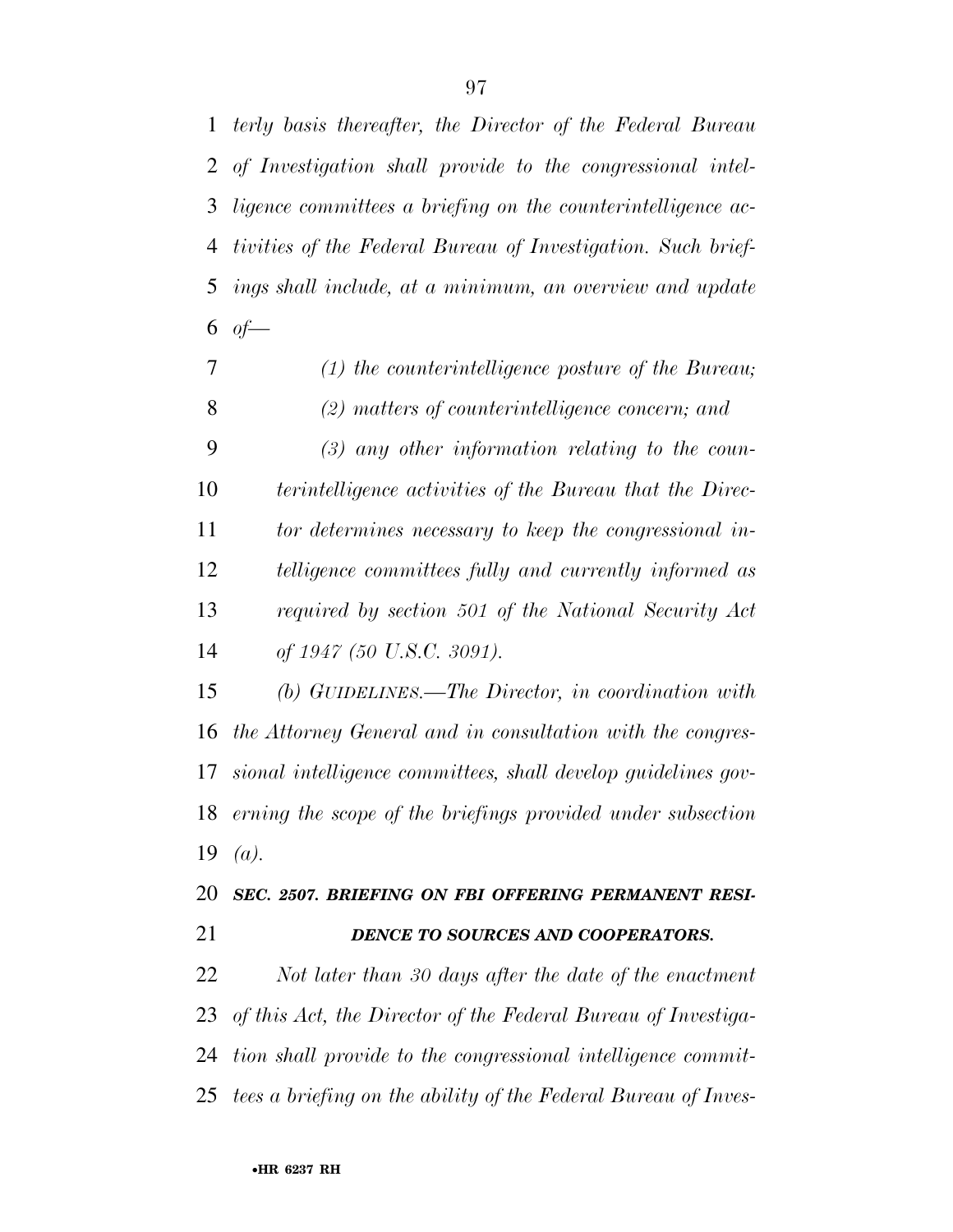*terly basis thereafter, the Director of the Federal Bureau of Investigation shall provide to the congressional intelligence committees a briefing on the counterintelligence activities of the Federal Bureau of Investigation. Such briefings shall include, at a minimum, an overview and update of—*

*(1) the counterintelligence posture of the Bureau;*

*(2) matters of counterintelligence concern; and*

*(3) any other information relating to the counterintelligence activities of the Bureau that the Director determines necessary to keep the congressional intelligence committees fully and currently informed as required by section 501 of the National Security Act of 1947 (50 U.S.C. 3091).*

*(b) GUIDELINES.—The Director, in coordination with the Attorney General and in consultation with the congressional intelligence committees, shall develop guidelines governing the scope of the briefings provided under subsection (a).*

***SEC. 2507. BRIEFING ON FBI OFFERING PERMANENT RESIDENCE TO SOURCES AND COOPERATORS.***

*Not later than 30 days after the date of the enactment of this Act, the Director of the Federal Bureau of Investigation shall provide to the congressional intelligence committees a briefing on the ability of the Federal Bureau of Inves-*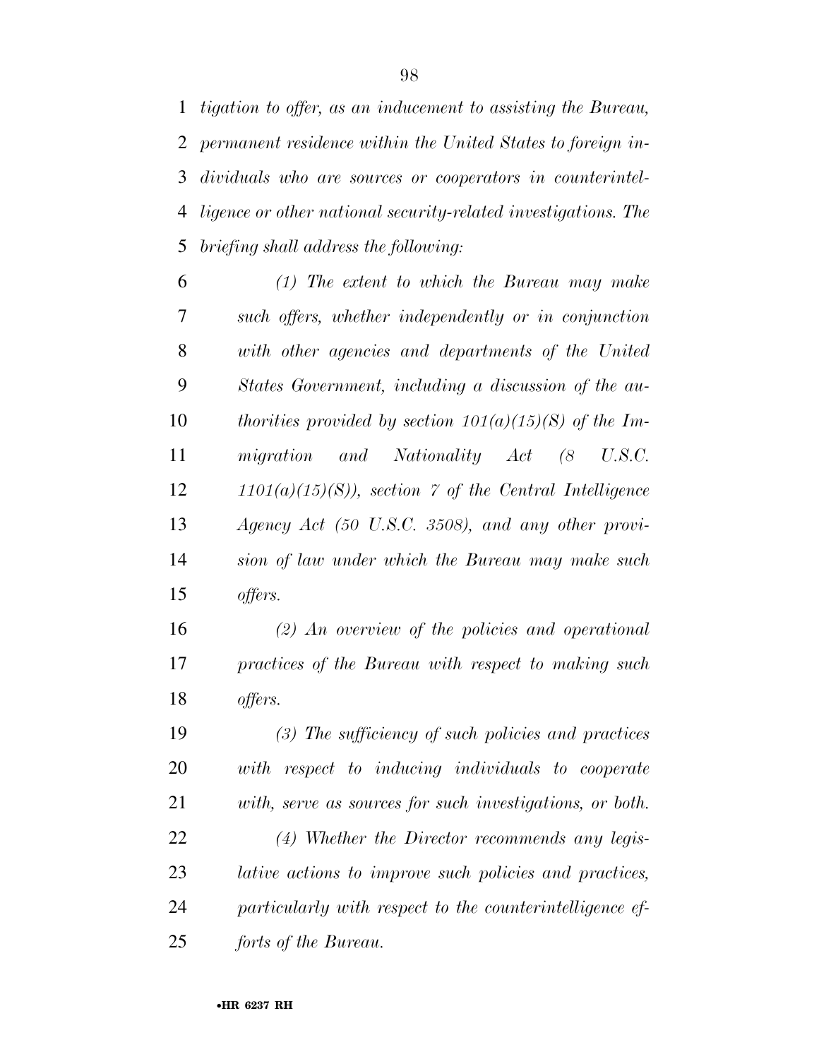*tigation to offer, as an inducement to assisting the Bureau, permanent residence within the United States to foreign individuals who are sources or cooperators in counterintelligence or other national security-related investigations. The briefing shall address the following:*

*(1) The extent to which the Bureau may make such offers, whether independently or in conjunction with other agencies and departments of the United States Government, including a discussion of the authorities provided by section 101(a)(15)(S) of the Immigration and Nationality Act (8 U.S.C. 1101(a)(15)(S)), section 7 of the Central Intelligence Agency Act (50 U.S.C. 3508), and any other provision of law under which the Bureau may make such offers.*

*(2) An overview of the policies and operational practices of the Bureau with respect to making such offers.*

*(3) The sufficiency of such policies and practices with respect to inducing individuals to cooperate with, serve as sources for such investigations, or both.*

*(4) Whether the Director recommends any legislative actions to improve such policies and practices, particularly with respect to the counterintelligence efforts of the Bureau.*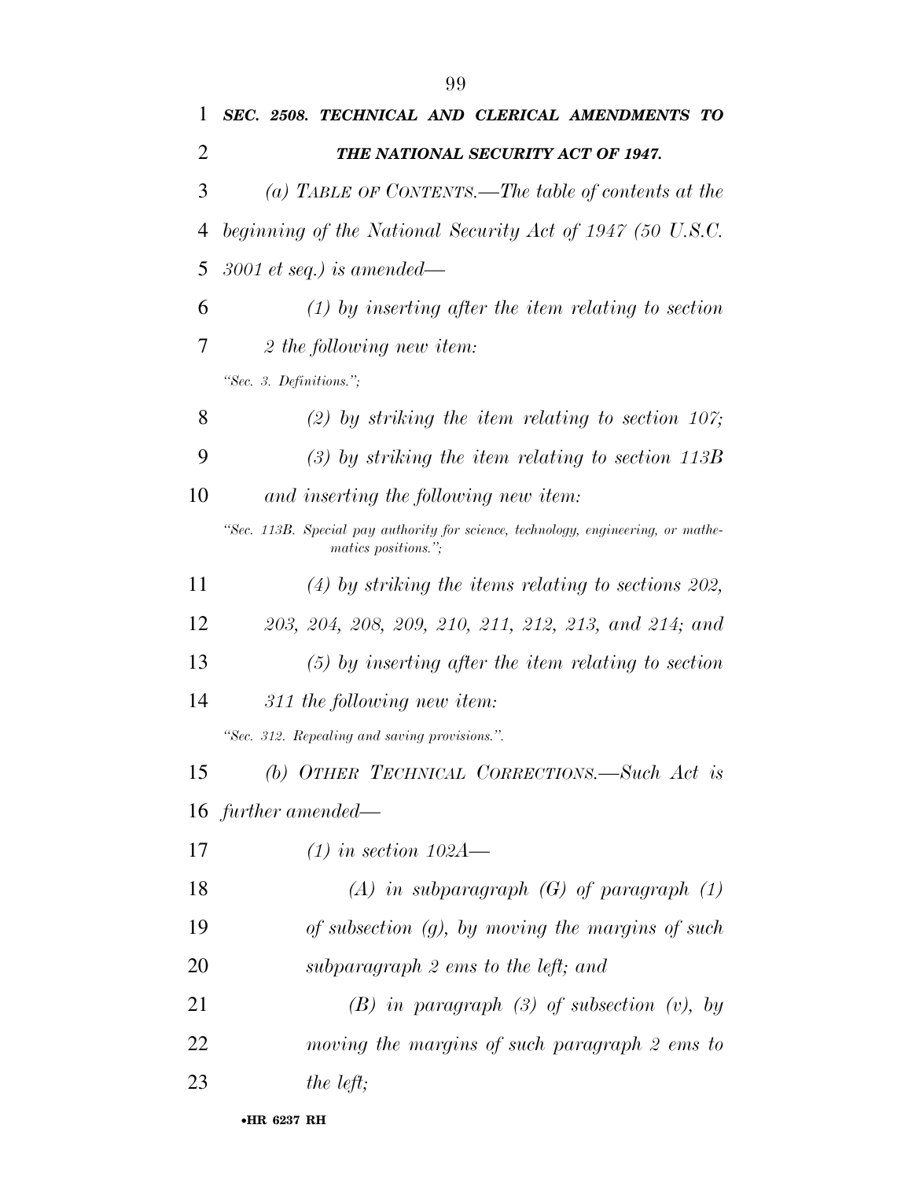***SEC. 2508. TECHNICAL AND CLERICAL AMENDMENTS TO THE NATIONAL SECURITY ACT OF 1947.***

*(a) TABLE OF CONTENTS.—The table of contents at the beginning of the National Security Act of 1947 (50 U.S.C. 3001 et seq.) is amended—*

*(1) by inserting after the item relating to section 2 the following new item:*

*"Sec. 3. Definitions.";*

*(2) by striking the item relating to section 107;*

*(3) by striking the item relating to section 113B and inserting the following new item:*

*"Sec. 113B. Special pay authority for science, technology, engineering, or mathematics positions.";*

*(4) by striking the items relating to sections 202, 203, 204, 208, 209, 210, 211, 212, 213, and 214; and*

*(5) by inserting after the item relating to section 311 the following new item:*

*"Sec. 312. Repealing and saving provisions.".*

*(b) OTHER TECHNICAL CORRECTIONS.—Such Act is further amended—*

*(1) in section 102A—*

*(A) in subparagraph (G) of paragraph (1) of subsection (g), by moving the margins of such subparagraph 2 ems to the left; and*

*(B) in paragraph (3) of subsection (v), by moving the margins of such paragraph 2 ems to the left;*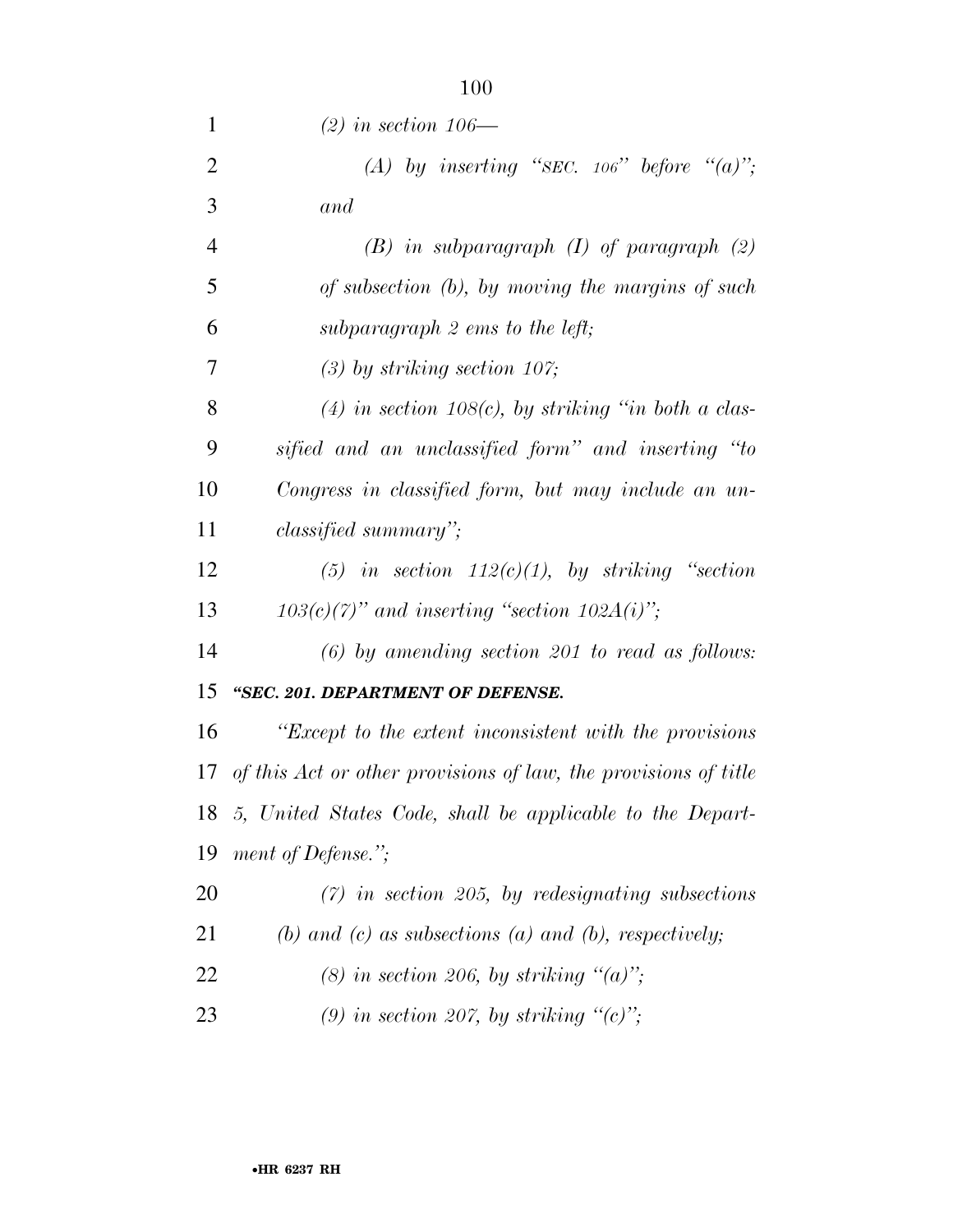*(2) in section 106—*

*(A) by inserting "SEC. 106" before "(a)"; and*

*(B) in subparagraph (I) of paragraph (2) of subsection (b), by moving the margins of such subparagraph 2 ems to the left;*

*(3) by striking section 107;*

*(4) in section 108(c), by striking "in both a classified and an unclassified form" and inserting "to Congress in classified form, but may include an unclassified summary";*

*(5) in section 112(c)(1), by striking "section 103(c)(7)" and inserting "section 102A(i)";*

*(6) by amending section 201 to read as follows:*

***"SEC. 201. DEPARTMENT OF DEFENSE.***

*"Except to the extent inconsistent with the provisions of this Act or other provisions of law, the provisions of title 5, United States Code, shall be applicable to the Department of Defense.";*

*(7) in section 205, by redesignating subsections (b) and (c) as subsections (a) and (b), respectively;*

*(8) in section 206, by striking "(a)";*

*(9) in section 207, by striking "(c)";*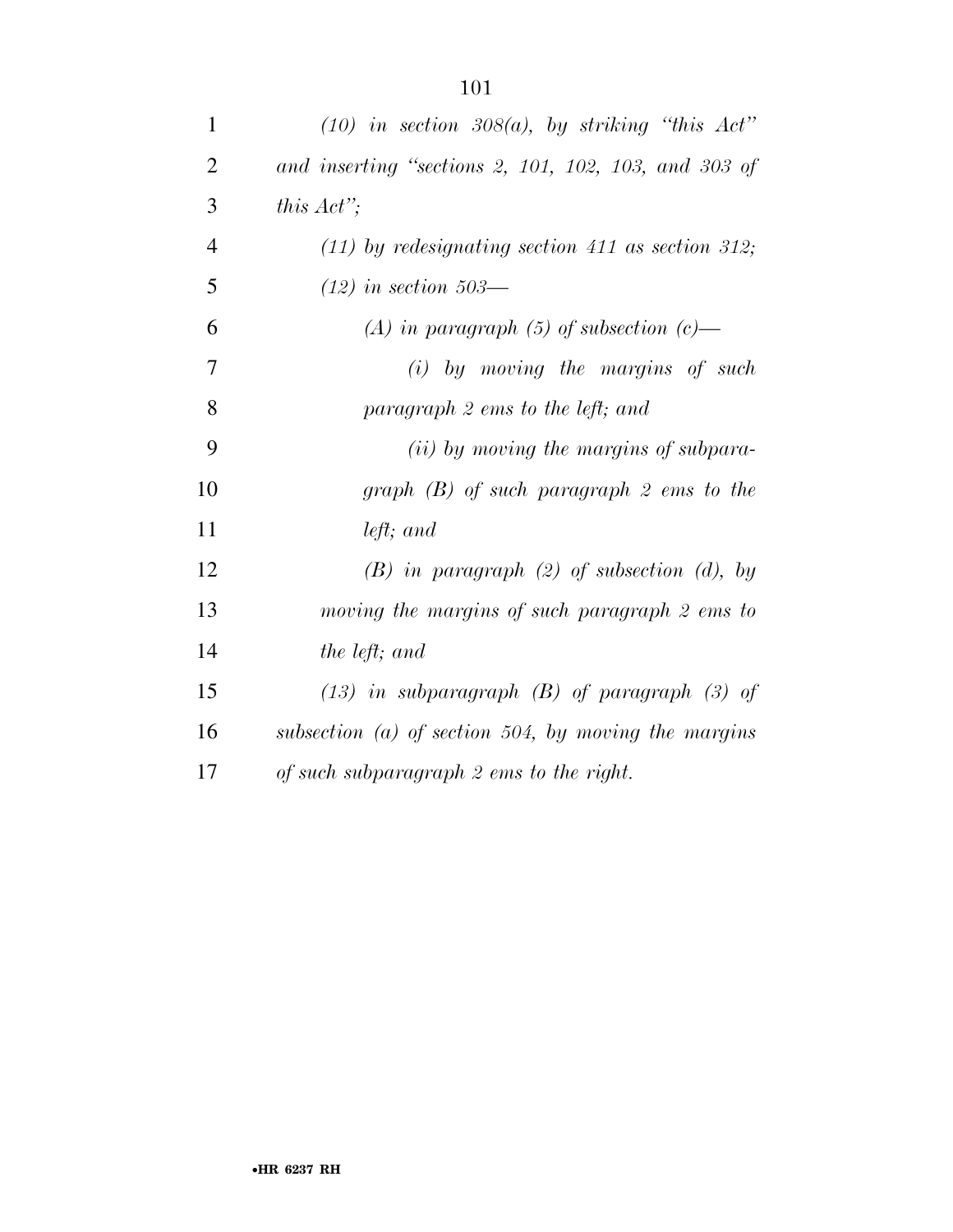*(10) in section 308(a), by striking "this Act" and inserting "sections 2, 101, 102, 103, and 303 of this Act";*

*(11) by redesignating section 411 as section 312;*

*(12) in section 503—*

*(A) in paragraph (5) of subsection (c)—*

*(i) by moving the margins of such paragraph 2 ems to the left; and*

*(ii) by moving the margins of subparagraph (B) of such paragraph 2 ems to the left; and*

*(B) in paragraph (2) of subsection (d), by moving the margins of such paragraph 2 ems to the left; and*

*(13) in subparagraph (B) of paragraph (3) of subsection (a) of section 504, by moving the margins of such subparagraph 2 ems to the right.*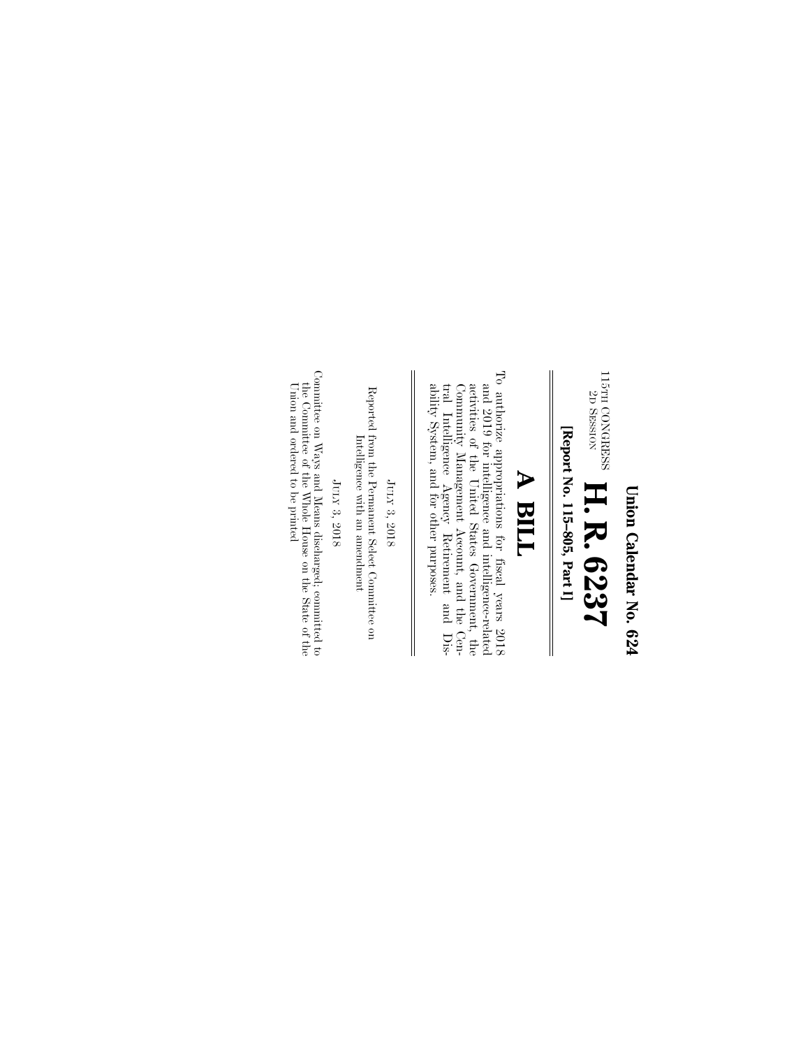# Union Calendar No. 624

115TH CONGRESS
2D SESSION

# H. R. 6237

**[Report No. 115–805, Part I]**

# A BILL

To authorize appropriations for fiscal years 2018 and 2019 for intelligence and intelligence-related activities of the United States Government, the Community Management Account, and the Central Intelligence Agency Retirement and Disability System, and for other purposes.

JULY 3, 2018

Reported from the Permanent Select Committee on Intelligence with an amendment

JULY 3, 2018

Committee on Ways and Means discharged; committed to the Committee of the Whole House on the State of the Union and ordered to be printed